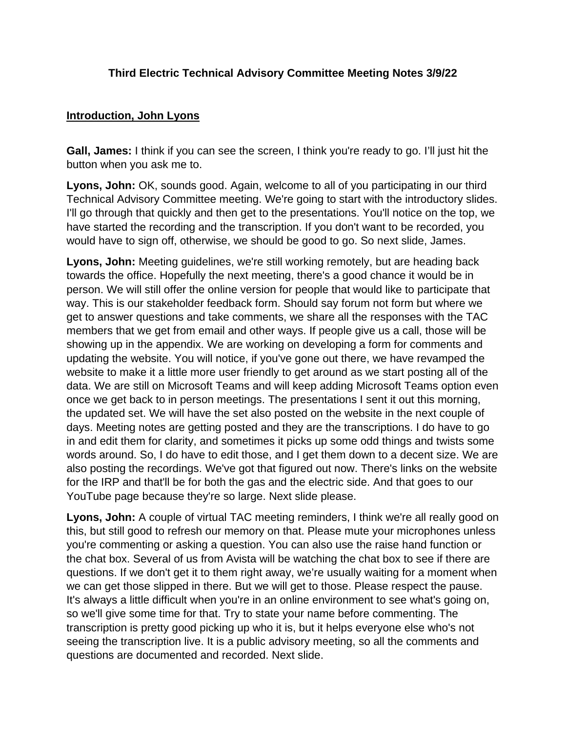# Third Electric Technical Advisory Committee Meeting Notes 3/9/22

## Introduction, John Lyons

**Gall, James:** I think if you can see the screen, I think you're ready to go. I'll just hit the button when you ask me to.

**Lyons, John:** OK, sounds good. Again, welcome to all of you participating in our third Technical Advisory Committee meeting. We're going to start with the introductory slides. I'll go through that quickly and then get to the presentations. You'll notice on the top, we have started the recording and the transcription. If you don't want to be recorded, you would have to sign off, otherwise, we should be good to go. So next slide, James.

**Lyons, John:** Meeting guidelines, we're still working remotely, but are heading back towards the office. Hopefully the next meeting, there's a good chance it would be in person. We will still offer the online version for people that would like to participate that way. This is our stakeholder feedback form. Should say forum not form but where we get to answer questions and take comments, we share all the responses with the TAC members that we get from email and other ways. If people give us a call, those will be showing up in the appendix. We are working on developing a form for comments and updating the website. You will notice, if you've gone out there, we have revamped the website to make it a little more user friendly to get around as we start posting all of the data. We are still on Microsoft Teams and will keep adding Microsoft Teams option even once we get back to in person meetings. The presentations I sent it out this morning, the updated set. We will have the set also posted on the website in the next couple of days. Meeting notes are getting posted and they are the transcriptions. I do have to go in and edit them for clarity, and sometimes it picks up some odd things and twists some words around. So, I do have to edit those, and I get them down to a decent size. We are also posting the recordings. We've got that figured out now. There's links on the website for the IRP and that'll be for both the gas and the electric side. And that goes to our YouTube page because they're so large. Next slide please.

**Lyons, John:** A couple of virtual TAC meeting reminders, I think we're all really good on this, but still good to refresh our memory on that. Please mute your microphones unless you're commenting or asking a question. You can also use the raise hand function or the chat box. Several of us from Avista will be watching the chat box to see if there are questions. If we don't get it to them right away, we're usually waiting for a moment when we can get those slipped in there. But we will get to those. Please respect the pause. It's always a little difficult when you're in an online environment to see what's going on, so we'll give some time for that. Try to state your name before commenting. The transcription is pretty good picking up who it is, but it helps everyone else who's not seeing the transcription live. It is a public advisory meeting, so all the comments and questions are documented and recorded. Next slide.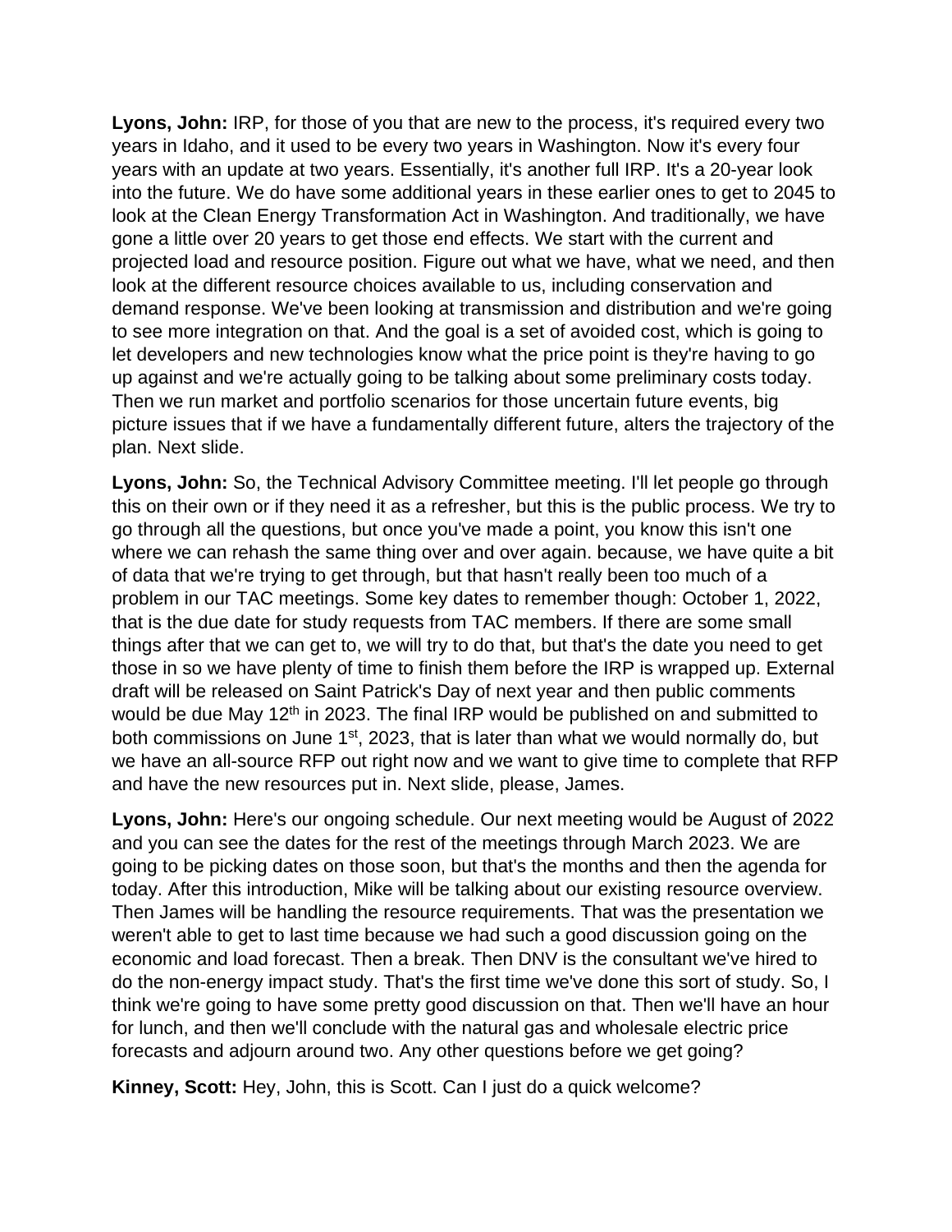**Lyons, John:** IRP, for those of you that are new to the process, it's required every two years in Idaho, and it used to be every two years in Washington. Now it's every four years with an update at two years. Essentially, it's another full IRP. It's a 20-year look into the future. We do have some additional years in these earlier ones to get to 2045 to look at the Clean Energy Transformation Act in Washington. And traditionally, we have gone a little over 20 years to get those end effects. We start with the current and projected load and resource position. Figure out what we have, what we need, and then look at the different resource choices available to us, including conservation and demand response. We've been looking at transmission and distribution and we're going to see more integration on that. And the goal is a set of avoided cost, which is going to let developers and new technologies know what the price point is they're having to go up against and we're actually going to be talking about some preliminary costs today. Then we run market and portfolio scenarios for those uncertain future events, big picture issues that if we have a fundamentally different future, alters the trajectory of the plan. Next slide.

**Lyons, John:** So, the Technical Advisory Committee meeting. I'll let people go through this on their own or if they need it as a refresher, but this is the public process. We try to go through all the questions, but once you've made a point, you know this isn't one where we can rehash the same thing over and over again. because, we have quite a bit of data that we're trying to get through, but that hasn't really been too much of a problem in our TAC meetings. Some key dates to remember though: October 1, 2022, that is the due date for study requests from TAC members. If there are some small things after that we can get to, we will try to do that, but that's the date you need to get those in so we have plenty of time to finish them before the IRP is wrapped up. External draft will be released on Saint Patrick's Day of next year and then public comments would be due May 12th in 2023. The final IRP would be published on and submitted to both commissions on June 1st, 2023, that is later than what we would normally do, but we have an all-source RFP out right now and we want to give time to complete that RFP and have the new resources put in. Next slide, please, James.

**Lyons, John:** Here's our ongoing schedule. Our next meeting would be August of 2022 and you can see the dates for the rest of the meetings through March 2023. We are going to be picking dates on those soon, but that's the months and then the agenda for today. After this introduction, Mike will be talking about our existing resource overview. Then James will be handling the resource requirements. That was the presentation we weren't able to get to last time because we had such a good discussion going on the economic and load forecast. Then a break. Then DNV is the consultant we've hired to do the non-energy impact study. That's the first time we've done this sort of study. So, I think we're going to have some pretty good discussion on that. Then we'll have an hour for lunch, and then we'll conclude with the natural gas and wholesale electric price forecasts and adjourn around two. Any other questions before we get going?

**Kinney, Scott:** Hey, John, this is Scott. Can I just do a quick welcome?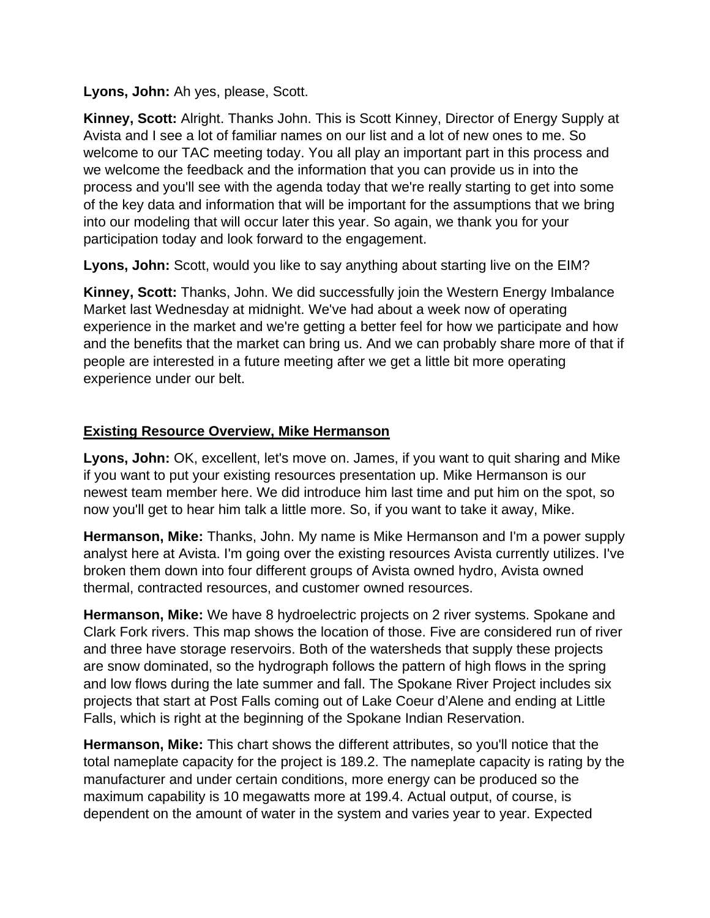**Lyons, John:** Ah yes, please, Scott.

**Kinney, Scott:** Alright. Thanks John. This is Scott Kinney, Director of Energy Supply at Avista and I see a lot of familiar names on our list and a lot of new ones to me. So welcome to our TAC meeting today. You all play an important part in this process and we welcome the feedback and the information that you can provide us in into the process and you'll see with the agenda today that we're really starting to get into some of the key data and information that will be important for the assumptions that we bring into our modeling that will occur later this year. So again, we thank you for your participation today and look forward to the engagement.

**Lyons, John:** Scott, would you like to say anything about starting live on the EIM?

**Kinney, Scott:** Thanks, John. We did successfully join the Western Energy Imbalance Market last Wednesday at midnight. We've had about a week now of operating experience in the market and we're getting a better feel for how we participate and how and the benefits that the market can bring us. And we can probably share more of that if people are interested in a future meeting after we get a little bit more operating experience under our belt.

## Existing Resource Overview, Mike Hermanson

**Lyons, John:** OK, excellent, let's move on. James, if you want to quit sharing and Mike if you want to put your existing resources presentation up. Mike Hermanson is our newest team member here. We did introduce him last time and put him on the spot, so now you'll get to hear him talk a little more. So, if you want to take it away, Mike.

**Hermanson, Mike:** Thanks, John. My name is Mike Hermanson and I'm a power supply analyst here at Avista. I'm going over the existing resources Avista currently utilizes. I've broken them down into four different groups of Avista owned hydro, Avista owned thermal, contracted resources, and customer owned resources.

**Hermanson, Mike:** We have 8 hydroelectric projects on 2 river systems. Spokane and Clark Fork rivers. This map shows the location of those. Five are considered run of river and three have storage reservoirs. Both of the watersheds that supply these projects are snow dominated, so the hydrograph follows the pattern of high flows in the spring and low flows during the late summer and fall. The Spokane River Project includes six projects that start at Post Falls coming out of Lake Coeur d'Alene and ending at Little Falls, which is right at the beginning of the Spokane Indian Reservation.

**Hermanson, Mike:** This chart shows the different attributes, so you'll notice that the total nameplate capacity for the project is 189.2. The nameplate capacity is rating by the manufacturer and under certain conditions, more energy can be produced so the maximum capability is 10 megawatts more at 199.4. Actual output, of course, is dependent on the amount of water in the system and varies year to year. Expected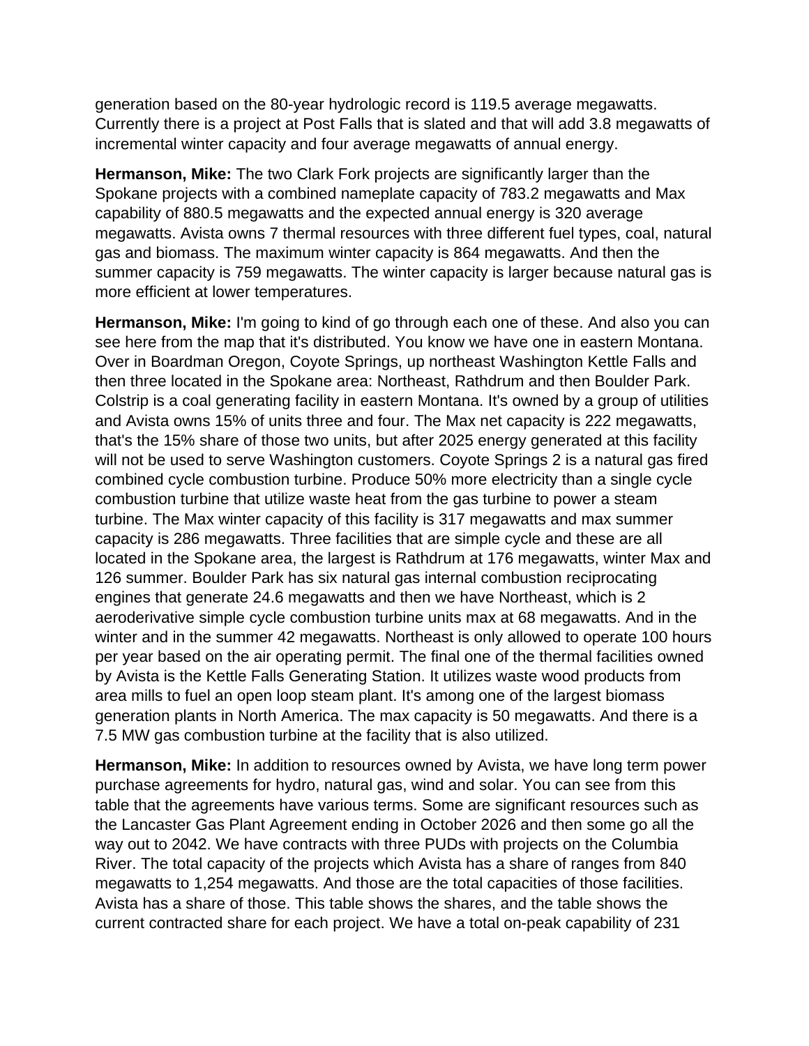generation based on the 80-year hydrologic record is 119.5 average megawatts. Currently there is a project at Post Falls that is slated and that will add 3.8 megawatts of incremental winter capacity and four average megawatts of annual energy.

**Hermanson, Mike:** The two Clark Fork projects are significantly larger than the Spokane projects with a combined nameplate capacity of 783.2 megawatts and Max capability of 880.5 megawatts and the expected annual energy is 320 average megawatts. Avista owns 7 thermal resources with three different fuel types, coal, natural gas and biomass. The maximum winter capacity is 864 megawatts. And then the summer capacity is 759 megawatts. The winter capacity is larger because natural gas is more efficient at lower temperatures.

**Hermanson, Mike:** I'm going to kind of go through each one of these. And also you can see here from the map that it's distributed. You know we have one in eastern Montana. Over in Boardman Oregon, Coyote Springs, up northeast Washington Kettle Falls and then three located in the Spokane area: Northeast, Rathdrum and then Boulder Park. Colstrip is a coal generating facility in eastern Montana. It's owned by a group of utilities and Avista owns 15% of units three and four. The Max net capacity is 222 megawatts, that's the 15% share of those two units, but after 2025 energy generated at this facility will not be used to serve Washington customers. Coyote Springs 2 is a natural gas fired combined cycle combustion turbine. Produce 50% more electricity than a single cycle combustion turbine that utilize waste heat from the gas turbine to power a steam turbine. The Max winter capacity of this facility is 317 megawatts and max summer capacity is 286 megawatts. Three facilities that are simple cycle and these are all located in the Spokane area, the largest is Rathdrum at 176 megawatts, winter Max and 126 summer. Boulder Park has six natural gas internal combustion reciprocating engines that generate 24.6 megawatts and then we have Northeast, which is 2 aeroderivative simple cycle combustion turbine units max at 68 megawatts. And in the winter and in the summer 42 megawatts. Northeast is only allowed to operate 100 hours per year based on the air operating permit. The final one of the thermal facilities owned by Avista is the Kettle Falls Generating Station. It utilizes waste wood products from area mills to fuel an open loop steam plant. It's among one of the largest biomass generation plants in North America. The max capacity is 50 megawatts. And there is a 7.5 MW gas combustion turbine at the facility that is also utilized.

**Hermanson, Mike:** In addition to resources owned by Avista, we have long term power purchase agreements for hydro, natural gas, wind and solar. You can see from this table that the agreements have various terms. Some are significant resources such as the Lancaster Gas Plant Agreement ending in October 2026 and then some go all the way out to 2042. We have contracts with three PUDs with projects on the Columbia River. The total capacity of the projects which Avista has a share of ranges from 840 megawatts to 1,254 megawatts. And those are the total capacities of those facilities. Avista has a share of those. This table shows the shares, and the table shows the current contracted share for each project. We have a total on-peak capability of 231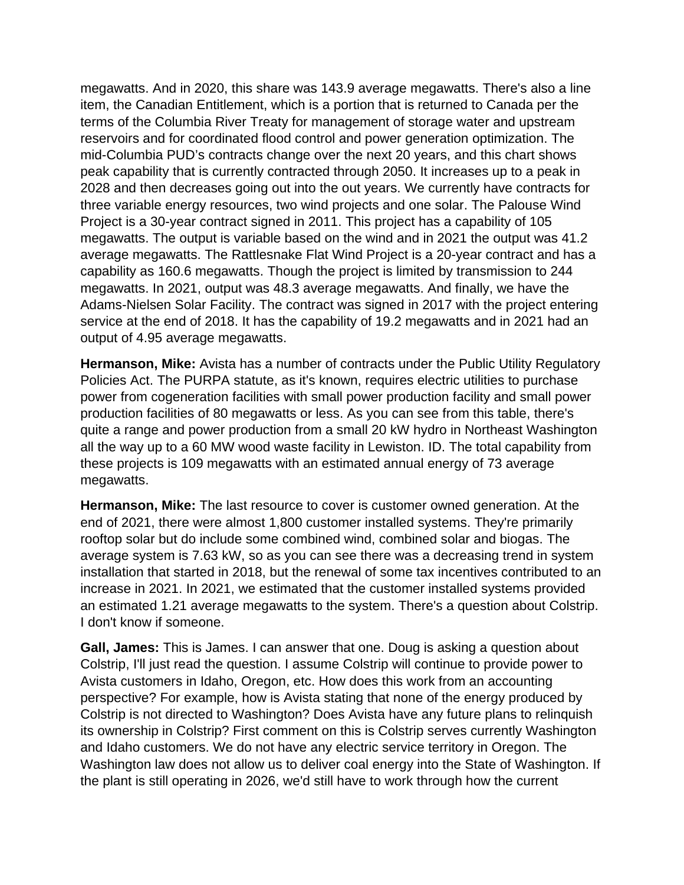megawatts. And in 2020, this share was 143.9 average megawatts. There's also a line item, the Canadian Entitlement, which is a portion that is returned to Canada per the terms of the Columbia River Treaty for management of storage water and upstream reservoirs and for coordinated flood control and power generation optimization. The mid-Columbia PUD's contracts change over the next 20 years, and this chart shows peak capability that is currently contracted through 2050. It increases up to a peak in 2028 and then decreases going out into the out years. We currently have contracts for three variable energy resources, two wind projects and one solar. The Palouse Wind Project is a 30-year contract signed in 2011. This project has a capability of 105 megawatts. The output is variable based on the wind and in 2021 the output was 41.2 average megawatts. The Rattlesnake Flat Wind Project is a 20-year contract and has a capability as 160.6 megawatts. Though the project is limited by transmission to 244 megawatts. In 2021, output was 48.3 average megawatts. And finally, we have the Adams-Nielsen Solar Facility. The contract was signed in 2017 with the project entering service at the end of 2018. It has the capability of 19.2 megawatts and in 2021 had an output of 4.95 average megawatts.

**Hermanson, Mike:** Avista has a number of contracts under the Public Utility Regulatory Policies Act. The PURPA statute, as it's known, requires electric utilities to purchase power from cogeneration facilities with small power production facility and small power production facilities of 80 megawatts or less. As you can see from this table, there's quite a range and power production from a small 20 kW hydro in Northeast Washington all the way up to a 60 MW wood waste facility in Lewiston. ID. The total capability from these projects is 109 megawatts with an estimated annual energy of 73 average megawatts.

**Hermanson, Mike:** The last resource to cover is customer owned generation. At the end of 2021, there were almost 1,800 customer installed systems. They're primarily rooftop solar but do include some combined wind, combined solar and biogas. The average system is 7.63 kW, so as you can see there was a decreasing trend in system installation that started in 2018, but the renewal of some tax incentives contributed to an increase in 2021. In 2021, we estimated that the customer installed systems provided an estimated 1.21 average megawatts to the system. There's a question about Colstrip. I don't know if someone.

**Gall, James:** This is James. I can answer that one. Doug is asking a question about Colstrip, I'll just read the question. I assume Colstrip will continue to provide power to Avista customers in Idaho, Oregon, etc. How does this work from an accounting perspective? For example, how is Avista stating that none of the energy produced by Colstrip is not directed to Washington? Does Avista have any future plans to relinquish its ownership in Colstrip? First comment on this is Colstrip serves currently Washington and Idaho customers. We do not have any electric service territory in Oregon. The Washington law does not allow us to deliver coal energy into the State of Washington. If the plant is still operating in 2026, we'd still have to work through how the current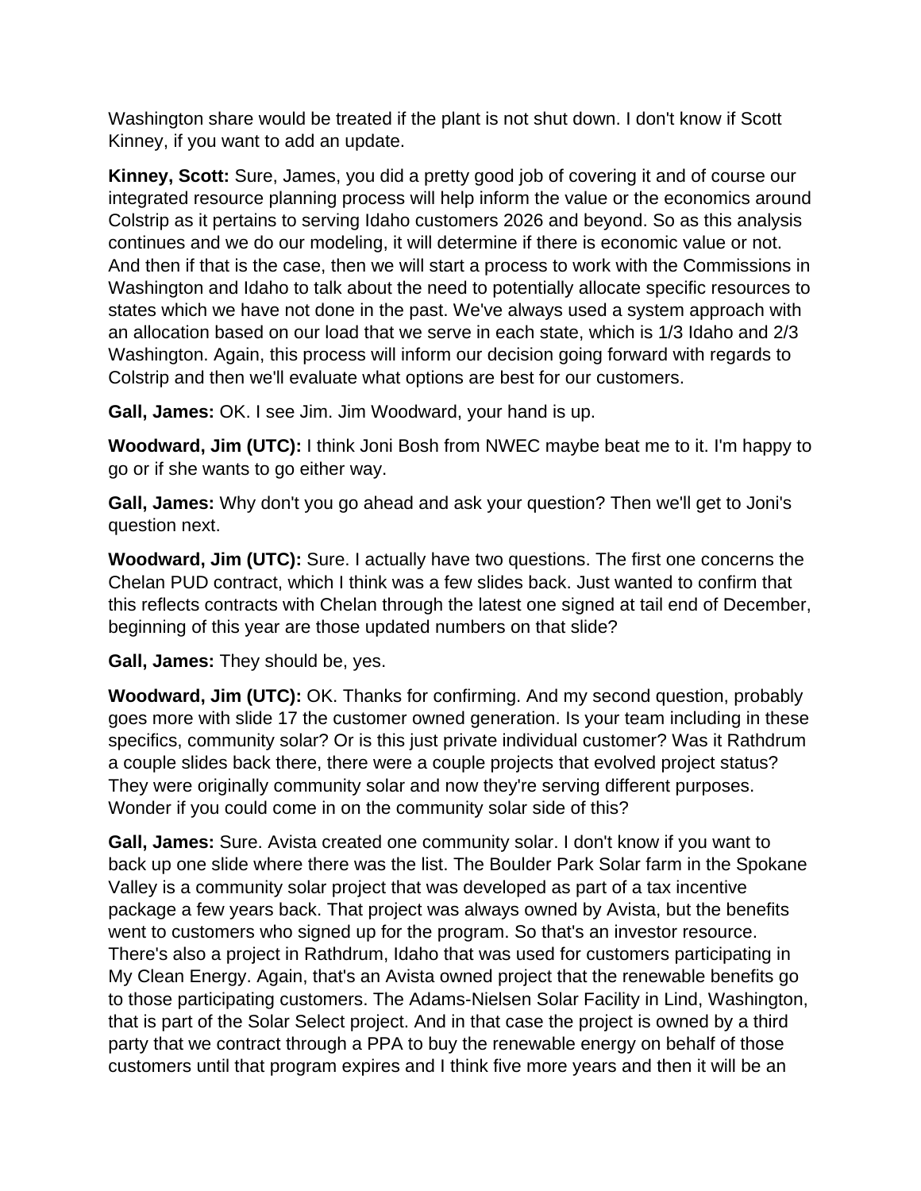Washington share would be treated if the plant is not shut down. I don't know if Scott Kinney, if you want to add an update.

**Kinney, Scott:** Sure, James, you did a pretty good job of covering it and of course our integrated resource planning process will help inform the value or the economics around Colstrip as it pertains to serving Idaho customers 2026 and beyond. So as this analysis continues and we do our modeling, it will determine if there is economic value or not. And then if that is the case, then we will start a process to work with the Commissions in Washington and Idaho to talk about the need to potentially allocate specific resources to states which we have not done in the past. We've always used a system approach with an allocation based on our load that we serve in each state, which is 1/3 Idaho and 2/3 Washington. Again, this process will inform our decision going forward with regards to Colstrip and then we'll evaluate what options are best for our customers.

**Gall, James:** OK. I see Jim. Jim Woodward, your hand is up.

**Woodward, Jim (UTC):** I think Joni Bosh from NWEC maybe beat me to it. I'm happy to go or if she wants to go either way.

**Gall, James:** Why don't you go ahead and ask your question? Then we'll get to Joni's question next.

**Woodward, Jim (UTC):** Sure. I actually have two questions. The first one concerns the Chelan PUD contract, which I think was a few slides back. Just wanted to confirm that this reflects contracts with Chelan through the latest one signed at tail end of December, beginning of this year are those updated numbers on that slide?

**Gall, James:** They should be, yes.

**Woodward, Jim (UTC):** OK. Thanks for confirming. And my second question, probably goes more with slide 17 the customer owned generation. Is your team including in these specifics, community solar? Or is this just private individual customer? Was it Rathdrum a couple slides back there, there were a couple projects that evolved project status? They were originally community solar and now they're serving different purposes. Wonder if you could come in on the community solar side of this?

**Gall, James:** Sure. Avista created one community solar. I don't know if you want to back up one slide where there was the list. The Boulder Park Solar farm in the Spokane Valley is a community solar project that was developed as part of a tax incentive package a few years back. That project was always owned by Avista, but the benefits went to customers who signed up for the program. So that's an investor resource. There's also a project in Rathdrum, Idaho that was used for customers participating in My Clean Energy. Again, that's an Avista owned project that the renewable benefits go to those participating customers. The Adams-Nielsen Solar Facility in Lind, Washington, that is part of the Solar Select project. And in that case the project is owned by a third party that we contract through a PPA to buy the renewable energy on behalf of those customers until that program expires and I think five more years and then it will be an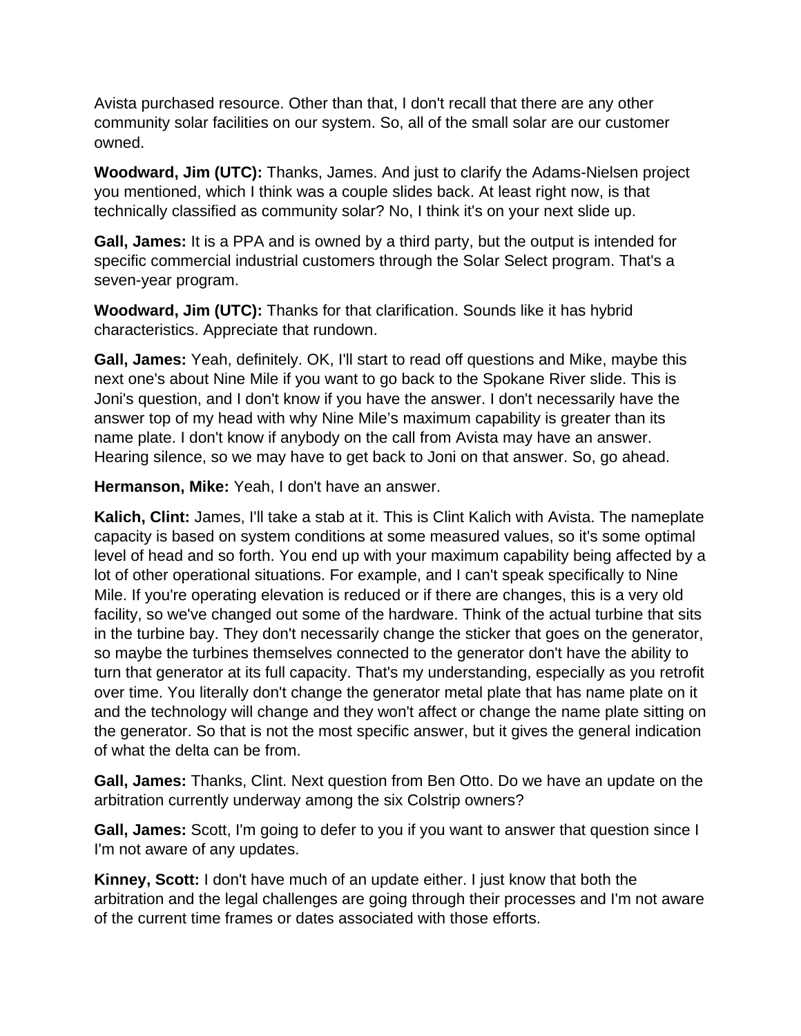Avista purchased resource. Other than that, I don't recall that there are any other community solar facilities on our system. So, all of the small solar are our customer owned.

**Woodward, Jim (UTC):** Thanks, James. And just to clarify the Adams-Nielsen project you mentioned, which I think was a couple slides back. At least right now, is that technically classified as community solar? No, I think it's on your next slide up.

**Gall, James:** It is a PPA and is owned by a third party, but the output is intended for specific commercial industrial customers through the Solar Select program. That's a seven-year program.

**Woodward, Jim (UTC):** Thanks for that clarification. Sounds like it has hybrid characteristics. Appreciate that rundown.

**Gall, James:** Yeah, definitely. OK, I'll start to read off questions and Mike, maybe this next one's about Nine Mile if you want to go back to the Spokane River slide. This is Joni's question, and I don't know if you have the answer. I don't necessarily have the answer top of my head with why Nine Mile's maximum capability is greater than its name plate. I don't know if anybody on the call from Avista may have an answer. Hearing silence, so we may have to get back to Joni on that answer. So, go ahead.

**Hermanson, Mike:** Yeah, I don't have an answer.

**Kalich, Clint:** James, I'll take a stab at it. This is Clint Kalich with Avista. The nameplate capacity is based on system conditions at some measured values, so it's some optimal level of head and so forth. You end up with your maximum capability being affected by a lot of other operational situations. For example, and I can't speak specifically to Nine Mile. If you're operating elevation is reduced or if there are changes, this is a very old facility, so we've changed out some of the hardware. Think of the actual turbine that sits in the turbine bay. They don't necessarily change the sticker that goes on the generator, so maybe the turbines themselves connected to the generator don't have the ability to turn that generator at its full capacity. That's my understanding, especially as you retrofit over time. You literally don't change the generator metal plate that has name plate on it and the technology will change and they won't affect or change the name plate sitting on the generator. So that is not the most specific answer, but it gives the general indication of what the delta can be from.

**Gall, James:** Thanks, Clint. Next question from Ben Otto. Do we have an update on the arbitration currently underway among the six Colstrip owners?

**Gall, James:** Scott, I'm going to defer to you if you want to answer that question since I I'm not aware of any updates.

**Kinney, Scott:** I don't have much of an update either. I just know that both the arbitration and the legal challenges are going through their processes and I'm not aware of the current time frames or dates associated with those efforts.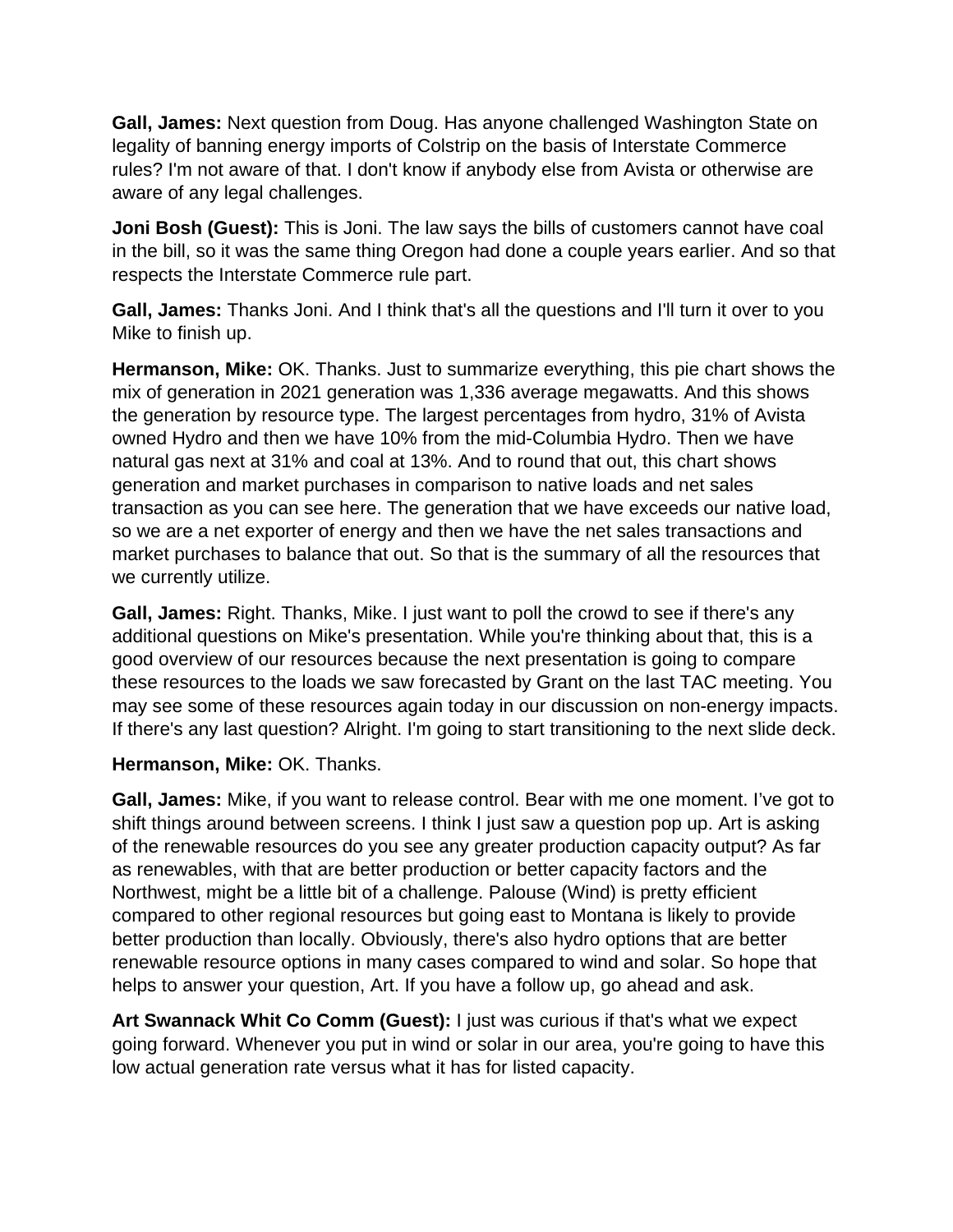**Gall, James:** Next question from Doug. Has anyone challenged Washington State on legality of banning energy imports of Colstrip on the basis of Interstate Commerce rules? I'm not aware of that. I don't know if anybody else from Avista or otherwise are aware of any legal challenges.

**Joni Bosh (Guest):** This is Joni. The law says the bills of customers cannot have coal in the bill, so it was the same thing Oregon had done a couple years earlier. And so that respects the Interstate Commerce rule part.

**Gall, James:** Thanks Joni. And I think that's all the questions and I'll turn it over to you Mike to finish up.

**Hermanson, Mike:** OK. Thanks. Just to summarize everything, this pie chart shows the mix of generation in 2021 generation was 1,336 average megawatts. And this shows the generation by resource type. The largest percentages from hydro, 31% of Avista owned Hydro and then we have 10% from the mid-Columbia Hydro. Then we have natural gas next at 31% and coal at 13%. And to round that out, this chart shows generation and market purchases in comparison to native loads and net sales transaction as you can see here. The generation that we have exceeds our native load, so we are a net exporter of energy and then we have the net sales transactions and market purchases to balance that out. So that is the summary of all the resources that we currently utilize.

**Gall, James:** Right. Thanks, Mike. I just want to poll the crowd to see if there's any additional questions on Mike's presentation. While you're thinking about that, this is a good overview of our resources because the next presentation is going to compare these resources to the loads we saw forecasted by Grant on the last TAC meeting. You may see some of these resources again today in our discussion on non-energy impacts. If there's any last question? Alright. I'm going to start transitioning to the next slide deck.

**Hermanson, Mike:** OK. Thanks.

**Gall, James:** Mike, if you want to release control. Bear with me one moment. I've got to shift things around between screens. I think I just saw a question pop up. Art is asking of the renewable resources do you see any greater production capacity output? As far as renewables, with that are better production or better capacity factors and the Northwest, might be a little bit of a challenge. Palouse (Wind) is pretty efficient compared to other regional resources but going east to Montana is likely to provide better production than locally. Obviously, there's also hydro options that are better renewable resource options in many cases compared to wind and solar. So hope that helps to answer your question, Art. If you have a follow up, go ahead and ask.

**Art Swannack Whit Co Comm (Guest):** I just was curious if that's what we expect going forward. Whenever you put in wind or solar in our area, you're going to have this low actual generation rate versus what it has for listed capacity.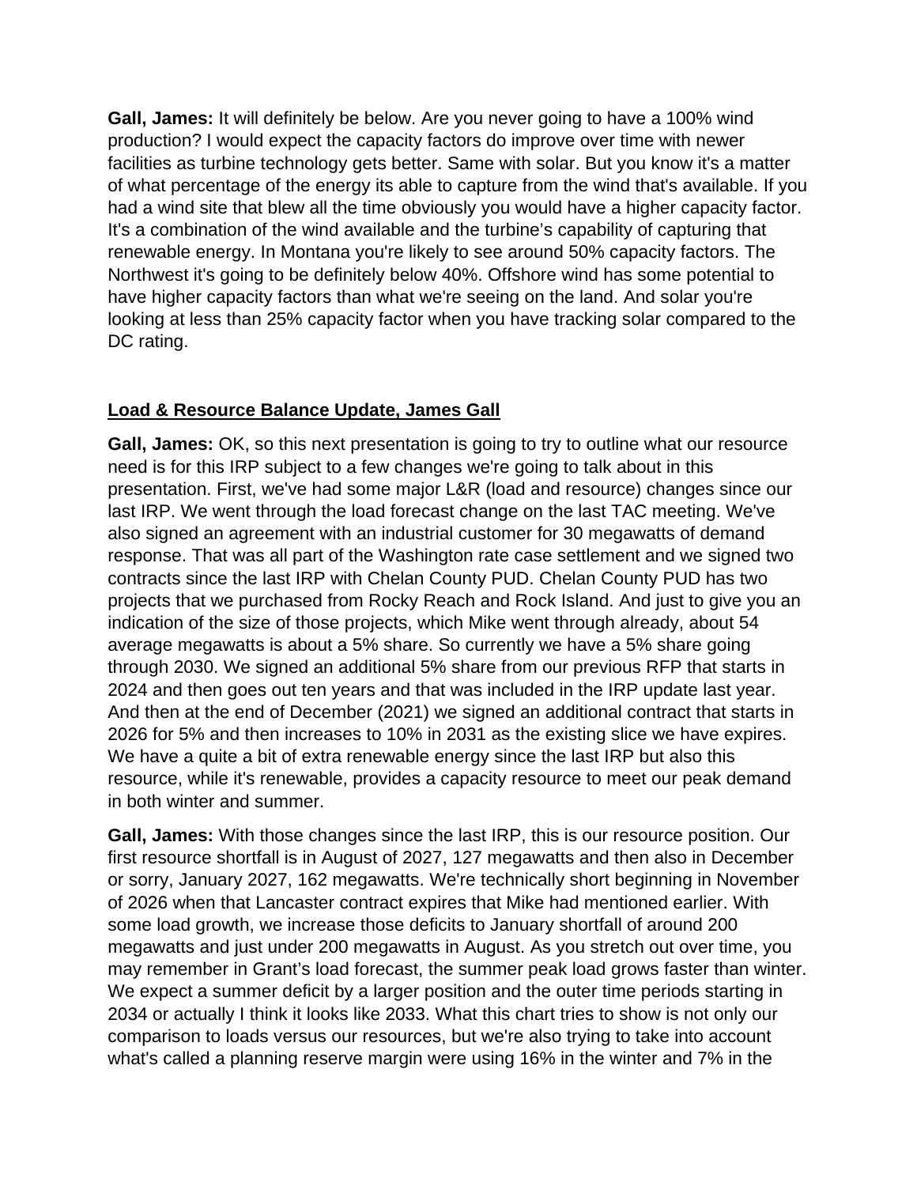**Gall, James:** It will definitely be below. Are you never going to have a 100% wind production? I would expect the capacity factors do improve over time with newer facilities as turbine technology gets better. Same with solar. But you know it's a matter of what percentage of the energy its able to capture from the wind that's available. If you had a wind site that blew all the time obviously you would have a higher capacity factor. It's a combination of the wind available and the turbine's capability of capturing that renewable energy. In Montana you're likely to see around 50% capacity factors. The Northwest it's going to be definitely below 40%. Offshore wind has some potential to have higher capacity factors than what we're seeing on the land. And solar you're looking at less than 25% capacity factor when you have tracking solar compared to the DC rating.

## Load & Resource Balance Update, James Gall

**Gall, James:** OK, so this next presentation is going to try to outline what our resource need is for this IRP subject to a few changes we're going to talk about in this presentation. First, we've had some major L&R (load and resource) changes since our last IRP. We went through the load forecast change on the last TAC meeting. We've also signed an agreement with an industrial customer for 30 megawatts of demand response. That was all part of the Washington rate case settlement and we signed two contracts since the last IRP with Chelan County PUD. Chelan County PUD has two projects that we purchased from Rocky Reach and Rock Island. And just to give you an indication of the size of those projects, which Mike went through already, about 54 average megawatts is about a 5% share. So currently we have a 5% share going through 2030. We signed an additional 5% share from our previous RFP that starts in 2024 and then goes out ten years and that was included in the IRP update last year. And then at the end of December (2021) we signed an additional contract that starts in 2026 for 5% and then increases to 10% in 2031 as the existing slice we have expires. We have a quite a bit of extra renewable energy since the last IRP but also this resource, while it's renewable, provides a capacity resource to meet our peak demand in both winter and summer.

**Gall, James:** With those changes since the last IRP, this is our resource position. Our first resource shortfall is in August of 2027, 127 megawatts and then also in December or sorry, January 2027, 162 megawatts. We're technically short beginning in November of 2026 when that Lancaster contract expires that Mike had mentioned earlier. With some load growth, we increase those deficits to January shortfall of around 200 megawatts and just under 200 megawatts in August. As you stretch out over time, you may remember in Grant's load forecast, the summer peak load grows faster than winter. We expect a summer deficit by a larger position and the outer time periods starting in 2034 or actually I think it looks like 2033. What this chart tries to show is not only our comparison to loads versus our resources, but we're also trying to take into account what's called a planning reserve margin were using 16% in the winter and 7% in the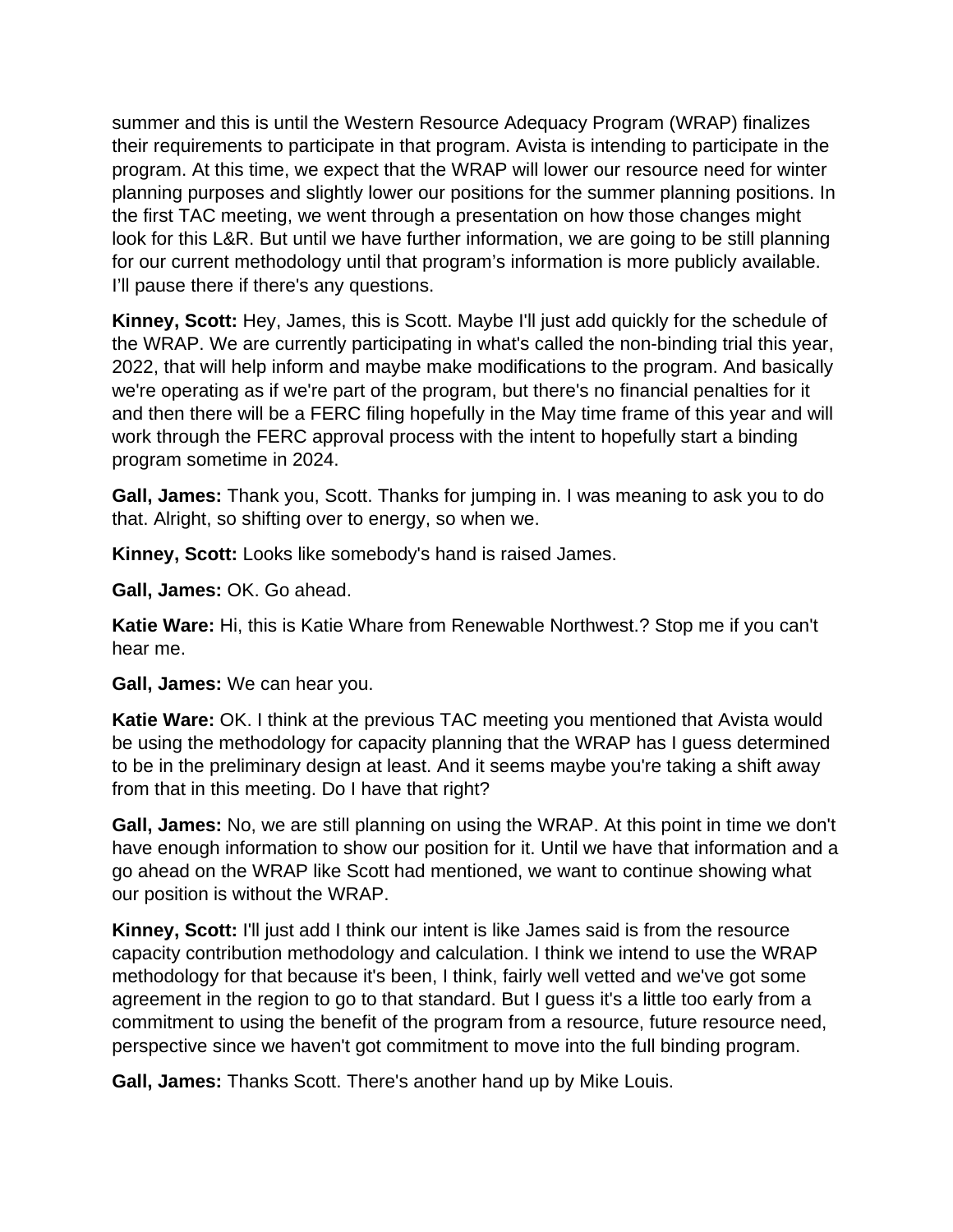summer and this is until the Western Resource Adequacy Program (WRAP) finalizes their requirements to participate in that program. Avista is intending to participate in the program. At this time, we expect that the WRAP will lower our resource need for winter planning purposes and slightly lower our positions for the summer planning positions. In the first TAC meeting, we went through a presentation on how those changes might look for this L&R. But until we have further information, we are going to be still planning for our current methodology until that program's information is more publicly available. I'll pause there if there's any questions.

**Kinney, Scott:** Hey, James, this is Scott. Maybe I'll just add quickly for the schedule of the WRAP. We are currently participating in what's called the non-binding trial this year, 2022, that will help inform and maybe make modifications to the program. And basically we're operating as if we're part of the program, but there's no financial penalties for it and then there will be a FERC filing hopefully in the May time frame of this year and will work through the FERC approval process with the intent to hopefully start a binding program sometime in 2024.

**Gall, James:** Thank you, Scott. Thanks for jumping in. I was meaning to ask you to do that. Alright, so shifting over to energy, so when we.

**Kinney, Scott:** Looks like somebody's hand is raised James.

**Gall, James:** OK. Go ahead.

**Katie Ware:** Hi, this is Katie Whare from Renewable Northwest.? Stop me if you can't hear me.

**Gall, James:** We can hear you.

**Katie Ware:** OK. I think at the previous TAC meeting you mentioned that Avista would be using the methodology for capacity planning that the WRAP has I guess determined to be in the preliminary design at least. And it seems maybe you're taking a shift away from that in this meeting. Do I have that right?

**Gall, James:** No, we are still planning on using the WRAP. At this point in time we don't have enough information to show our position for it. Until we have that information and a go ahead on the WRAP like Scott had mentioned, we want to continue showing what our position is without the WRAP.

**Kinney, Scott:** I'll just add I think our intent is like James said is from the resource capacity contribution methodology and calculation. I think we intend to use the WRAP methodology for that because it's been, I think, fairly well vetted and we've got some agreement in the region to go to that standard. But I guess it's a little too early from a commitment to using the benefit of the program from a resource, future resource need, perspective since we haven't got commitment to move into the full binding program.

**Gall, James:** Thanks Scott. There's another hand up by Mike Louis.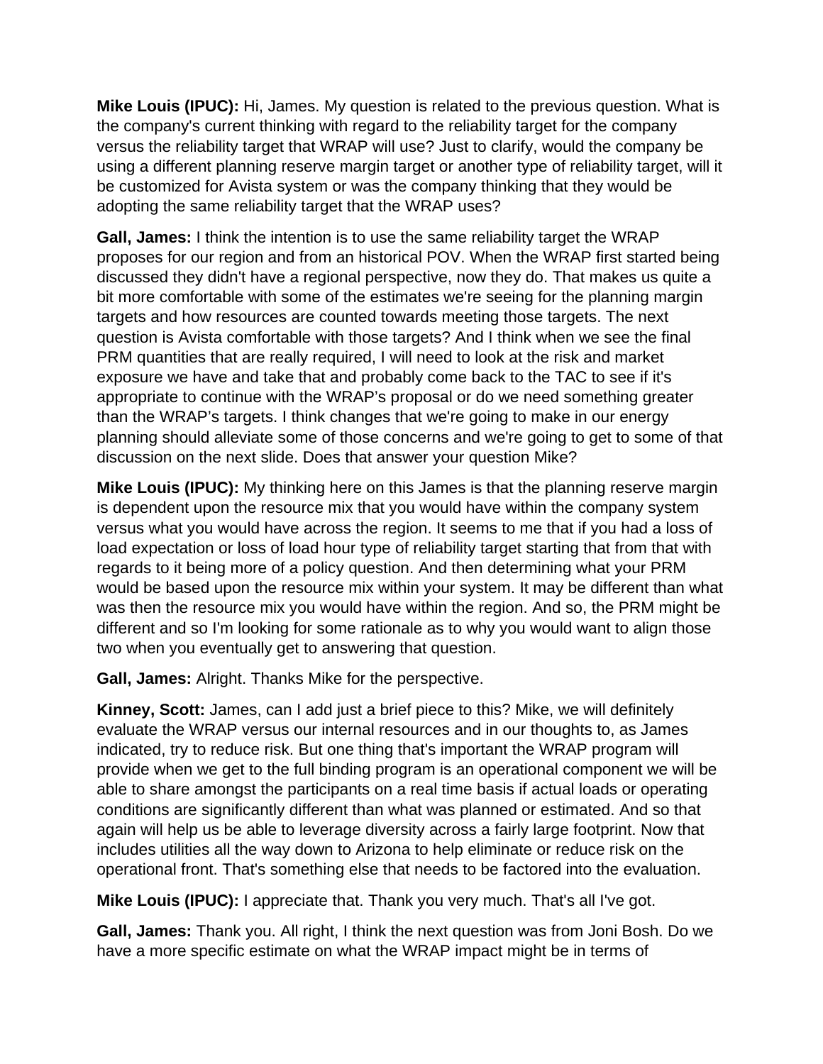**Mike Louis (IPUC):** Hi, James. My question is related to the previous question. What is the company's current thinking with regard to the reliability target for the company versus the reliability target that WRAP will use? Just to clarify, would the company be using a different planning reserve margin target or another type of reliability target, will it be customized for Avista system or was the company thinking that they would be adopting the same reliability target that the WRAP uses?

**Gall, James:** I think the intention is to use the same reliability target the WRAP proposes for our region and from an historical POV. When the WRAP first started being discussed they didn't have a regional perspective, now they do. That makes us quite a bit more comfortable with some of the estimates we're seeing for the planning margin targets and how resources are counted towards meeting those targets. The next question is Avista comfortable with those targets? And I think when we see the final PRM quantities that are really required, I will need to look at the risk and market exposure we have and take that and probably come back to the TAC to see if it's appropriate to continue with the WRAP's proposal or do we need something greater than the WRAP's targets. I think changes that we're going to make in our energy planning should alleviate some of those concerns and we're going to get to some of that discussion on the next slide. Does that answer your question Mike?

**Mike Louis (IPUC):** My thinking here on this James is that the planning reserve margin is dependent upon the resource mix that you would have within the company system versus what you would have across the region. It seems to me that if you had a loss of load expectation or loss of load hour type of reliability target starting that from that with regards to it being more of a policy question. And then determining what your PRM would be based upon the resource mix within your system. It may be different than what was then the resource mix you would have within the region. And so, the PRM might be different and so I'm looking for some rationale as to why you would want to align those two when you eventually get to answering that question.

**Gall, James:** Alright. Thanks Mike for the perspective.

**Kinney, Scott:** James, can I add just a brief piece to this? Mike, we will definitely evaluate the WRAP versus our internal resources and in our thoughts to, as James indicated, try to reduce risk. But one thing that's important the WRAP program will provide when we get to the full binding program is an operational component we will be able to share amongst the participants on a real time basis if actual loads or operating conditions are significantly different than what was planned or estimated. And so that again will help us be able to leverage diversity across a fairly large footprint. Now that includes utilities all the way down to Arizona to help eliminate or reduce risk on the operational front. That's something else that needs to be factored into the evaluation.

**Mike Louis (IPUC):** I appreciate that. Thank you very much. That's all I've got.

**Gall, James:** Thank you. All right, I think the next question was from Joni Bosh. Do we have a more specific estimate on what the WRAP impact might be in terms of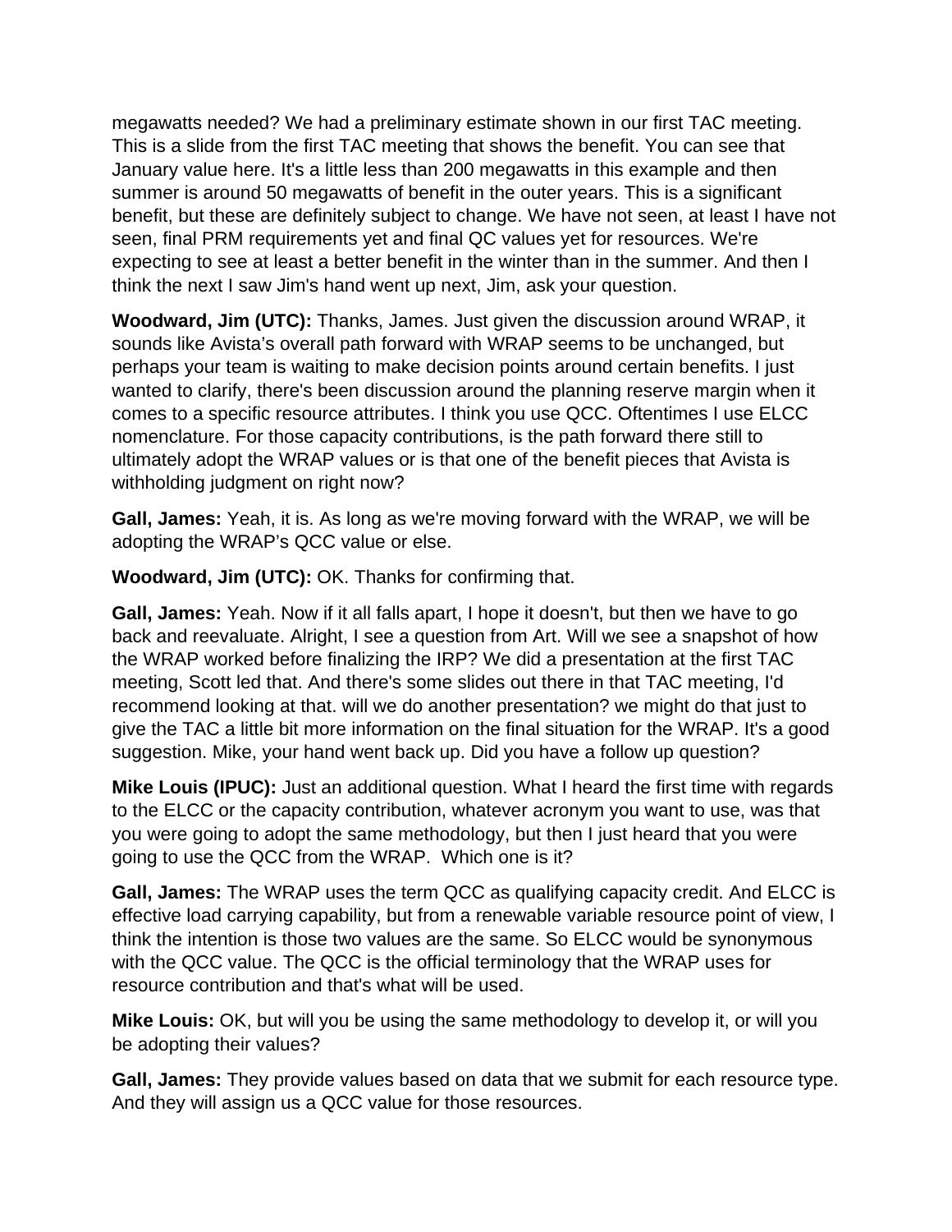megawatts needed? We had a preliminary estimate shown in our first TAC meeting. This is a slide from the first TAC meeting that shows the benefit. You can see that January value here. It's a little less than 200 megawatts in this example and then summer is around 50 megawatts of benefit in the outer years. This is a significant benefit, but these are definitely subject to change. We have not seen, at least I have not seen, final PRM requirements yet and final QC values yet for resources. We're expecting to see at least a better benefit in the winter than in the summer. And then I think the next I saw Jim's hand went up next, Jim, ask your question.

**Woodward, Jim (UTC):** Thanks, James. Just given the discussion around WRAP, it sounds like Avista's overall path forward with WRAP seems to be unchanged, but perhaps your team is waiting to make decision points around certain benefits. I just wanted to clarify, there's been discussion around the planning reserve margin when it comes to a specific resource attributes. I think you use QCC. Oftentimes I use ELCC nomenclature. For those capacity contributions, is the path forward there still to ultimately adopt the WRAP values or is that one of the benefit pieces that Avista is withholding judgment on right now?

**Gall, James:** Yeah, it is. As long as we're moving forward with the WRAP, we will be adopting the WRAP's QCC value or else.

**Woodward, Jim (UTC):** OK. Thanks for confirming that.

**Gall, James:** Yeah. Now if it all falls apart, I hope it doesn't, but then we have to go back and reevaluate. Alright, I see a question from Art. Will we see a snapshot of how the WRAP worked before finalizing the IRP? We did a presentation at the first TAC meeting, Scott led that. And there's some slides out there in that TAC meeting, I'd recommend looking at that. will we do another presentation? we might do that just to give the TAC a little bit more information on the final situation for the WRAP. It's a good suggestion. Mike, your hand went back up. Did you have a follow up question?

**Mike Louis (IPUC):** Just an additional question. What I heard the first time with regards to the ELCC or the capacity contribution, whatever acronym you want to use, was that you were going to adopt the same methodology, but then I just heard that you were going to use the QCC from the WRAP. Which one is it?

**Gall, James:** The WRAP uses the term QCC as qualifying capacity credit. And ELCC is effective load carrying capability, but from a renewable variable resource point of view, I think the intention is those two values are the same. So ELCC would be synonymous with the QCC value. The QCC is the official terminology that the WRAP uses for resource contribution and that's what will be used.

**Mike Louis:** OK, but will you be using the same methodology to develop it, or will you be adopting their values?

**Gall, James:** They provide values based on data that we submit for each resource type. And they will assign us a QCC value for those resources.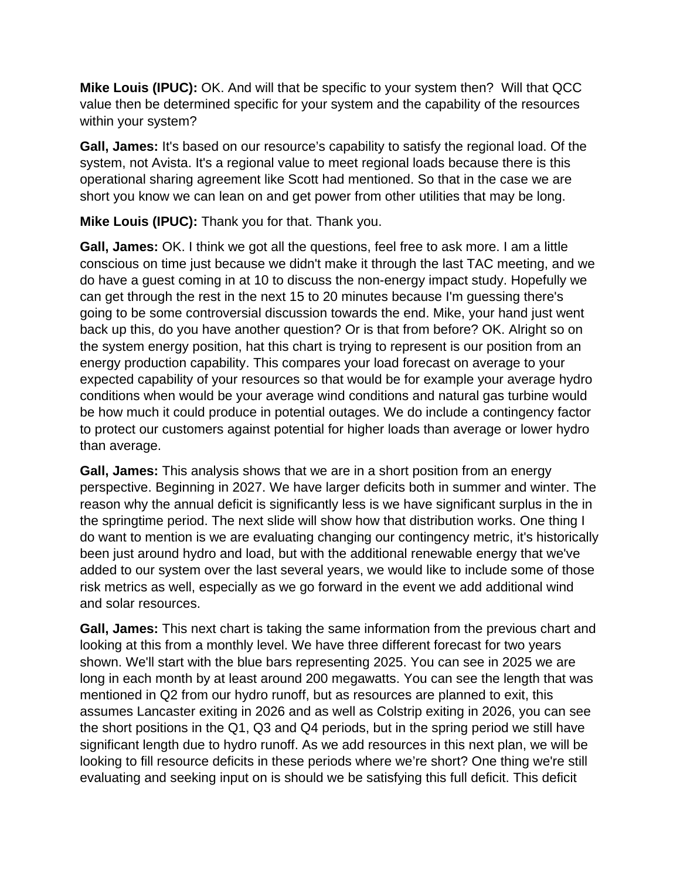**Mike Louis (IPUC):** OK. And will that be specific to your system then? Will that QCC value then be determined specific for your system and the capability of the resources within your system?

**Gall, James:** It's based on our resource's capability to satisfy the regional load. Of the system, not Avista. It's a regional value to meet regional loads because there is this operational sharing agreement like Scott had mentioned. So that in the case we are short you know we can lean on and get power from other utilities that may be long.

**Mike Louis (IPUC):** Thank you for that. Thank you.

**Gall, James:** OK. I think we got all the questions, feel free to ask more. I am a little conscious on time just because we didn't make it through the last TAC meeting, and we do have a guest coming in at 10 to discuss the non-energy impact study. Hopefully we can get through the rest in the next 15 to 20 minutes because I'm guessing there's going to be some controversial discussion towards the end. Mike, your hand just went back up this, do you have another question? Or is that from before? OK. Alright so on the system energy position, hat this chart is trying to represent is our position from an energy production capability. This compares your load forecast on average to your expected capability of your resources so that would be for example your average hydro conditions when would be your average wind conditions and natural gas turbine would be how much it could produce in potential outages. We do include a contingency factor to protect our customers against potential for higher loads than average or lower hydro than average.

**Gall, James:** This analysis shows that we are in a short position from an energy perspective. Beginning in 2027. We have larger deficits both in summer and winter. The reason why the annual deficit is significantly less is we have significant surplus in the in the springtime period. The next slide will show how that distribution works. One thing I do want to mention is we are evaluating changing our contingency metric, it's historically been just around hydro and load, but with the additional renewable energy that we've added to our system over the last several years, we would like to include some of those risk metrics as well, especially as we go forward in the event we add additional wind and solar resources.

**Gall, James:** This next chart is taking the same information from the previous chart and looking at this from a monthly level. We have three different forecast for two years shown. We'll start with the blue bars representing 2025. You can see in 2025 we are long in each month by at least around 200 megawatts. You can see the length that was mentioned in Q2 from our hydro runoff, but as resources are planned to exit, this assumes Lancaster exiting in 2026 and as well as Colstrip exiting in 2026, you can see the short positions in the Q1, Q3 and Q4 periods, but in the spring period we still have significant length due to hydro runoff. As we add resources in this next plan, we will be looking to fill resource deficits in these periods where we're short? One thing we're still evaluating and seeking input on is should we be satisfying this full deficit. This deficit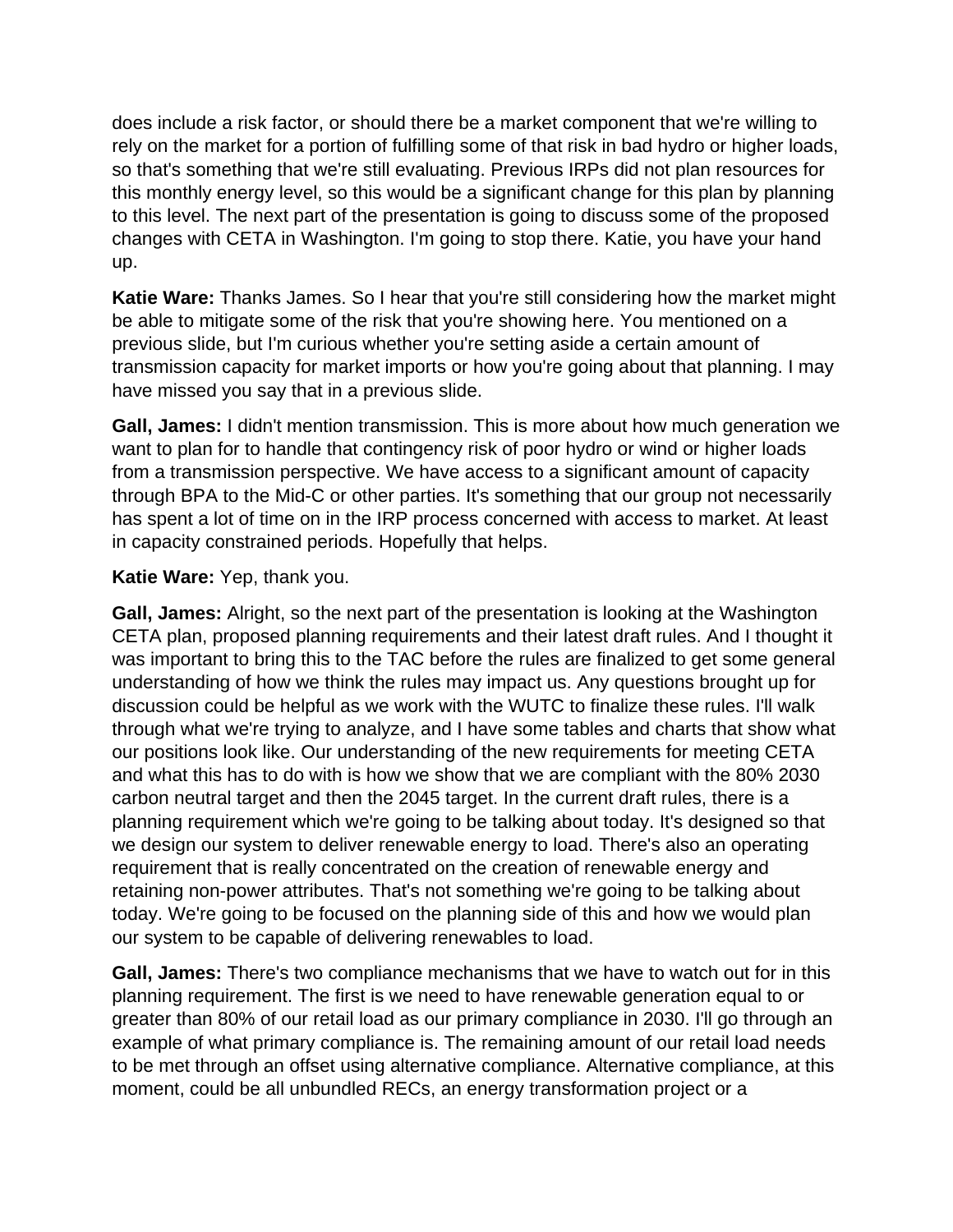does include a risk factor, or should there be a market component that we're willing to rely on the market for a portion of fulfilling some of that risk in bad hydro or higher loads, so that's something that we're still evaluating. Previous IRPs did not plan resources for this monthly energy level, so this would be a significant change for this plan by planning to this level. The next part of the presentation is going to discuss some of the proposed changes with CETA in Washington. I'm going to stop there. Katie, you have your hand up.

**Katie Ware:** Thanks James. So I hear that you're still considering how the market might be able to mitigate some of the risk that you're showing here. You mentioned on a previous slide, but I'm curious whether you're setting aside a certain amount of transmission capacity for market imports or how you're going about that planning. I may have missed you say that in a previous slide.

**Gall, James:** I didn't mention transmission. This is more about how much generation we want to plan for to handle that contingency risk of poor hydro or wind or higher loads from a transmission perspective. We have access to a significant amount of capacity through BPA to the Mid-C or other parties. It's something that our group not necessarily has spent a lot of time on in the IRP process concerned with access to market. At least in capacity constrained periods. Hopefully that helps.

**Katie Ware:** Yep, thank you.

**Gall, James:** Alright, so the next part of the presentation is looking at the Washington CETA plan, proposed planning requirements and their latest draft rules. And I thought it was important to bring this to the TAC before the rules are finalized to get some general understanding of how we think the rules may impact us. Any questions brought up for discussion could be helpful as we work with the WUTC to finalize these rules. I'll walk through what we're trying to analyze, and I have some tables and charts that show what our positions look like. Our understanding of the new requirements for meeting CETA and what this has to do with is how we show that we are compliant with the 80% 2030 carbon neutral target and then the 2045 target. In the current draft rules, there is a planning requirement which we're going to be talking about today. It's designed so that we design our system to deliver renewable energy to load. There's also an operating requirement that is really concentrated on the creation of renewable energy and retaining non-power attributes. That's not something we're going to be talking about today. We're going to be focused on the planning side of this and how we would plan our system to be capable of delivering renewables to load.

**Gall, James:** There's two compliance mechanisms that we have to watch out for in this planning requirement. The first is we need to have renewable generation equal to or greater than 80% of our retail load as our primary compliance in 2030. I'll go through an example of what primary compliance is. The remaining amount of our retail load needs to be met through an offset using alternative compliance. Alternative compliance, at this moment, could be all unbundled RECs, an energy transformation project or a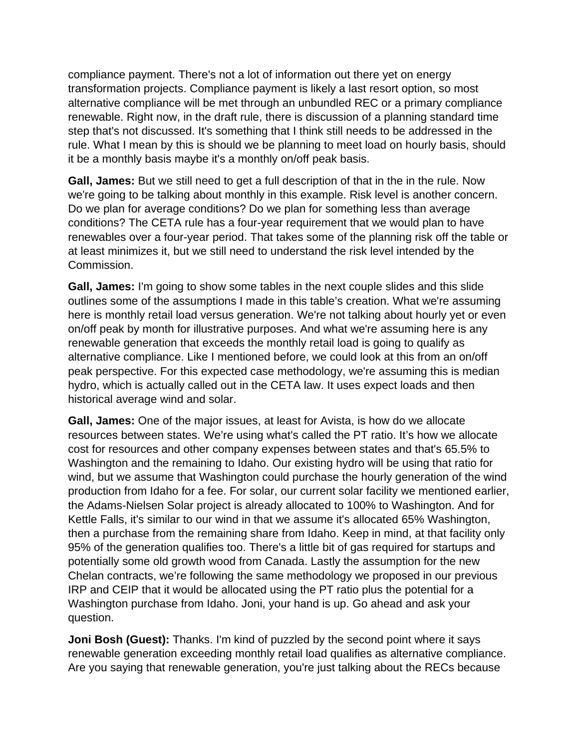compliance payment. There's not a lot of information out there yet on energy transformation projects. Compliance payment is likely a last resort option, so most alternative compliance will be met through an unbundled REC or a primary compliance renewable. Right now, in the draft rule, there is discussion of a planning standard time step that's not discussed. It's something that I think still needs to be addressed in the rule. What I mean by this is should we be planning to meet load on hourly basis, should it be a monthly basis maybe it's a monthly on/off peak basis.

**Gall, James:** But we still need to get a full description of that in the in the rule. Now we're going to be talking about monthly in this example. Risk level is another concern. Do we plan for average conditions? Do we plan for something less than average conditions? The CETA rule has a four-year requirement that we would plan to have renewables over a four-year period. That takes some of the planning risk off the table or at least minimizes it, but we still need to understand the risk level intended by the Commission.

**Gall, James:** I'm going to show some tables in the next couple slides and this slide outlines some of the assumptions I made in this table's creation. What we're assuming here is monthly retail load versus generation. We're not talking about hourly yet or even on/off peak by month for illustrative purposes. And what we're assuming here is any renewable generation that exceeds the monthly retail load is going to qualify as alternative compliance. Like I mentioned before, we could look at this from an on/off peak perspective. For this expected case methodology, we're assuming this is median hydro, which is actually called out in the CETA law. It uses expect loads and then historical average wind and solar.

**Gall, James:** One of the major issues, at least for Avista, is how do we allocate resources between states. We're using what's called the PT ratio. It's how we allocate cost for resources and other company expenses between states and that's 65.5% to Washington and the remaining to Idaho. Our existing hydro will be using that ratio for wind, but we assume that Washington could purchase the hourly generation of the wind production from Idaho for a fee. For solar, our current solar facility we mentioned earlier, the Adams-Nielsen Solar project is already allocated to 100% to Washington. And for Kettle Falls, it's similar to our wind in that we assume it's allocated 65% Washington, then a purchase from the remaining share from Idaho. Keep in mind, at that facility only 95% of the generation qualifies too. There's a little bit of gas required for startups and potentially some old growth wood from Canada. Lastly the assumption for the new Chelan contracts, we're following the same methodology we proposed in our previous IRP and CEIP that it would be allocated using the PT ratio plus the potential for a Washington purchase from Idaho. Joni, your hand is up. Go ahead and ask your question.

**Joni Bosh (Guest):** Thanks. I'm kind of puzzled by the second point where it says renewable generation exceeding monthly retail load qualifies as alternative compliance. Are you saying that renewable generation, you're just talking about the RECs because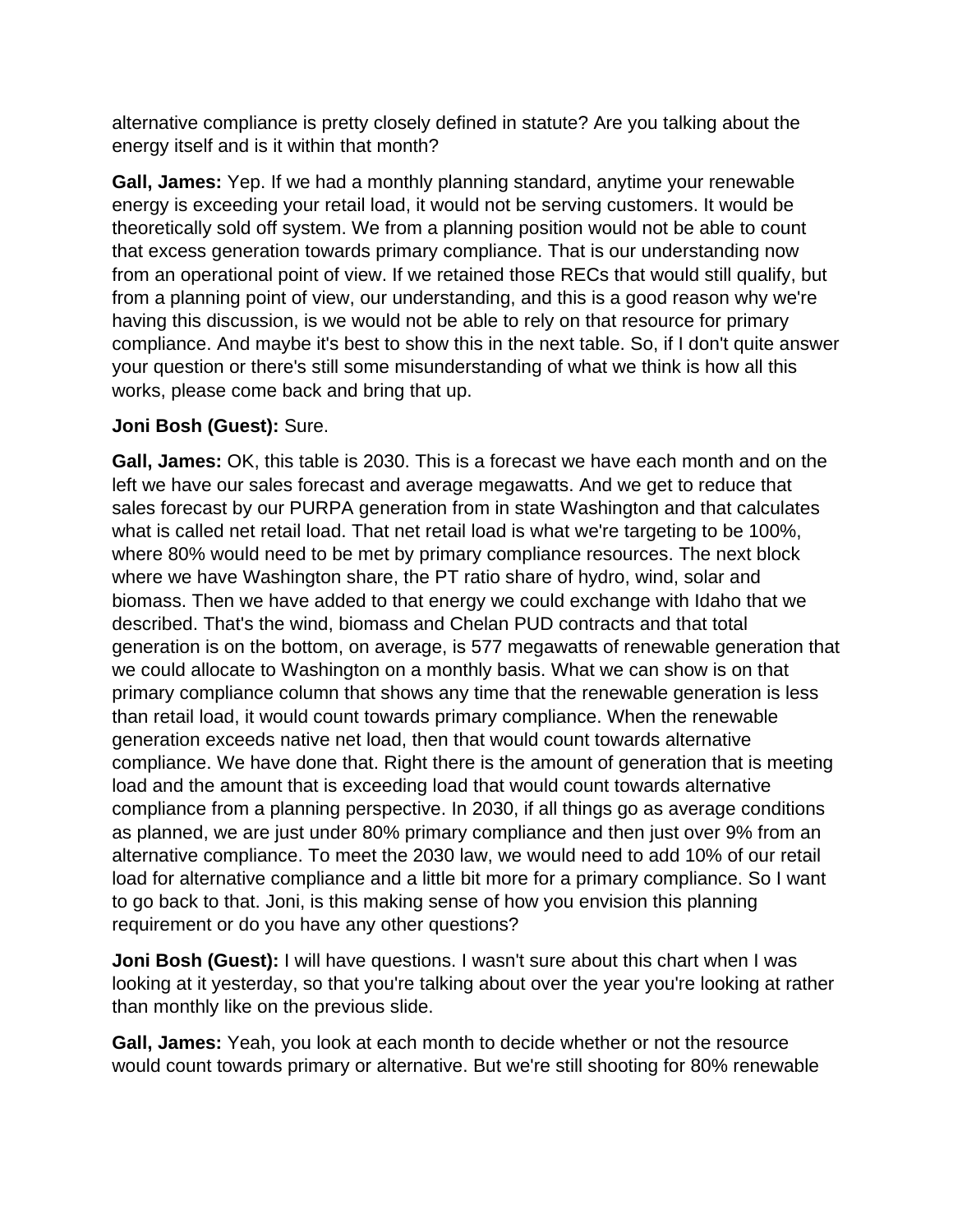alternative compliance is pretty closely defined in statute? Are you talking about the energy itself and is it within that month?

**Gall, James:** Yep. If we had a monthly planning standard, anytime your renewable energy is exceeding your retail load, it would not be serving customers. It would be theoretically sold off system. We from a planning position would not be able to count that excess generation towards primary compliance. That is our understanding now from an operational point of view. If we retained those RECs that would still qualify, but from a planning point of view, our understanding, and this is a good reason why we're having this discussion, is we would not be able to rely on that resource for primary compliance. And maybe it's best to show this in the next table. So, if I don't quite answer your question or there's still some misunderstanding of what we think is how all this works, please come back and bring that up.

**Joni Bosh (Guest):** Sure.

**Gall, James:** OK, this table is 2030. This is a forecast we have each month and on the left we have our sales forecast and average megawatts. And we get to reduce that sales forecast by our PURPA generation from in state Washington and that calculates what is called net retail load. That net retail load is what we're targeting to be 100%, where 80% would need to be met by primary compliance resources. The next block where we have Washington share, the PT ratio share of hydro, wind, solar and biomass. Then we have added to that energy we could exchange with Idaho that we described. That's the wind, biomass and Chelan PUD contracts and that total generation is on the bottom, on average, is 577 megawatts of renewable generation that we could allocate to Washington on a monthly basis. What we can show is on that primary compliance column that shows any time that the renewable generation is less than retail load, it would count towards primary compliance. When the renewable generation exceeds native net load, then that would count towards alternative compliance. We have done that. Right there is the amount of generation that is meeting load and the amount that is exceeding load that would count towards alternative compliance from a planning perspective. In 2030, if all things go as average conditions as planned, we are just under 80% primary compliance and then just over 9% from an alternative compliance. To meet the 2030 law, we would need to add 10% of our retail load for alternative compliance and a little bit more for a primary compliance. So I want to go back to that. Joni, is this making sense of how you envision this planning requirement or do you have any other questions?

**Joni Bosh (Guest):** I will have questions. I wasn't sure about this chart when I was looking at it yesterday, so that you're talking about over the year you're looking at rather than monthly like on the previous slide.

**Gall, James:** Yeah, you look at each month to decide whether or not the resource would count towards primary or alternative. But we're still shooting for 80% renewable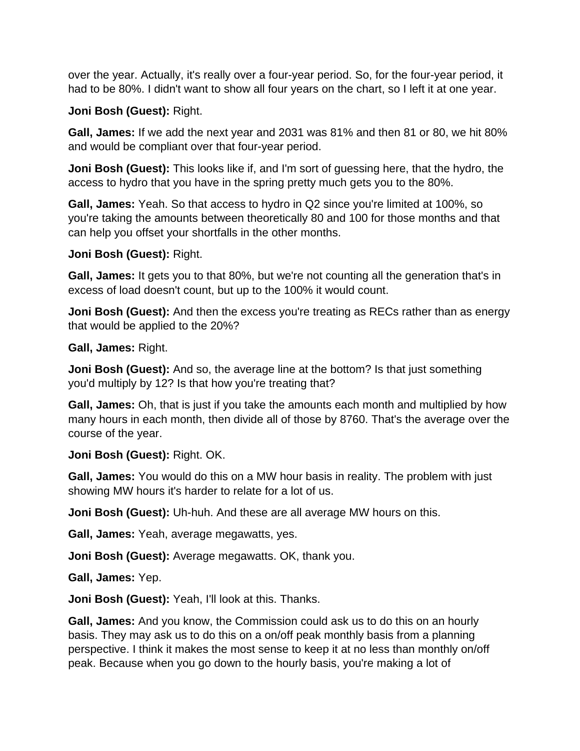over the year. Actually, it's really over a four-year period. So, for the four-year period, it had to be 80%. I didn't want to show all four years on the chart, so I left it at one year.

**Joni Bosh (Guest):** Right.

**Gall, James:** If we add the next year and 2031 was 81% and then 81 or 80, we hit 80% and would be compliant over that four-year period.

**Joni Bosh (Guest):** This looks like if, and I'm sort of guessing here, that the hydro, the access to hydro that you have in the spring pretty much gets you to the 80%.

**Gall, James:** Yeah. So that access to hydro in Q2 since you're limited at 100%, so you're taking the amounts between theoretically 80 and 100 for those months and that can help you offset your shortfalls in the other months.

**Joni Bosh (Guest):** Right.

**Gall, James:** It gets you to that 80%, but we're not counting all the generation that's in excess of load doesn't count, but up to the 100% it would count.

**Joni Bosh (Guest):** And then the excess you're treating as RECs rather than as energy that would be applied to the 20%?

**Gall, James:** Right.

**Joni Bosh (Guest):** And so, the average line at the bottom? Is that just something you'd multiply by 12? Is that how you're treating that?

**Gall, James:** Oh, that is just if you take the amounts each month and multiplied by how many hours in each month, then divide all of those by 8760. That's the average over the course of the year.

**Joni Bosh (Guest):** Right. OK.

**Gall, James:** You would do this on a MW hour basis in reality. The problem with just showing MW hours it's harder to relate for a lot of us.

**Joni Bosh (Guest):** Uh-huh. And these are all average MW hours on this.

**Gall, James:** Yeah, average megawatts, yes.

**Joni Bosh (Guest):** Average megawatts. OK, thank you.

**Gall, James:** Yep.

**Joni Bosh (Guest):** Yeah, I'll look at this. Thanks.

**Gall, James:** And you know, the Commission could ask us to do this on an hourly basis. They may ask us to do this on a on/off peak monthly basis from a planning perspective. I think it makes the most sense to keep it at no less than monthly on/off peak. Because when you go down to the hourly basis, you're making a lot of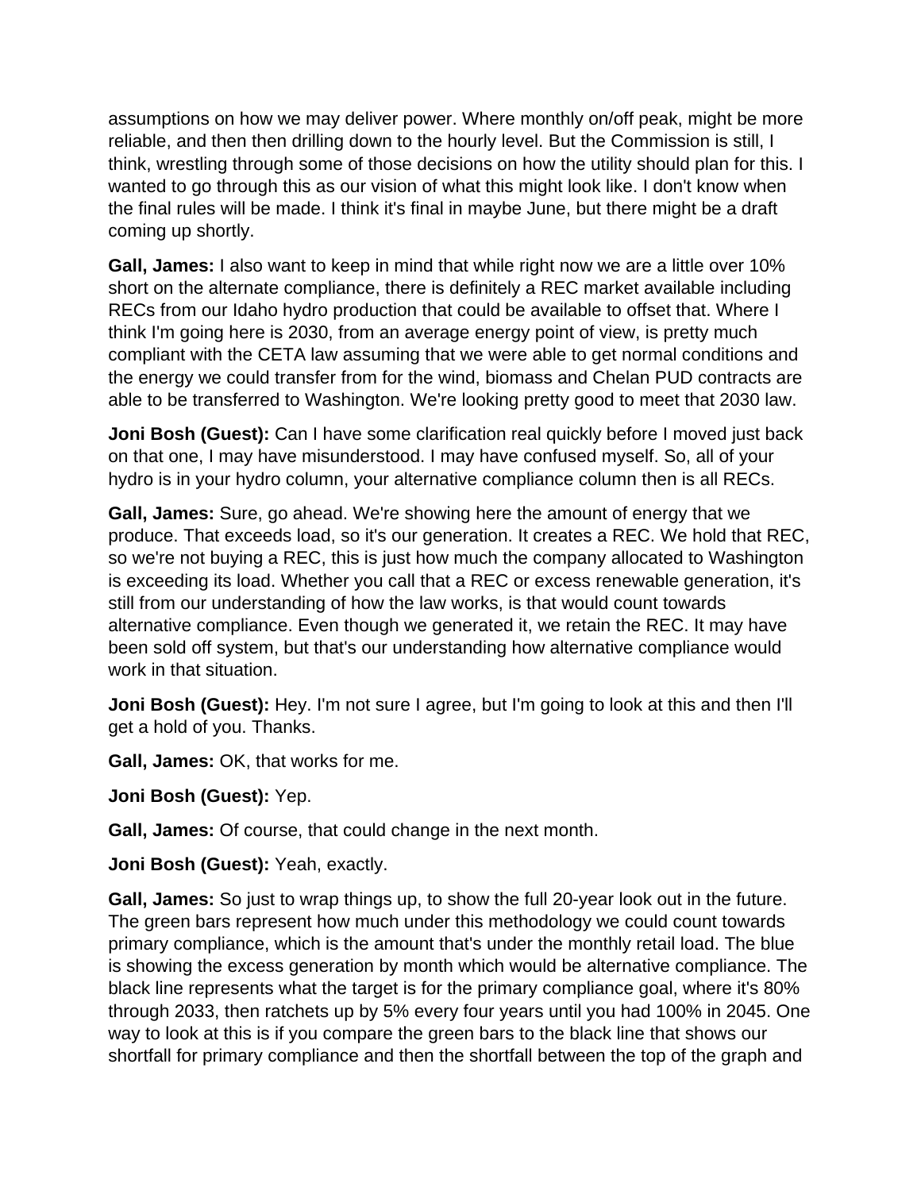assumptions on how we may deliver power. Where monthly on/off peak, might be more reliable, and then then drilling down to the hourly level. But the Commission is still, I think, wrestling through some of those decisions on how the utility should plan for this. I wanted to go through this as our vision of what this might look like. I don't know when the final rules will be made. I think it's final in maybe June, but there might be a draft coming up shortly.

**Gall, James:** I also want to keep in mind that while right now we are a little over 10% short on the alternate compliance, there is definitely a REC market available including RECs from our Idaho hydro production that could be available to offset that. Where I think I'm going here is 2030, from an average energy point of view, is pretty much compliant with the CETA law assuming that we were able to get normal conditions and the energy we could transfer from for the wind, biomass and Chelan PUD contracts are able to be transferred to Washington. We're looking pretty good to meet that 2030 law.

**Joni Bosh (Guest):** Can I have some clarification real quickly before I moved just back on that one, I may have misunderstood. I may have confused myself. So, all of your hydro is in your hydro column, your alternative compliance column then is all RECs.

**Gall, James:** Sure, go ahead. We're showing here the amount of energy that we produce. That exceeds load, so it's our generation. It creates a REC. We hold that REC, so we're not buying a REC, this is just how much the company allocated to Washington is exceeding its load. Whether you call that a REC or excess renewable generation, it's still from our understanding of how the law works, is that would count towards alternative compliance. Even though we generated it, we retain the REC. It may have been sold off system, but that's our understanding how alternative compliance would work in that situation.

**Joni Bosh (Guest):** Hey. I'm not sure I agree, but I'm going to look at this and then I'll get a hold of you. Thanks.

**Gall, James:** OK, that works for me.

**Joni Bosh (Guest):** Yep.

**Gall, James:** Of course, that could change in the next month.

**Joni Bosh (Guest):** Yeah, exactly.

**Gall, James:** So just to wrap things up, to show the full 20-year look out in the future. The green bars represent how much under this methodology we could count towards primary compliance, which is the amount that's under the monthly retail load. The blue is showing the excess generation by month which would be alternative compliance. The black line represents what the target is for the primary compliance goal, where it's 80% through 2033, then ratchets up by 5% every four years until you had 100% in 2045. One way to look at this is if you compare the green bars to the black line that shows our shortfall for primary compliance and then the shortfall between the top of the graph and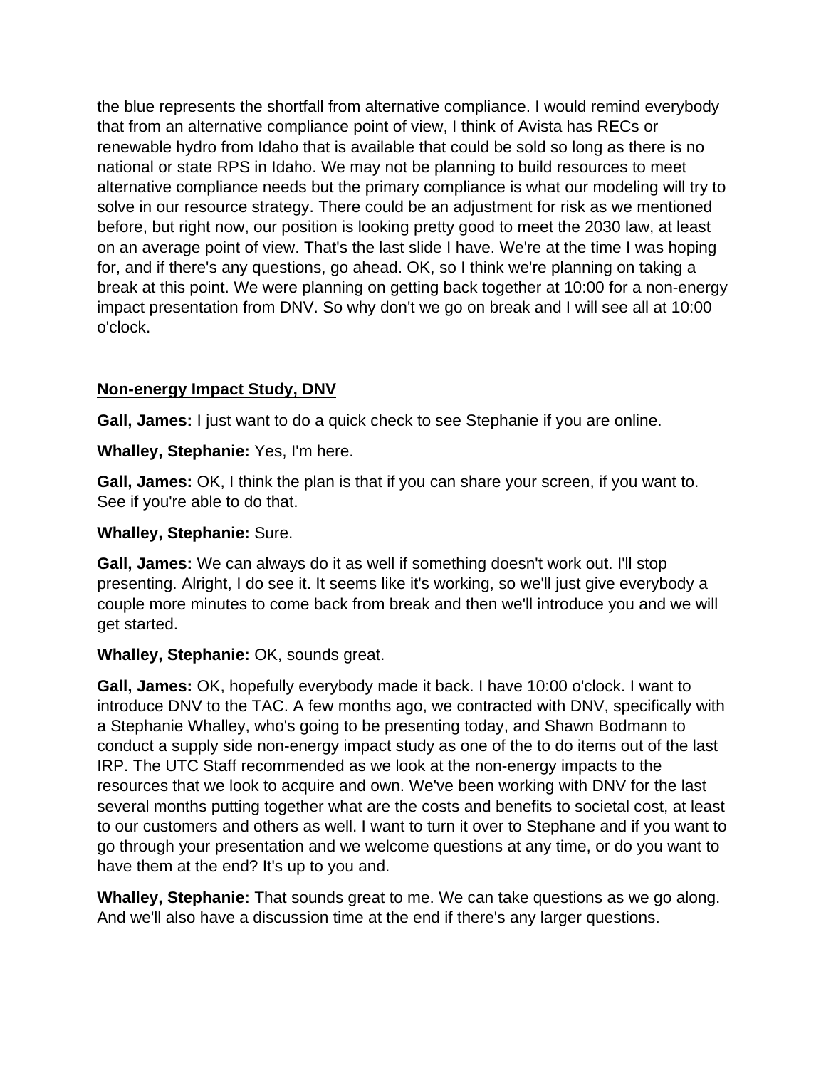the blue represents the shortfall from alternative compliance. I would remind everybody that from an alternative compliance point of view, I think of Avista has RECs or renewable hydro from Idaho that is available that could be sold so long as there is no national or state RPS in Idaho. We may not be planning to build resources to meet alternative compliance needs but the primary compliance is what our modeling will try to solve in our resource strategy. There could be an adjustment for risk as we mentioned before, but right now, our position is looking pretty good to meet the 2030 law, at least on an average point of view. That's the last slide I have. We're at the time I was hoping for, and if there's any questions, go ahead. OK, so I think we're planning on taking a break at this point. We were planning on getting back together at 10:00 for a non-energy impact presentation from DNV. So why don't we go on break and I will see all at 10:00 o'clock.

## Non-energy Impact Study, DNV

**Gall, James:** I just want to do a quick check to see Stephanie if you are online.

**Whalley, Stephanie:** Yes, I'm here.

**Gall, James:** OK, I think the plan is that if you can share your screen, if you want to. See if you're able to do that.

**Whalley, Stephanie:** Sure.

**Gall, James:** We can always do it as well if something doesn't work out. I'll stop presenting. Alright, I do see it. It seems like it's working, so we'll just give everybody a couple more minutes to come back from break and then we'll introduce you and we will get started.

**Whalley, Stephanie:** OK, sounds great.

**Gall, James:** OK, hopefully everybody made it back. I have 10:00 o'clock. I want to introduce DNV to the TAC. A few months ago, we contracted with DNV, specifically with a Stephanie Whalley, who's going to be presenting today, and Shawn Bodmann to conduct a supply side non-energy impact study as one of the to do items out of the last IRP. The UTC Staff recommended as we look at the non-energy impacts to the resources that we look to acquire and own. We've been working with DNV for the last several months putting together what are the costs and benefits to societal cost, at least to our customers and others as well. I want to turn it over to Stephane and if you want to go through your presentation and we welcome questions at any time, or do you want to have them at the end? It's up to you and.

**Whalley, Stephanie:** That sounds great to me. We can take questions as we go along. And we'll also have a discussion time at the end if there's any larger questions.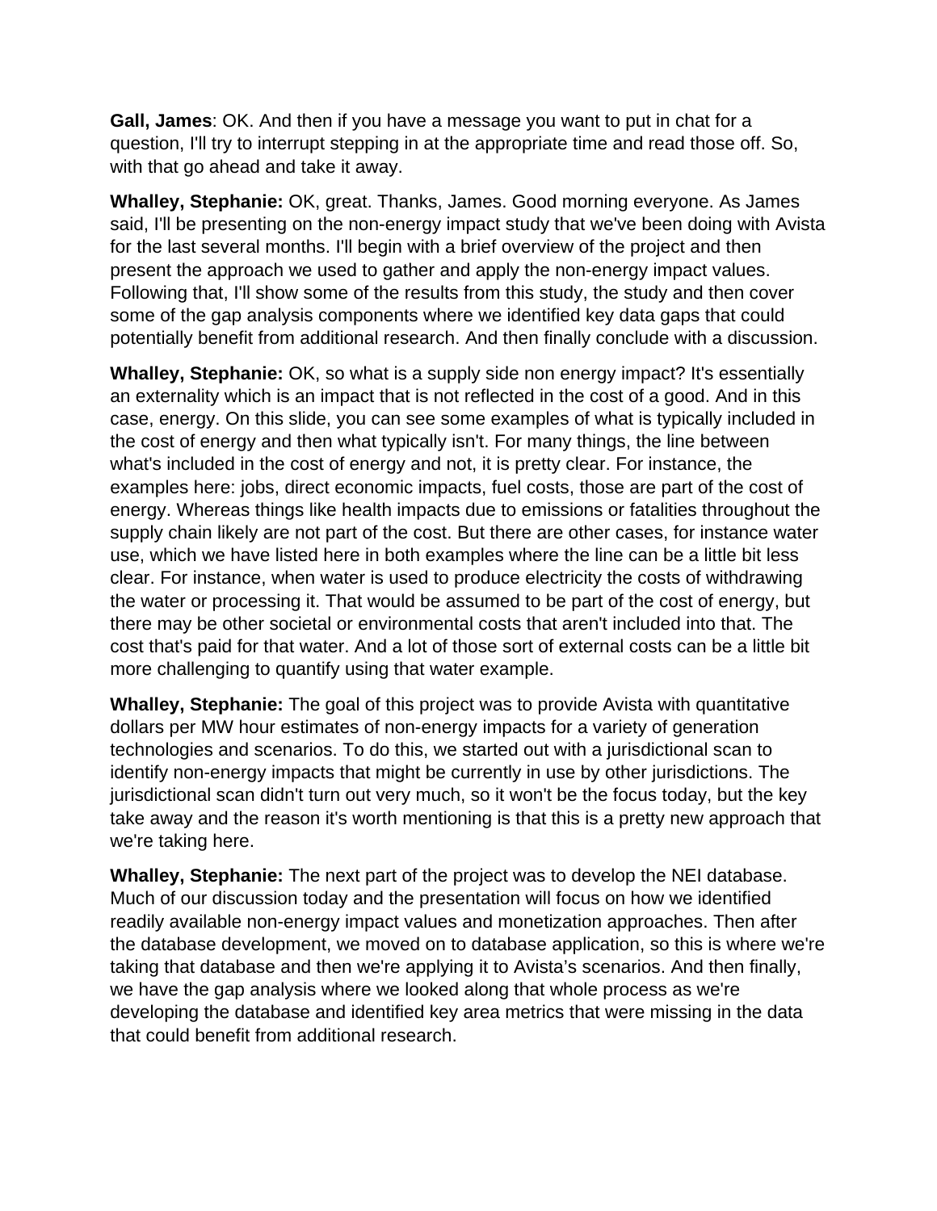**Gall, James**: OK. And then if you have a message you want to put in chat for a question, I'll try to interrupt stepping in at the appropriate time and read those off. So, with that go ahead and take it away.

**Whalley, Stephanie:** OK, great. Thanks, James. Good morning everyone. As James said, I'll be presenting on the non-energy impact study that we've been doing with Avista for the last several months. I'll begin with a brief overview of the project and then present the approach we used to gather and apply the non-energy impact values. Following that, I'll show some of the results from this study, the study and then cover some of the gap analysis components where we identified key data gaps that could potentially benefit from additional research. And then finally conclude with a discussion.

**Whalley, Stephanie:** OK, so what is a supply side non energy impact? It's essentially an externality which is an impact that is not reflected in the cost of a good. And in this case, energy. On this slide, you can see some examples of what is typically included in the cost of energy and then what typically isn't. For many things, the line between what's included in the cost of energy and not, it is pretty clear. For instance, the examples here: jobs, direct economic impacts, fuel costs, those are part of the cost of energy. Whereas things like health impacts due to emissions or fatalities throughout the supply chain likely are not part of the cost. But there are other cases, for instance water use, which we have listed here in both examples where the line can be a little bit less clear. For instance, when water is used to produce electricity the costs of withdrawing the water or processing it. That would be assumed to be part of the cost of energy, but there may be other societal or environmental costs that aren't included into that. The cost that's paid for that water. And a lot of those sort of external costs can be a little bit more challenging to quantify using that water example.

**Whalley, Stephanie:** The goal of this project was to provide Avista with quantitative dollars per MW hour estimates of non-energy impacts for a variety of generation technologies and scenarios. To do this, we started out with a jurisdictional scan to identify non-energy impacts that might be currently in use by other jurisdictions. The jurisdictional scan didn't turn out very much, so it won't be the focus today, but the key take away and the reason it's worth mentioning is that this is a pretty new approach that we're taking here.

**Whalley, Stephanie:** The next part of the project was to develop the NEI database. Much of our discussion today and the presentation will focus on how we identified readily available non-energy impact values and monetization approaches. Then after the database development, we moved on to database application, so this is where we're taking that database and then we're applying it to Avista's scenarios. And then finally, we have the gap analysis where we looked along that whole process as we're developing the database and identified key area metrics that were missing in the data that could benefit from additional research.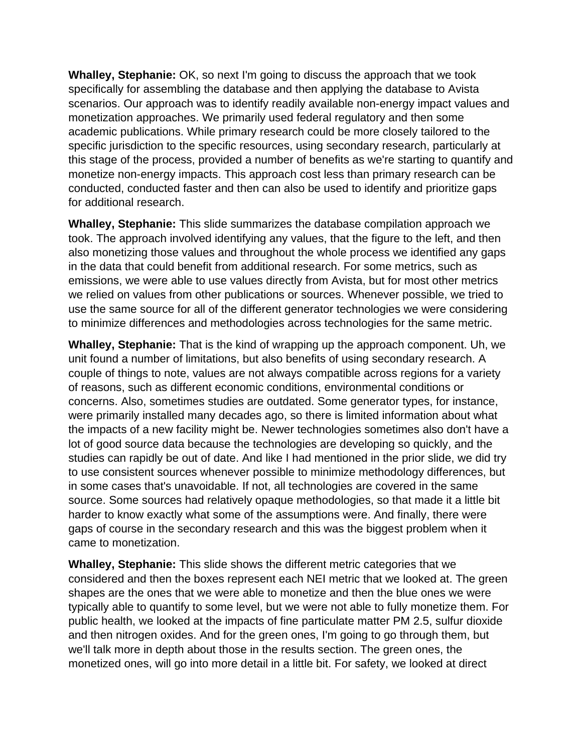**Whalley, Stephanie:** OK, so next I'm going to discuss the approach that we took specifically for assembling the database and then applying the database to Avista scenarios. Our approach was to identify readily available non-energy impact values and monetization approaches. We primarily used federal regulatory and then some academic publications. While primary research could be more closely tailored to the specific jurisdiction to the specific resources, using secondary research, particularly at this stage of the process, provided a number of benefits as we're starting to quantify and monetize non-energy impacts. This approach cost less than primary research can be conducted, conducted faster and then can also be used to identify and prioritize gaps for additional research.

**Whalley, Stephanie:** This slide summarizes the database compilation approach we took. The approach involved identifying any values, that the figure to the left, and then also monetizing those values and throughout the whole process we identified any gaps in the data that could benefit from additional research. For some metrics, such as emissions, we were able to use values directly from Avista, but for most other metrics we relied on values from other publications or sources. Whenever possible, we tried to use the same source for all of the different generator technologies we were considering to minimize differences and methodologies across technologies for the same metric.

**Whalley, Stephanie:** That is the kind of wrapping up the approach component. Uh, we unit found a number of limitations, but also benefits of using secondary research. A couple of things to note, values are not always compatible across regions for a variety of reasons, such as different economic conditions, environmental conditions or concerns. Also, sometimes studies are outdated. Some generator types, for instance, were primarily installed many decades ago, so there is limited information about what the impacts of a new facility might be. Newer technologies sometimes also don't have a lot of good source data because the technologies are developing so quickly, and the studies can rapidly be out of date. And like I had mentioned in the prior slide, we did try to use consistent sources whenever possible to minimize methodology differences, but in some cases that's unavoidable. If not, all technologies are covered in the same source. Some sources had relatively opaque methodologies, so that made it a little bit harder to know exactly what some of the assumptions were. And finally, there were gaps of course in the secondary research and this was the biggest problem when it came to monetization.

**Whalley, Stephanie:** This slide shows the different metric categories that we considered and then the boxes represent each NEI metric that we looked at. The green shapes are the ones that we were able to monetize and then the blue ones we were typically able to quantify to some level, but we were not able to fully monetize them. For public health, we looked at the impacts of fine particulate matter PM 2.5, sulfur dioxide and then nitrogen oxides. And for the green ones, I'm going to go through them, but we'll talk more in depth about those in the results section. The green ones, the monetized ones, will go into more detail in a little bit. For safety, we looked at direct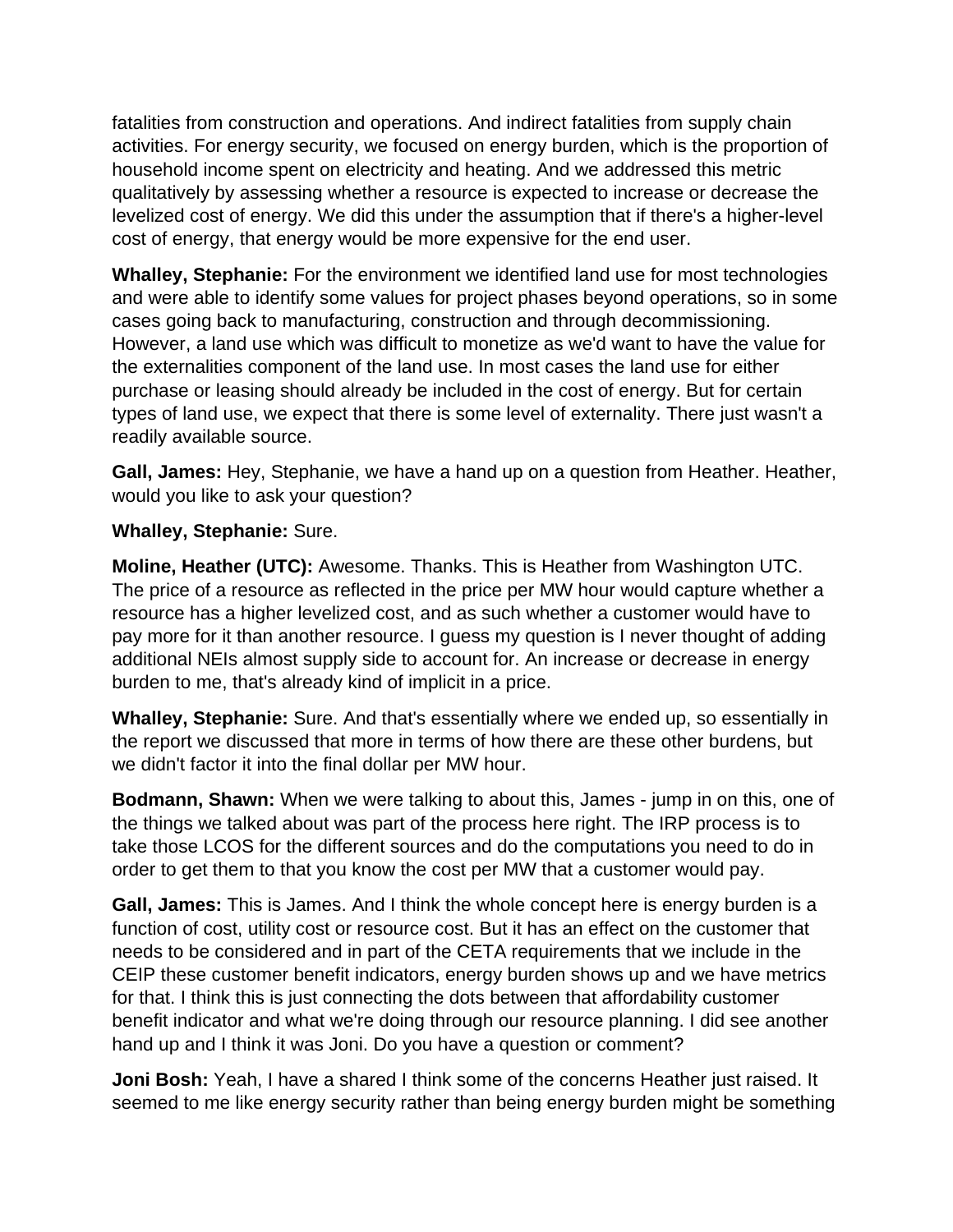fatalities from construction and operations. And indirect fatalities from supply chain activities. For energy security, we focused on energy burden, which is the proportion of household income spent on electricity and heating. And we addressed this metric qualitatively by assessing whether a resource is expected to increase or decrease the levelized cost of energy. We did this under the assumption that if there's a higher-level cost of energy, that energy would be more expensive for the end user.

**Whalley, Stephanie:** For the environment we identified land use for most technologies and were able to identify some values for project phases beyond operations, so in some cases going back to manufacturing, construction and through decommissioning. However, a land use which was difficult to monetize as we'd want to have the value for the externalities component of the land use. In most cases the land use for either purchase or leasing should already be included in the cost of energy. But for certain types of land use, we expect that there is some level of externality. There just wasn't a readily available source.

**Gall, James:** Hey, Stephanie, we have a hand up on a question from Heather. Heather, would you like to ask your question?

**Whalley, Stephanie:** Sure.

**Moline, Heather (UTC):** Awesome. Thanks. This is Heather from Washington UTC. The price of a resource as reflected in the price per MW hour would capture whether a resource has a higher levelized cost, and as such whether a customer would have to pay more for it than another resource. I guess my question is I never thought of adding additional NEIs almost supply side to account for. An increase or decrease in energy burden to me, that's already kind of implicit in a price.

**Whalley, Stephanie:** Sure. And that's essentially where we ended up, so essentially in the report we discussed that more in terms of how there are these other burdens, but we didn't factor it into the final dollar per MW hour.

**Bodmann, Shawn:** When we were talking to about this, James - jump in on this, one of the things we talked about was part of the process here right. The IRP process is to take those LCOS for the different sources and do the computations you need to do in order to get them to that you know the cost per MW that a customer would pay.

**Gall, James:** This is James. And I think the whole concept here is energy burden is a function of cost, utility cost or resource cost. But it has an effect on the customer that needs to be considered and in part of the CETA requirements that we include in the CEIP these customer benefit indicators, energy burden shows up and we have metrics for that. I think this is just connecting the dots between that affordability customer benefit indicator and what we're doing through our resource planning. I did see another hand up and I think it was Joni. Do you have a question or comment?

**Joni Bosh:** Yeah, I have a shared I think some of the concerns Heather just raised. It seemed to me like energy security rather than being energy burden might be something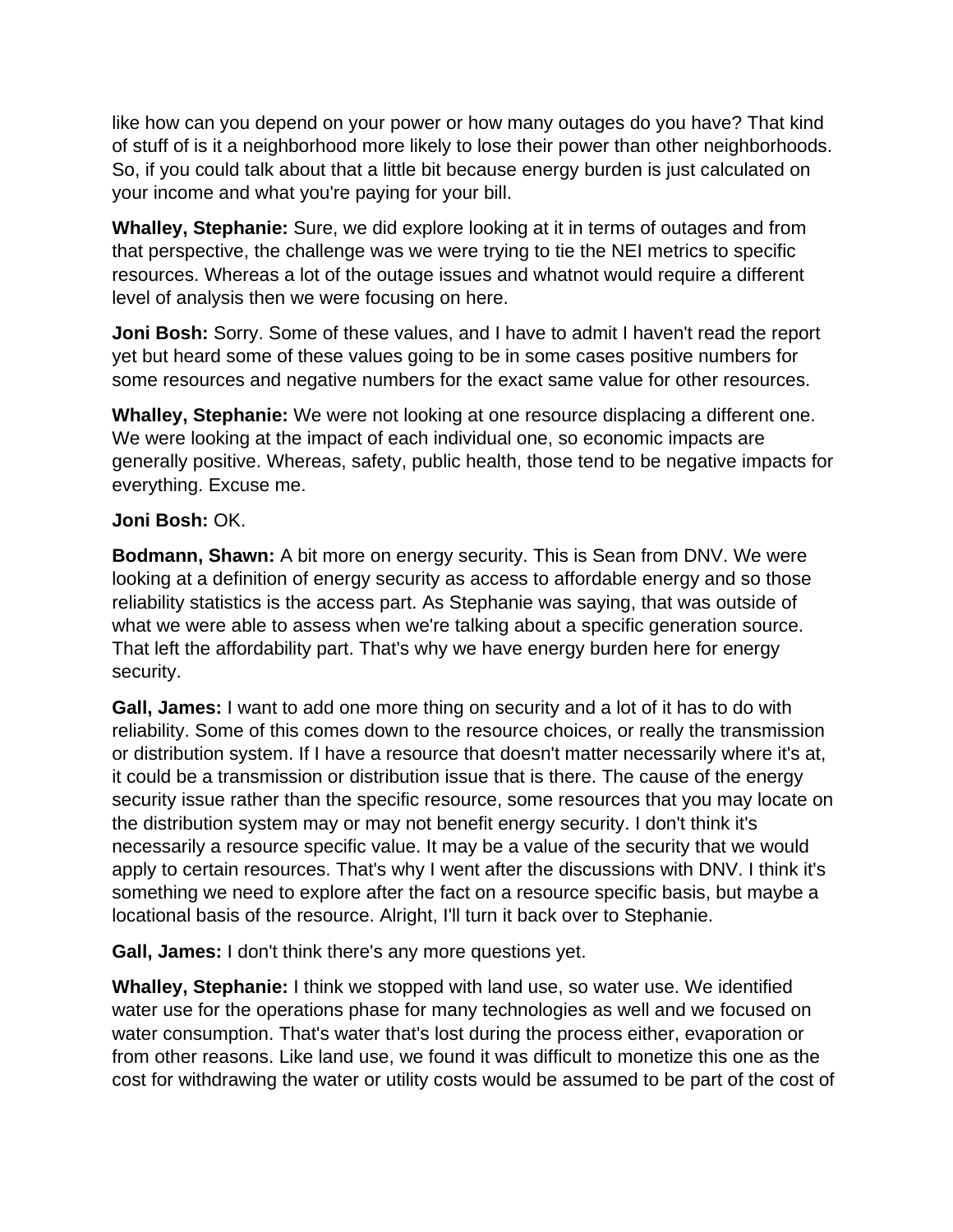like how can you depend on your power or how many outages do you have? That kind of stuff of is it a neighborhood more likely to lose their power than other neighborhoods. So, if you could talk about that a little bit because energy burden is just calculated on your income and what you're paying for your bill.

**Whalley, Stephanie:** Sure, we did explore looking at it in terms of outages and from that perspective, the challenge was we were trying to tie the NEI metrics to specific resources. Whereas a lot of the outage issues and whatnot would require a different level of analysis then we were focusing on here.

**Joni Bosh:** Sorry. Some of these values, and I have to admit I haven't read the report yet but heard some of these values going to be in some cases positive numbers for some resources and negative numbers for the exact same value for other resources.

**Whalley, Stephanie:** We were not looking at one resource displacing a different one. We were looking at the impact of each individual one, so economic impacts are generally positive. Whereas, safety, public health, those tend to be negative impacts for everything. Excuse me.

**Joni Bosh:** OK.

**Bodmann, Shawn:** A bit more on energy security. This is Sean from DNV. We were looking at a definition of energy security as access to affordable energy and so those reliability statistics is the access part. As Stephanie was saying, that was outside of what we were able to assess when we're talking about a specific generation source. That left the affordability part. That's why we have energy burden here for energy security.

**Gall, James:** I want to add one more thing on security and a lot of it has to do with reliability. Some of this comes down to the resource choices, or really the transmission or distribution system. If I have a resource that doesn't matter necessarily where it's at, it could be a transmission or distribution issue that is there. The cause of the energy security issue rather than the specific resource, some resources that you may locate on the distribution system may or may not benefit energy security. I don't think it's necessarily a resource specific value. It may be a value of the security that we would apply to certain resources. That's why I went after the discussions with DNV. I think it's something we need to explore after the fact on a resource specific basis, but maybe a locational basis of the resource. Alright, I'll turn it back over to Stephanie.

**Gall, James:** I don't think there's any more questions yet.

**Whalley, Stephanie:** I think we stopped with land use, so water use. We identified water use for the operations phase for many technologies as well and we focused on water consumption. That's water that's lost during the process either, evaporation or from other reasons. Like land use, we found it was difficult to monetize this one as the cost for withdrawing the water or utility costs would be assumed to be part of the cost of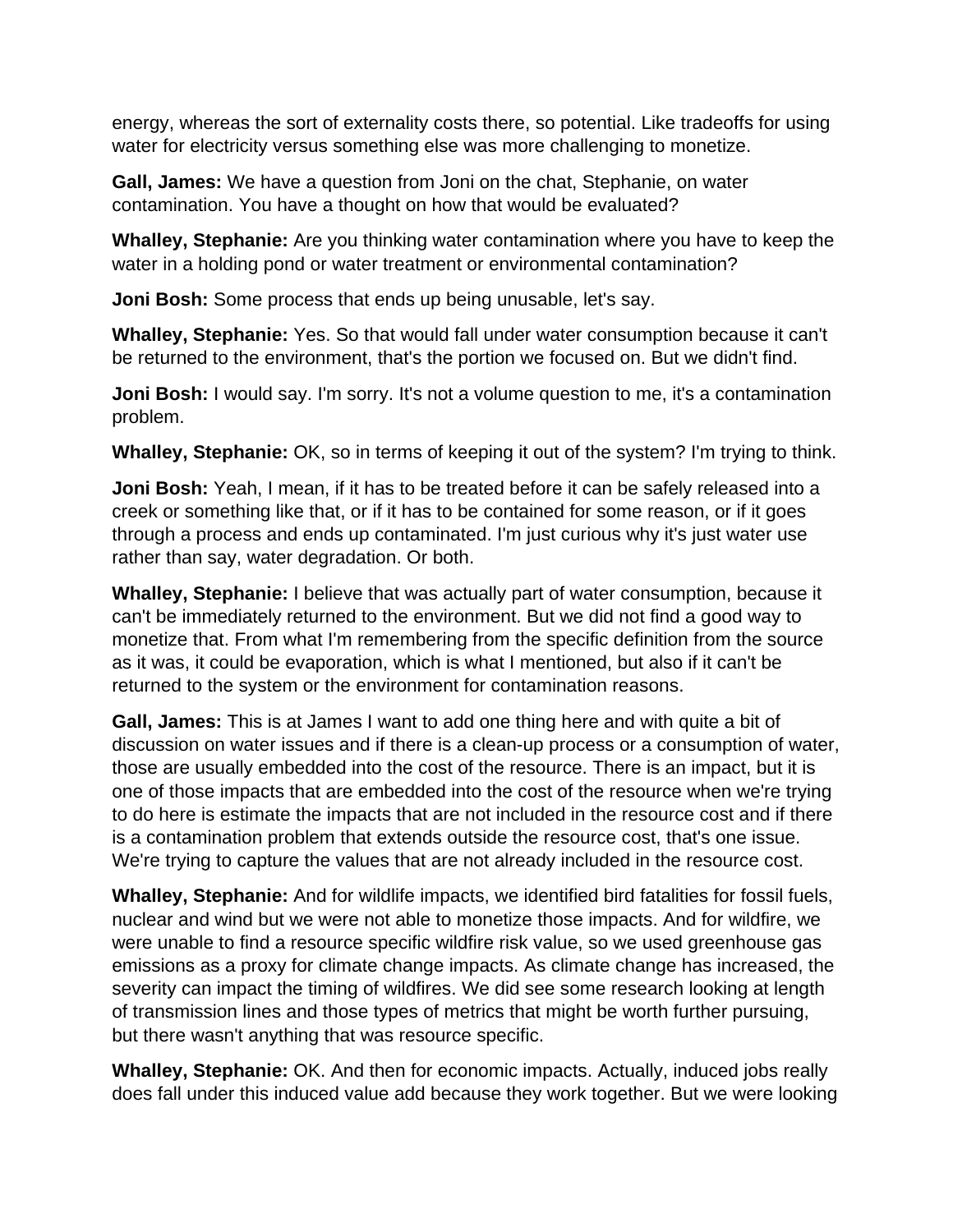energy, whereas the sort of externality costs there, so potential. Like tradeoffs for using water for electricity versus something else was more challenging to monetize.

**Gall, James:** We have a question from Joni on the chat, Stephanie, on water contamination. You have a thought on how that would be evaluated?

**Whalley, Stephanie:** Are you thinking water contamination where you have to keep the water in a holding pond or water treatment or environmental contamination?

**Joni Bosh:** Some process that ends up being unusable, let's say.

**Whalley, Stephanie:** Yes. So that would fall under water consumption because it can't be returned to the environment, that's the portion we focused on. But we didn't find.

**Joni Bosh:** I would say. I'm sorry. It's not a volume question to me, it's a contamination problem.

**Whalley, Stephanie:** OK, so in terms of keeping it out of the system? I'm trying to think.

**Joni Bosh:** Yeah, I mean, if it has to be treated before it can be safely released into a creek or something like that, or if it has to be contained for some reason, or if it goes through a process and ends up contaminated. I'm just curious why it's just water use rather than say, water degradation. Or both.

**Whalley, Stephanie:** I believe that was actually part of water consumption, because it can't be immediately returned to the environment. But we did not find a good way to monetize that. From what I'm remembering from the specific definition from the source as it was, it could be evaporation, which is what I mentioned, but also if it can't be returned to the system or the environment for contamination reasons.

**Gall, James:** This is at James I want to add one thing here and with quite a bit of discussion on water issues and if there is a clean-up process or a consumption of water, those are usually embedded into the cost of the resource. There is an impact, but it is one of those impacts that are embedded into the cost of the resource when we're trying to do here is estimate the impacts that are not included in the resource cost and if there is a contamination problem that extends outside the resource cost, that's one issue. We're trying to capture the values that are not already included in the resource cost.

**Whalley, Stephanie:** And for wildlife impacts, we identified bird fatalities for fossil fuels, nuclear and wind but we were not able to monetize those impacts. And for wildfire, we were unable to find a resource specific wildfire risk value, so we used greenhouse gas emissions as a proxy for climate change impacts. As climate change has increased, the severity can impact the timing of wildfires. We did see some research looking at length of transmission lines and those types of metrics that might be worth further pursuing, but there wasn't anything that was resource specific.

**Whalley, Stephanie:** OK. And then for economic impacts. Actually, induced jobs really does fall under this induced value add because they work together. But we were looking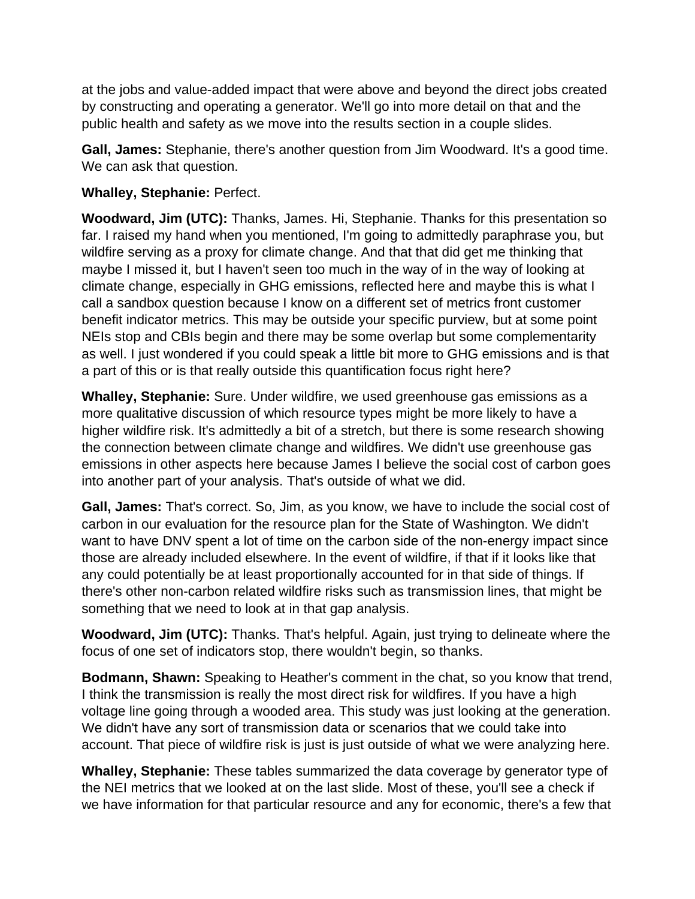at the jobs and value-added impact that were above and beyond the direct jobs created by constructing and operating a generator. We'll go into more detail on that and the public health and safety as we move into the results section in a couple slides.

**Gall, James:** Stephanie, there's another question from Jim Woodward. It's a good time. We can ask that question.

**Whalley, Stephanie:** Perfect.

**Woodward, Jim (UTC):** Thanks, James. Hi, Stephanie. Thanks for this presentation so far. I raised my hand when you mentioned, I'm going to admittedly paraphrase you, but wildfire serving as a proxy for climate change. And that that did get me thinking that maybe I missed it, but I haven't seen too much in the way of in the way of looking at climate change, especially in GHG emissions, reflected here and maybe this is what I call a sandbox question because I know on a different set of metrics front customer benefit indicator metrics. This may be outside your specific purview, but at some point NEIs stop and CBIs begin and there may be some overlap but some complementarity as well. I just wondered if you could speak a little bit more to GHG emissions and is that a part of this or is that really outside this quantification focus right here?

**Whalley, Stephanie:** Sure. Under wildfire, we used greenhouse gas emissions as a more qualitative discussion of which resource types might be more likely to have a higher wildfire risk. It's admittedly a bit of a stretch, but there is some research showing the connection between climate change and wildfires. We didn't use greenhouse gas emissions in other aspects here because James I believe the social cost of carbon goes into another part of your analysis. That's outside of what we did.

**Gall, James:** That's correct. So, Jim, as you know, we have to include the social cost of carbon in our evaluation for the resource plan for the State of Washington. We didn't want to have DNV spent a lot of time on the carbon side of the non-energy impact since those are already included elsewhere. In the event of wildfire, if that if it looks like that any could potentially be at least proportionally accounted for in that side of things. If there's other non-carbon related wildfire risks such as transmission lines, that might be something that we need to look at in that gap analysis.

**Woodward, Jim (UTC):** Thanks. That's helpful. Again, just trying to delineate where the focus of one set of indicators stop, there wouldn't begin, so thanks.

**Bodmann, Shawn:** Speaking to Heather's comment in the chat, so you know that trend, I think the transmission is really the most direct risk for wildfires. If you have a high voltage line going through a wooded area. This study was just looking at the generation. We didn't have any sort of transmission data or scenarios that we could take into account. That piece of wildfire risk is just is just outside of what we were analyzing here.

**Whalley, Stephanie:** These tables summarized the data coverage by generator type of the NEI metrics that we looked at on the last slide. Most of these, you'll see a check if we have information for that particular resource and any for economic, there's a few that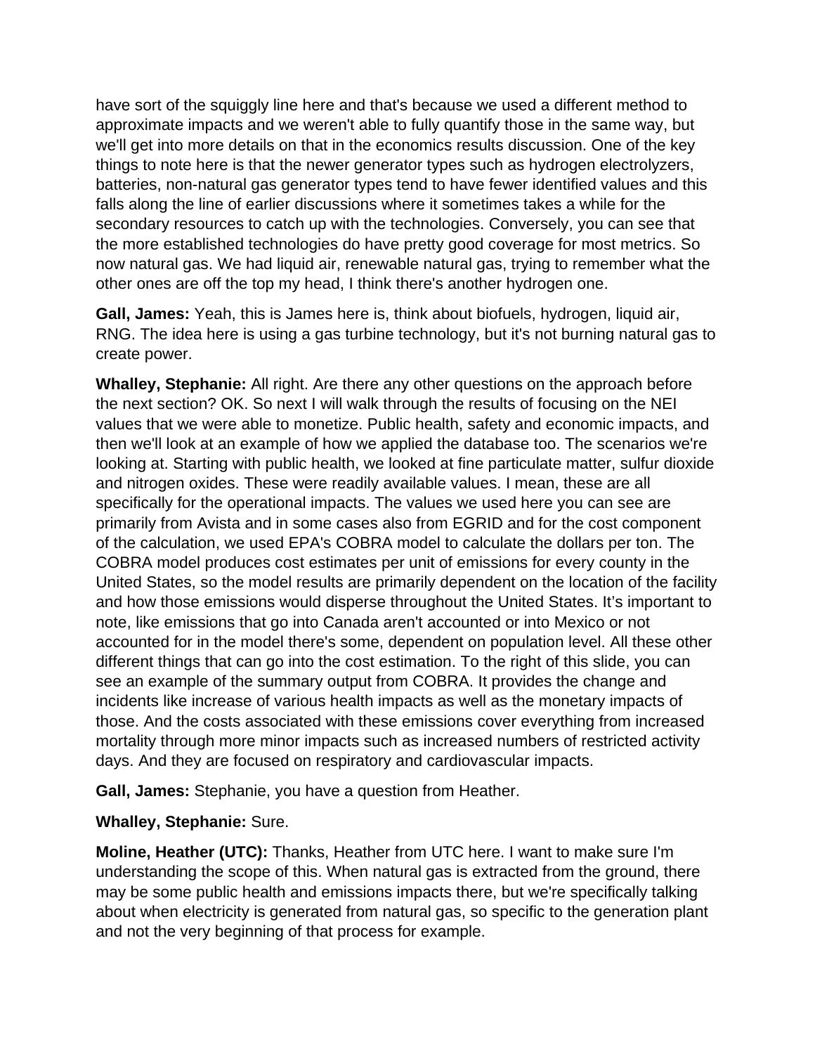have sort of the squiggly line here and that's because we used a different method to approximate impacts and we weren't able to fully quantify those in the same way, but we'll get into more details on that in the economics results discussion. One of the key things to note here is that the newer generator types such as hydrogen electrolyzers, batteries, non-natural gas generator types tend to have fewer identified values and this falls along the line of earlier discussions where it sometimes takes a while for the secondary resources to catch up with the technologies. Conversely, you can see that the more established technologies do have pretty good coverage for most metrics. So now natural gas. We had liquid air, renewable natural gas, trying to remember what the other ones are off the top my head, I think there's another hydrogen one.

**Gall, James:** Yeah, this is James here is, think about biofuels, hydrogen, liquid air, RNG. The idea here is using a gas turbine technology, but it's not burning natural gas to create power.

**Whalley, Stephanie:** All right. Are there any other questions on the approach before the next section? OK. So next I will walk through the results of focusing on the NEI values that we were able to monetize. Public health, safety and economic impacts, and then we'll look at an example of how we applied the database too. The scenarios we're looking at. Starting with public health, we looked at fine particulate matter, sulfur dioxide and nitrogen oxides. These were readily available values. I mean, these are all specifically for the operational impacts. The values we used here you can see are primarily from Avista and in some cases also from EGRID and for the cost component of the calculation, we used EPA's COBRA model to calculate the dollars per ton. The COBRA model produces cost estimates per unit of emissions for every county in the United States, so the model results are primarily dependent on the location of the facility and how those emissions would disperse throughout the United States. It's important to note, like emissions that go into Canada aren't accounted or into Mexico or not accounted for in the model there's some, dependent on population level. All these other different things that can go into the cost estimation. To the right of this slide, you can see an example of the summary output from COBRA. It provides the change and incidents like increase of various health impacts as well as the monetary impacts of those. And the costs associated with these emissions cover everything from increased mortality through more minor impacts such as increased numbers of restricted activity days. And they are focused on respiratory and cardiovascular impacts.

**Gall, James:** Stephanie, you have a question from Heather.

**Whalley, Stephanie:** Sure.

**Moline, Heather (UTC):** Thanks, Heather from UTC here. I want to make sure I'm understanding the scope of this. When natural gas is extracted from the ground, there may be some public health and emissions impacts there, but we're specifically talking about when electricity is generated from natural gas, so specific to the generation plant and not the very beginning of that process for example.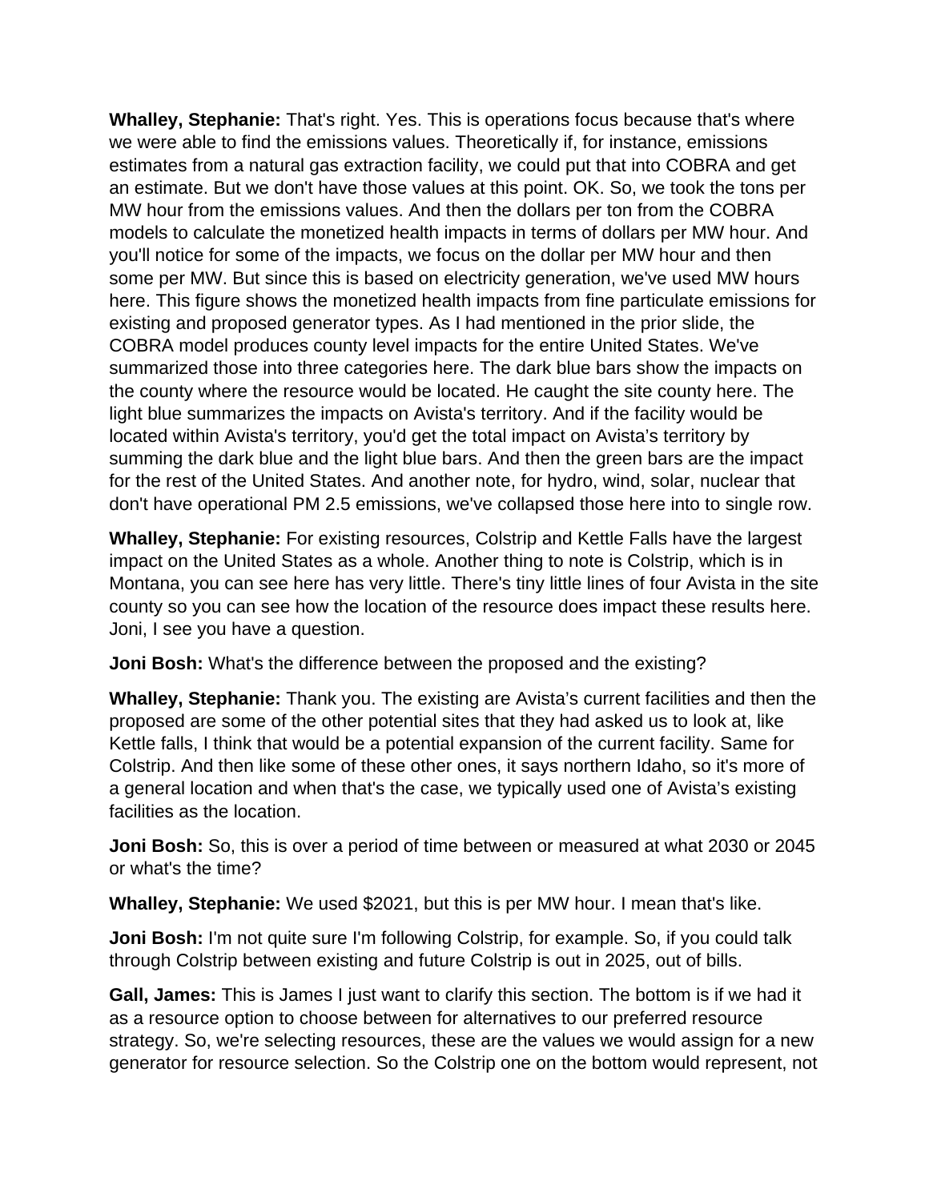**Whalley, Stephanie:** That's right. Yes. This is operations focus because that's where we were able to find the emissions values. Theoretically if, for instance, emissions estimates from a natural gas extraction facility, we could put that into COBRA and get an estimate. But we don't have those values at this point. OK. So, we took the tons per MW hour from the emissions values. And then the dollars per ton from the COBRA models to calculate the monetized health impacts in terms of dollars per MW hour. And you'll notice for some of the impacts, we focus on the dollar per MW hour and then some per MW. But since this is based on electricity generation, we've used MW hours here. This figure shows the monetized health impacts from fine particulate emissions for existing and proposed generator types. As I had mentioned in the prior slide, the COBRA model produces county level impacts for the entire United States. We've summarized those into three categories here. The dark blue bars show the impacts on the county where the resource would be located. He caught the site county here. The light blue summarizes the impacts on Avista's territory. And if the facility would be located within Avista's territory, you'd get the total impact on Avista's territory by summing the dark blue and the light blue bars. And then the green bars are the impact for the rest of the United States. And another note, for hydro, wind, solar, nuclear that don't have operational PM 2.5 emissions, we've collapsed those here into to single row.

**Whalley, Stephanie:** For existing resources, Colstrip and Kettle Falls have the largest impact on the United States as a whole. Another thing to note is Colstrip, which is in Montana, you can see here has very little. There's tiny little lines of four Avista in the site county so you can see how the location of the resource does impact these results here. Joni, I see you have a question.

**Joni Bosh:** What's the difference between the proposed and the existing?

**Whalley, Stephanie:** Thank you. The existing are Avista's current facilities and then the proposed are some of the other potential sites that they had asked us to look at, like Kettle falls, I think that would be a potential expansion of the current facility. Same for Colstrip. And then like some of these other ones, it says northern Idaho, so it's more of a general location and when that's the case, we typically used one of Avista's existing facilities as the location.

**Joni Bosh:** So, this is over a period of time between or measured at what 2030 or 2045 or what's the time?

**Whalley, Stephanie:** We used $2021, but this is per MW hour. I mean that's like.

**Joni Bosh:** I'm not quite sure I'm following Colstrip, for example. So, if you could talk through Colstrip between existing and future Colstrip is out in 2025, out of bills.

**Gall, James:** This is James I just want to clarify this section. The bottom is if we had it as a resource option to choose between for alternatives to our preferred resource strategy. So, we're selecting resources, these are the values we would assign for a new generator for resource selection. So the Colstrip one on the bottom would represent, not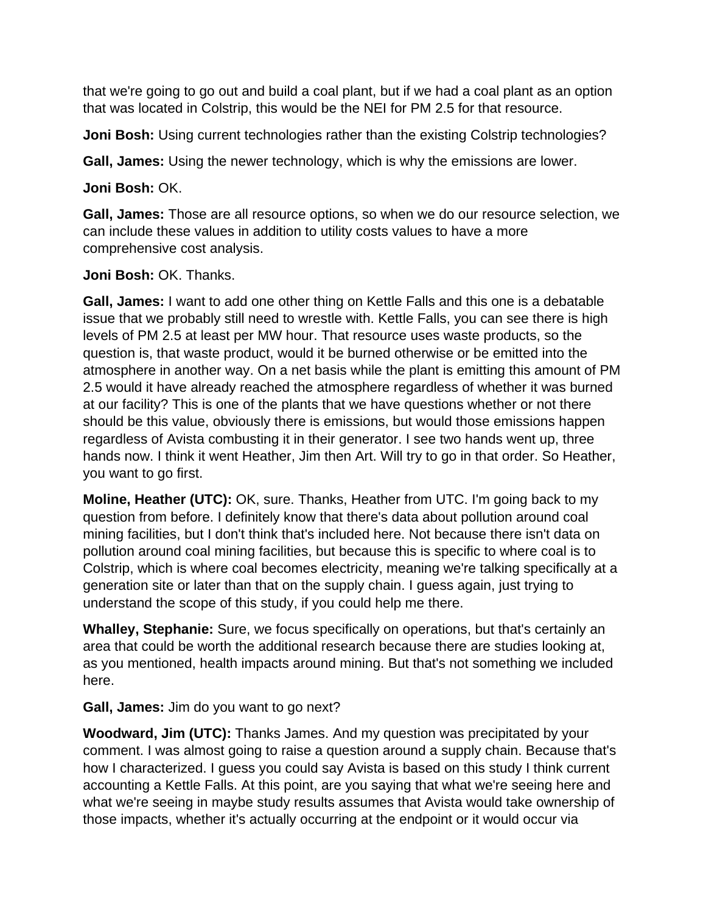that we're going to go out and build a coal plant, but if we had a coal plant as an option that was located in Colstrip, this would be the NEI for PM 2.5 for that resource.

**Joni Bosh:** Using current technologies rather than the existing Colstrip technologies?

**Gall, James:** Using the newer technology, which is why the emissions are lower.

**Joni Bosh:** OK.

**Gall, James:** Those are all resource options, so when we do our resource selection, we can include these values in addition to utility costs values to have a more comprehensive cost analysis.

**Joni Bosh:** OK. Thanks.

**Gall, James:** I want to add one other thing on Kettle Falls and this one is a debatable issue that we probably still need to wrestle with. Kettle Falls, you can see there is high levels of PM 2.5 at least per MW hour. That resource uses waste products, so the question is, that waste product, would it be burned otherwise or be emitted into the atmosphere in another way. On a net basis while the plant is emitting this amount of PM 2.5 would it have already reached the atmosphere regardless of whether it was burned at our facility? This is one of the plants that we have questions whether or not there should be this value, obviously there is emissions, but would those emissions happen regardless of Avista combusting it in their generator. I see two hands went up, three hands now. I think it went Heather, Jim then Art. Will try to go in that order. So Heather, you want to go first.

**Moline, Heather (UTC):** OK, sure. Thanks, Heather from UTC. I'm going back to my question from before. I definitely know that there's data about pollution around coal mining facilities, but I don't think that's included here. Not because there isn't data on pollution around coal mining facilities, but because this is specific to where coal is to Colstrip, which is where coal becomes electricity, meaning we're talking specifically at a generation site or later than that on the supply chain. I guess again, just trying to understand the scope of this study, if you could help me there.

**Whalley, Stephanie:** Sure, we focus specifically on operations, but that's certainly an area that could be worth the additional research because there are studies looking at, as you mentioned, health impacts around mining. But that's not something we included here.

**Gall, James:** Jim do you want to go next?

**Woodward, Jim (UTC):** Thanks James. And my question was precipitated by your comment. I was almost going to raise a question around a supply chain. Because that's how I characterized. I guess you could say Avista is based on this study I think current accounting a Kettle Falls. At this point, are you saying that what we're seeing here and what we're seeing in maybe study results assumes that Avista would take ownership of those impacts, whether it's actually occurring at the endpoint or it would occur via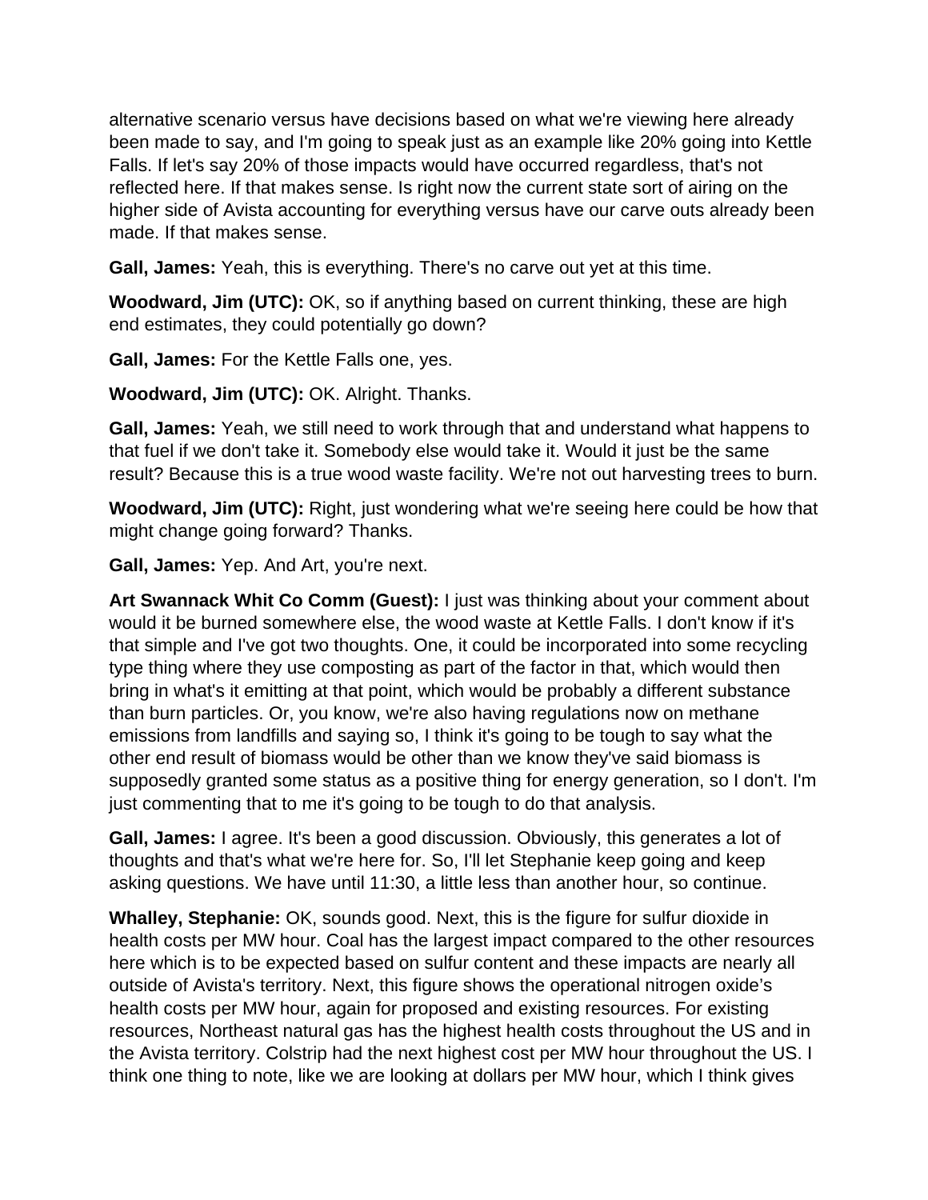alternative scenario versus have decisions based on what we're viewing here already been made to say, and I'm going to speak just as an example like 20% going into Kettle Falls. If let's say 20% of those impacts would have occurred regardless, that's not reflected here. If that makes sense. Is right now the current state sort of airing on the higher side of Avista accounting for everything versus have our carve outs already been made. If that makes sense.

**Gall, James:** Yeah, this is everything. There's no carve out yet at this time.

**Woodward, Jim (UTC):** OK, so if anything based on current thinking, these are high end estimates, they could potentially go down?

**Gall, James:** For the Kettle Falls one, yes.

**Woodward, Jim (UTC):** OK. Alright. Thanks.

**Gall, James:** Yeah, we still need to work through that and understand what happens to that fuel if we don't take it. Somebody else would take it. Would it just be the same result? Because this is a true wood waste facility. We're not out harvesting trees to burn.

**Woodward, Jim (UTC):** Right, just wondering what we're seeing here could be how that might change going forward? Thanks.

**Gall, James:** Yep. And Art, you're next.

**Art Swannack Whit Co Comm (Guest):** I just was thinking about your comment about would it be burned somewhere else, the wood waste at Kettle Falls. I don't know if it's that simple and I've got two thoughts. One, it could be incorporated into some recycling type thing where they use composting as part of the factor in that, which would then bring in what's it emitting at that point, which would be probably a different substance than burn particles. Or, you know, we're also having regulations now on methane emissions from landfills and saying so, I think it's going to be tough to say what the other end result of biomass would be other than we know they've said biomass is supposedly granted some status as a positive thing for energy generation, so I don't. I'm just commenting that to me it's going to be tough to do that analysis.

**Gall, James:** I agree. It's been a good discussion. Obviously, this generates a lot of thoughts and that's what we're here for. So, I'll let Stephanie keep going and keep asking questions. We have until 11:30, a little less than another hour, so continue.

**Whalley, Stephanie:** OK, sounds good. Next, this is the figure for sulfur dioxide in health costs per MW hour. Coal has the largest impact compared to the other resources here which is to be expected based on sulfur content and these impacts are nearly all outside of Avista's territory. Next, this figure shows the operational nitrogen oxide's health costs per MW hour, again for proposed and existing resources. For existing resources, Northeast natural gas has the highest health costs throughout the US and in the Avista territory. Colstrip had the next highest cost per MW hour throughout the US. I think one thing to note, like we are looking at dollars per MW hour, which I think gives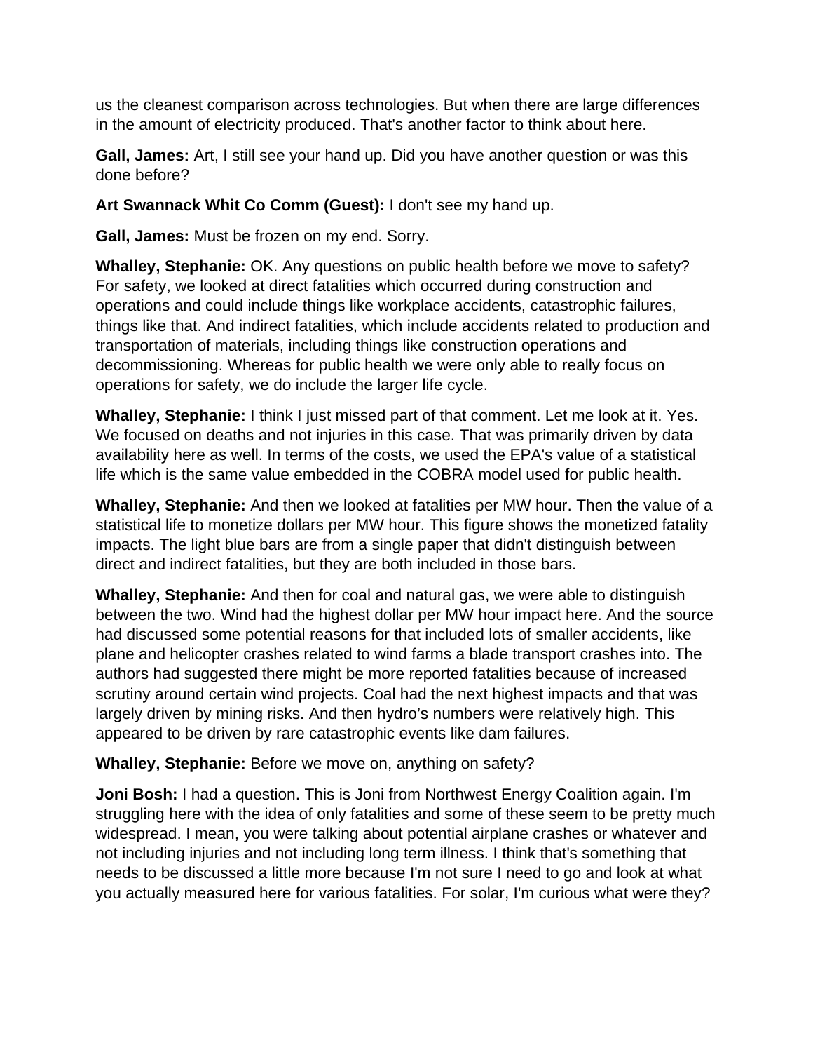us the cleanest comparison across technologies. But when there are large differences in the amount of electricity produced. That's another factor to think about here.

**Gall, James:** Art, I still see your hand up. Did you have another question or was this done before?

**Art Swannack Whit Co Comm (Guest):** I don't see my hand up.

**Gall, James:** Must be frozen on my end. Sorry.

**Whalley, Stephanie:** OK. Any questions on public health before we move to safety? For safety, we looked at direct fatalities which occurred during construction and operations and could include things like workplace accidents, catastrophic failures, things like that. And indirect fatalities, which include accidents related to production and transportation of materials, including things like construction operations and decommissioning. Whereas for public health we were only able to really focus on operations for safety, we do include the larger life cycle.

**Whalley, Stephanie:** I think I just missed part of that comment. Let me look at it. Yes. We focused on deaths and not injuries in this case. That was primarily driven by data availability here as well. In terms of the costs, we used the EPA's value of a statistical life which is the same value embedded in the COBRA model used for public health.

**Whalley, Stephanie:** And then we looked at fatalities per MW hour. Then the value of a statistical life to monetize dollars per MW hour. This figure shows the monetized fatality impacts. The light blue bars are from a single paper that didn't distinguish between direct and indirect fatalities, but they are both included in those bars.

**Whalley, Stephanie:** And then for coal and natural gas, we were able to distinguish between the two. Wind had the highest dollar per MW hour impact here. And the source had discussed some potential reasons for that included lots of smaller accidents, like plane and helicopter crashes related to wind farms a blade transport crashes into. The authors had suggested there might be more reported fatalities because of increased scrutiny around certain wind projects. Coal had the next highest impacts and that was largely driven by mining risks. And then hydro's numbers were relatively high. This appeared to be driven by rare catastrophic events like dam failures.

**Whalley, Stephanie:** Before we move on, anything on safety?

**Joni Bosh:** I had a question. This is Joni from Northwest Energy Coalition again. I'm struggling here with the idea of only fatalities and some of these seem to be pretty much widespread. I mean, you were talking about potential airplane crashes or whatever and not including injuries and not including long term illness. I think that's something that needs to be discussed a little more because I'm not sure I need to go and look at what you actually measured here for various fatalities. For solar, I'm curious what were they?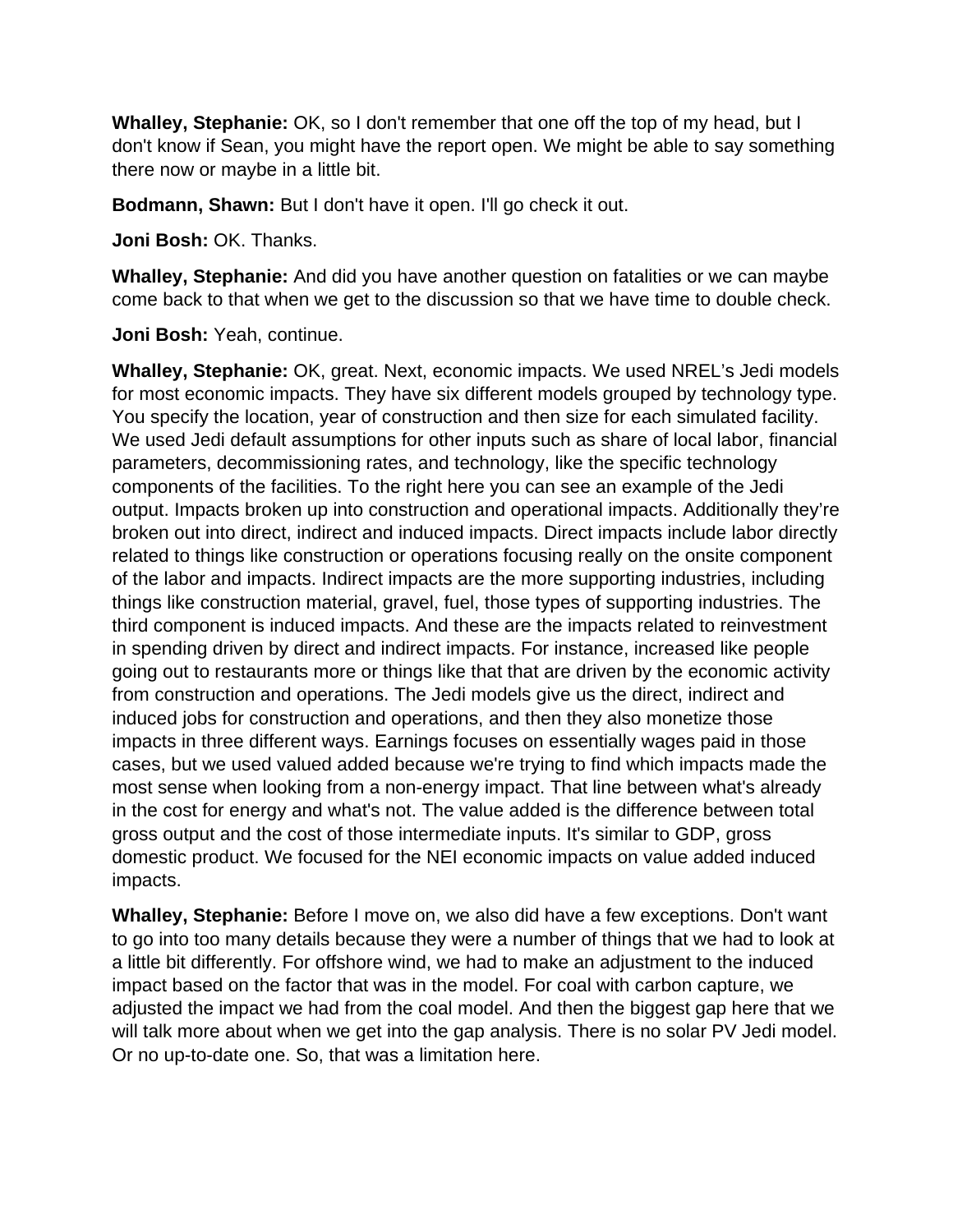**Whalley, Stephanie:** OK, so I don't remember that one off the top of my head, but I don't know if Sean, you might have the report open. We might be able to say something there now or maybe in a little bit.

**Bodmann, Shawn:** But I don't have it open. I'll go check it out.

**Joni Bosh:** OK. Thanks.

**Whalley, Stephanie:** And did you have another question on fatalities or we can maybe come back to that when we get to the discussion so that we have time to double check.

**Joni Bosh:** Yeah, continue.

**Whalley, Stephanie:** OK, great. Next, economic impacts. We used NREL's Jedi models for most economic impacts. They have six different models grouped by technology type. You specify the location, year of construction and then size for each simulated facility. We used Jedi default assumptions for other inputs such as share of local labor, financial parameters, decommissioning rates, and technology, like the specific technology components of the facilities. To the right here you can see an example of the Jedi output. Impacts broken up into construction and operational impacts. Additionally they're broken out into direct, indirect and induced impacts. Direct impacts include labor directly related to things like construction or operations focusing really on the onsite component of the labor and impacts. Indirect impacts are the more supporting industries, including things like construction material, gravel, fuel, those types of supporting industries. The third component is induced impacts. And these are the impacts related to reinvestment in spending driven by direct and indirect impacts. For instance, increased like people going out to restaurants more or things like that that are driven by the economic activity from construction and operations. The Jedi models give us the direct, indirect and induced jobs for construction and operations, and then they also monetize those impacts in three different ways. Earnings focuses on essentially wages paid in those cases, but we used valued added because we're trying to find which impacts made the most sense when looking from a non-energy impact. That line between what's already in the cost for energy and what's not. The value added is the difference between total gross output and the cost of those intermediate inputs. It's similar to GDP, gross domestic product. We focused for the NEI economic impacts on value added induced impacts.

**Whalley, Stephanie:** Before I move on, we also did have a few exceptions. Don't want to go into too many details because they were a number of things that we had to look at a little bit differently. For offshore wind, we had to make an adjustment to the induced impact based on the factor that was in the model. For coal with carbon capture, we adjusted the impact we had from the coal model. And then the biggest gap here that we will talk more about when we get into the gap analysis. There is no solar PV Jedi model. Or no up-to-date one. So, that was a limitation here.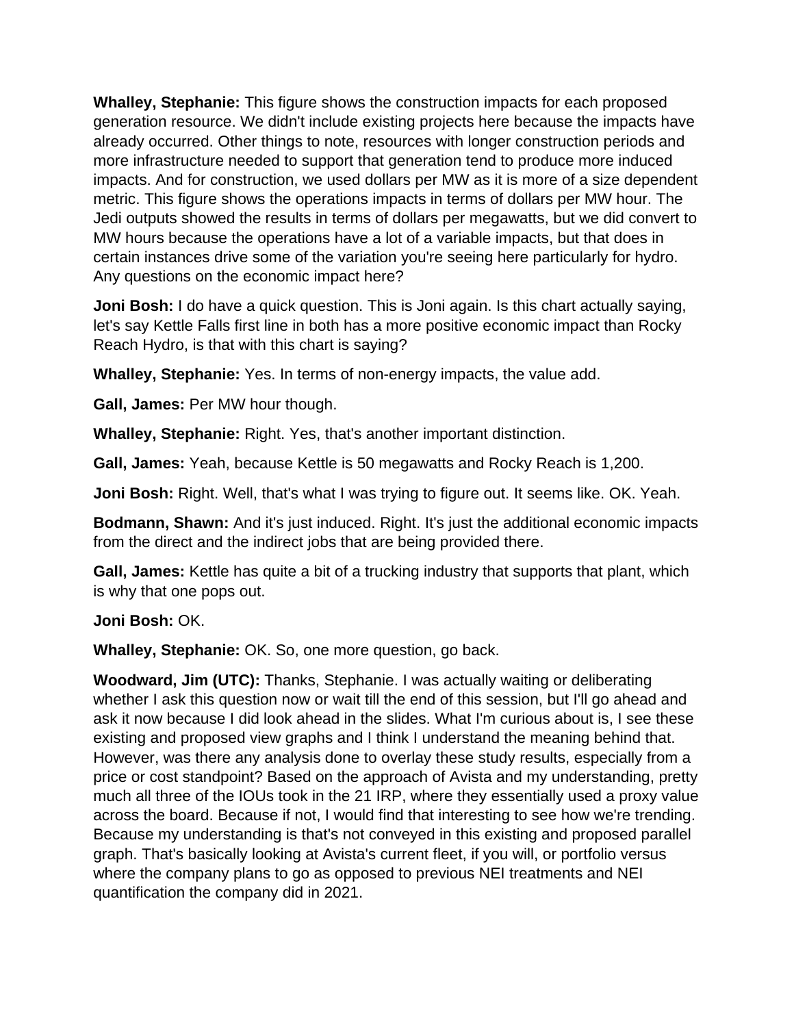**Whalley, Stephanie:** This figure shows the construction impacts for each proposed generation resource. We didn't include existing projects here because the impacts have already occurred. Other things to note, resources with longer construction periods and more infrastructure needed to support that generation tend to produce more induced impacts. And for construction, we used dollars per MW as it is more of a size dependent metric. This figure shows the operations impacts in terms of dollars per MW hour. The Jedi outputs showed the results in terms of dollars per megawatts, but we did convert to MW hours because the operations have a lot of a variable impacts, but that does in certain instances drive some of the variation you're seeing here particularly for hydro. Any questions on the economic impact here?

**Joni Bosh:** I do have a quick question. This is Joni again. Is this chart actually saying, let's say Kettle Falls first line in both has a more positive economic impact than Rocky Reach Hydro, is that with this chart is saying?

**Whalley, Stephanie:** Yes. In terms of non-energy impacts, the value add.

**Gall, James:** Per MW hour though.

**Whalley, Stephanie:** Right. Yes, that's another important distinction.

**Gall, James:** Yeah, because Kettle is 50 megawatts and Rocky Reach is 1,200.

**Joni Bosh:** Right. Well, that's what I was trying to figure out. It seems like. OK. Yeah.

**Bodmann, Shawn:** And it's just induced. Right. It's just the additional economic impacts from the direct and the indirect jobs that are being provided there.

**Gall, James:** Kettle has quite a bit of a trucking industry that supports that plant, which is why that one pops out.

**Joni Bosh:** OK.

**Whalley, Stephanie:** OK. So, one more question, go back.

**Woodward, Jim (UTC):** Thanks, Stephanie. I was actually waiting or deliberating whether I ask this question now or wait till the end of this session, but I'll go ahead and ask it now because I did look ahead in the slides. What I'm curious about is, I see these existing and proposed view graphs and I think I understand the meaning behind that. However, was there any analysis done to overlay these study results, especially from a price or cost standpoint? Based on the approach of Avista and my understanding, pretty much all three of the IOUs took in the 21 IRP, where they essentially used a proxy value across the board. Because if not, I would find that interesting to see how we're trending. Because my understanding is that's not conveyed in this existing and proposed parallel graph. That's basically looking at Avista's current fleet, if you will, or portfolio versus where the company plans to go as opposed to previous NEI treatments and NEI quantification the company did in 2021.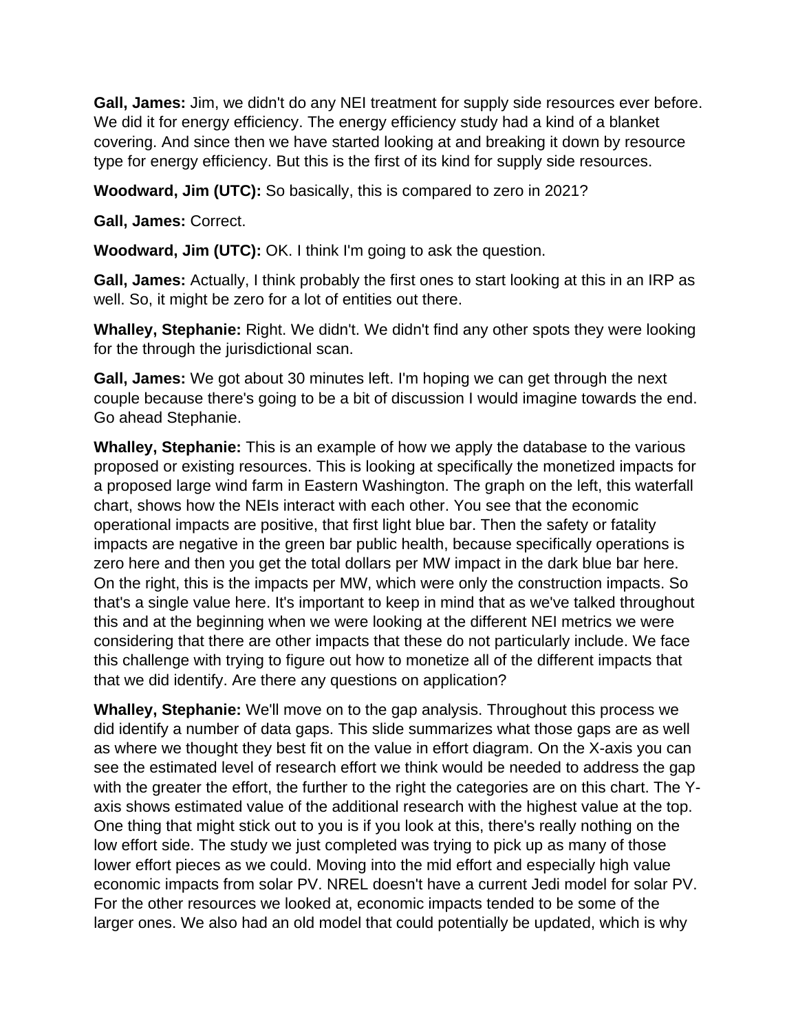**Gall, James:** Jim, we didn't do any NEI treatment for supply side resources ever before. We did it for energy efficiency. The energy efficiency study had a kind of a blanket covering. And since then we have started looking at and breaking it down by resource type for energy efficiency. But this is the first of its kind for supply side resources.

**Woodward, Jim (UTC):** So basically, this is compared to zero in 2021?

**Gall, James:** Correct.

**Woodward, Jim (UTC):** OK. I think I'm going to ask the question.

**Gall, James:** Actually, I think probably the first ones to start looking at this in an IRP as well. So, it might be zero for a lot of entities out there.

**Whalley, Stephanie:** Right. We didn't. We didn't find any other spots they were looking for the through the jurisdictional scan.

**Gall, James:** We got about 30 minutes left. I'm hoping we can get through the next couple because there's going to be a bit of discussion I would imagine towards the end. Go ahead Stephanie.

**Whalley, Stephanie:** This is an example of how we apply the database to the various proposed or existing resources. This is looking at specifically the monetized impacts for a proposed large wind farm in Eastern Washington. The graph on the left, this waterfall chart, shows how the NEIs interact with each other. You see that the economic operational impacts are positive, that first light blue bar. Then the safety or fatality impacts are negative in the green bar public health, because specifically operations is zero here and then you get the total dollars per MW impact in the dark blue bar here. On the right, this is the impacts per MW, which were only the construction impacts. So that's a single value here. It's important to keep in mind that as we've talked throughout this and at the beginning when we were looking at the different NEI metrics we were considering that there are other impacts that these do not particularly include. We face this challenge with trying to figure out how to monetize all of the different impacts that that we did identify. Are there any questions on application?

**Whalley, Stephanie:** We'll move on to the gap analysis. Throughout this process we did identify a number of data gaps. This slide summarizes what those gaps are as well as where we thought they best fit on the value in effort diagram. On the X-axis you can see the estimated level of research effort we think would be needed to address the gap with the greater the effort, the further to the right the categories are on this chart. The Y-axis shows estimated value of the additional research with the highest value at the top. One thing that might stick out to you is if you look at this, there's really nothing on the low effort side. The study we just completed was trying to pick up as many of those lower effort pieces as we could. Moving into the mid effort and especially high value economic impacts from solar PV. NREL doesn't have a current Jedi model for solar PV. For the other resources we looked at, economic impacts tended to be some of the larger ones. We also had an old model that could potentially be updated, which is why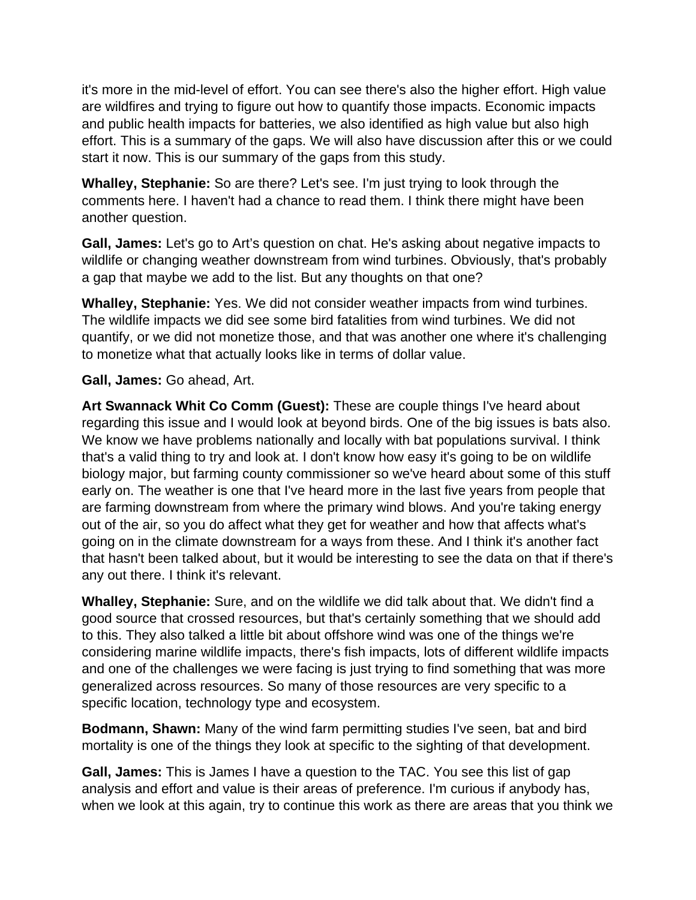it's more in the mid-level of effort. You can see there's also the higher effort. High value are wildfires and trying to figure out how to quantify those impacts. Economic impacts and public health impacts for batteries, we also identified as high value but also high effort. This is a summary of the gaps. We will also have discussion after this or we could start it now. This is our summary of the gaps from this study.

**Whalley, Stephanie:** So are there? Let's see. I'm just trying to look through the comments here. I haven't had a chance to read them. I think there might have been another question.

**Gall, James:** Let's go to Art's question on chat. He's asking about negative impacts to wildlife or changing weather downstream from wind turbines. Obviously, that's probably a gap that maybe we add to the list. But any thoughts on that one?

**Whalley, Stephanie:** Yes. We did not consider weather impacts from wind turbines. The wildlife impacts we did see some bird fatalities from wind turbines. We did not quantify, or we did not monetize those, and that was another one where it's challenging to monetize what that actually looks like in terms of dollar value.

**Gall, James:** Go ahead, Art.

**Art Swannack Whit Co Comm (Guest):** These are couple things I've heard about regarding this issue and I would look at beyond birds. One of the big issues is bats also. We know we have problems nationally and locally with bat populations survival. I think that's a valid thing to try and look at. I don't know how easy it's going to be on wildlife biology major, but farming county commissioner so we've heard about some of this stuff early on. The weather is one that I've heard more in the last five years from people that are farming downstream from where the primary wind blows. And you're taking energy out of the air, so you do affect what they get for weather and how that affects what's going on in the climate downstream for a ways from these. And I think it's another fact that hasn't been talked about, but it would be interesting to see the data on that if there's any out there. I think it's relevant.

**Whalley, Stephanie:** Sure, and on the wildlife we did talk about that. We didn't find a good source that crossed resources, but that's certainly something that we should add to this. They also talked a little bit about offshore wind was one of the things we're considering marine wildlife impacts, there's fish impacts, lots of different wildlife impacts and one of the challenges we were facing is just trying to find something that was more generalized across resources. So many of those resources are very specific to a specific location, technology type and ecosystem.

**Bodmann, Shawn:** Many of the wind farm permitting studies I've seen, bat and bird mortality is one of the things they look at specific to the sighting of that development.

**Gall, James:** This is James I have a question to the TAC. You see this list of gap analysis and effort and value is their areas of preference. I'm curious if anybody has, when we look at this again, try to continue this work as there are areas that you think we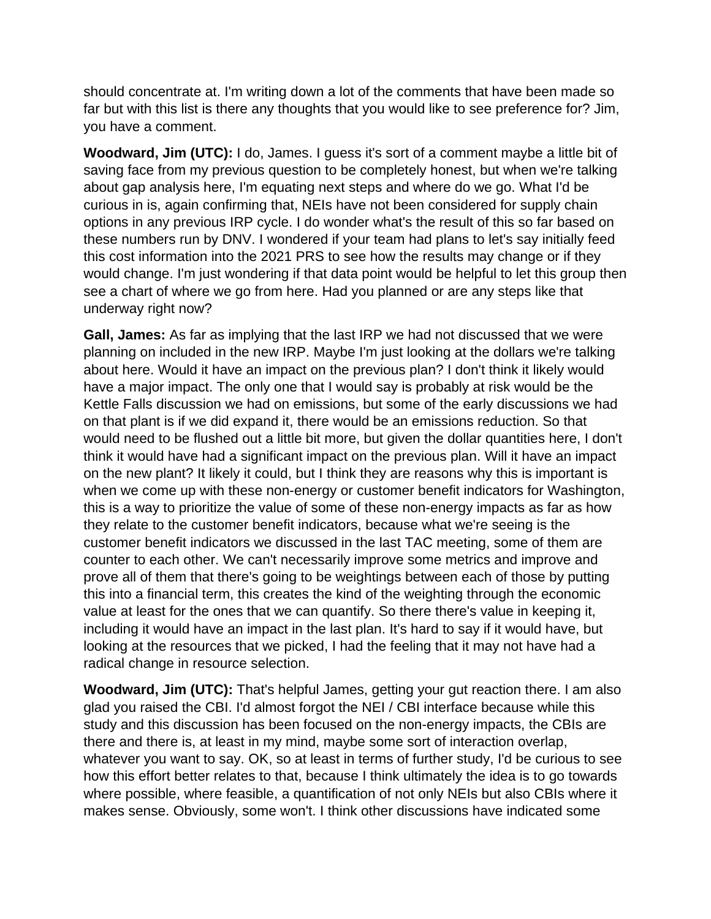should concentrate at. I'm writing down a lot of the comments that have been made so far but with this list is there any thoughts that you would like to see preference for? Jim, you have a comment.

**Woodward, Jim (UTC):** I do, James. I guess it's sort of a comment maybe a little bit of saving face from my previous question to be completely honest, but when we're talking about gap analysis here, I'm equating next steps and where do we go. What I'd be curious in is, again confirming that, NEIs have not been considered for supply chain options in any previous IRP cycle. I do wonder what's the result of this so far based on these numbers run by DNV. I wondered if your team had plans to let's say initially feed this cost information into the 2021 PRS to see how the results may change or if they would change. I'm just wondering if that data point would be helpful to let this group then see a chart of where we go from here. Had you planned or are any steps like that underway right now?

**Gall, James:** As far as implying that the last IRP we had not discussed that we were planning on included in the new IRP. Maybe I'm just looking at the dollars we're talking about here. Would it have an impact on the previous plan? I don't think it likely would have a major impact. The only one that I would say is probably at risk would be the Kettle Falls discussion we had on emissions, but some of the early discussions we had on that plant is if we did expand it, there would be an emissions reduction. So that would need to be flushed out a little bit more, but given the dollar quantities here, I don't think it would have had a significant impact on the previous plan. Will it have an impact on the new plant? It likely it could, but I think they are reasons why this is important is when we come up with these non-energy or customer benefit indicators for Washington, this is a way to prioritize the value of some of these non-energy impacts as far as how they relate to the customer benefit indicators, because what we're seeing is the customer benefit indicators we discussed in the last TAC meeting, some of them are counter to each other. We can't necessarily improve some metrics and improve and prove all of them that there's going to be weightings between each of those by putting this into a financial term, this creates the kind of the weighting through the economic value at least for the ones that we can quantify. So there there's value in keeping it, including it would have an impact in the last plan. It's hard to say if it would have, but looking at the resources that we picked, I had the feeling that it may not have had a radical change in resource selection.

**Woodward, Jim (UTC):** That's helpful James, getting your gut reaction there. I am also glad you raised the CBI. I'd almost forgot the NEI / CBI interface because while this study and this discussion has been focused on the non-energy impacts, the CBIs are there and there is, at least in my mind, maybe some sort of interaction overlap, whatever you want to say. OK, so at least in terms of further study, I'd be curious to see how this effort better relates to that, because I think ultimately the idea is to go towards where possible, where feasible, a quantification of not only NEIs but also CBIs where it makes sense. Obviously, some won't. I think other discussions have indicated some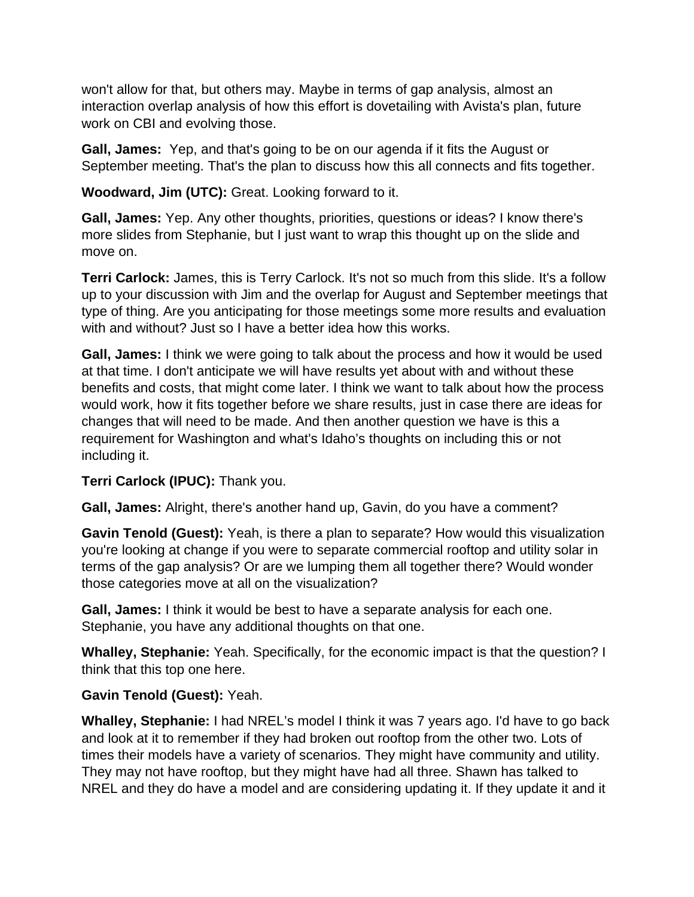won't allow for that, but others may. Maybe in terms of gap analysis, almost an interaction overlap analysis of how this effort is dovetailing with Avista's plan, future work on CBI and evolving those.

**Gall, James:** Yep, and that's going to be on our agenda if it fits the August or September meeting. That's the plan to discuss how this all connects and fits together.

**Woodward, Jim (UTC):** Great. Looking forward to it.

**Gall, James:** Yep. Any other thoughts, priorities, questions or ideas? I know there's more slides from Stephanie, but I just want to wrap this thought up on the slide and move on.

**Terri Carlock:** James, this is Terry Carlock. It's not so much from this slide. It's a follow up to your discussion with Jim and the overlap for August and September meetings that type of thing. Are you anticipating for those meetings some more results and evaluation with and without? Just so I have a better idea how this works.

**Gall, James:** I think we were going to talk about the process and how it would be used at that time. I don't anticipate we will have results yet about with and without these benefits and costs, that might come later. I think we want to talk about how the process would work, how it fits together before we share results, just in case there are ideas for changes that will need to be made. And then another question we have is this a requirement for Washington and what's Idaho's thoughts on including this or not including it.

**Terri Carlock (IPUC):** Thank you.

**Gall, James:** Alright, there's another hand up, Gavin, do you have a comment?

**Gavin Tenold (Guest):** Yeah, is there a plan to separate? How would this visualization you're looking at change if you were to separate commercial rooftop and utility solar in terms of the gap analysis? Or are we lumping them all together there? Would wonder those categories move at all on the visualization?

**Gall, James:** I think it would be best to have a separate analysis for each one. Stephanie, you have any additional thoughts on that one.

**Whalley, Stephanie:** Yeah. Specifically, for the economic impact is that the question? I think that this top one here.

**Gavin Tenold (Guest):** Yeah.

**Whalley, Stephanie:** I had NREL's model I think it was 7 years ago. I'd have to go back and look at it to remember if they had broken out rooftop from the other two. Lots of times their models have a variety of scenarios. They might have community and utility. They may not have rooftop, but they might have had all three. Shawn has talked to NREL and they do have a model and are considering updating it. If they update it and it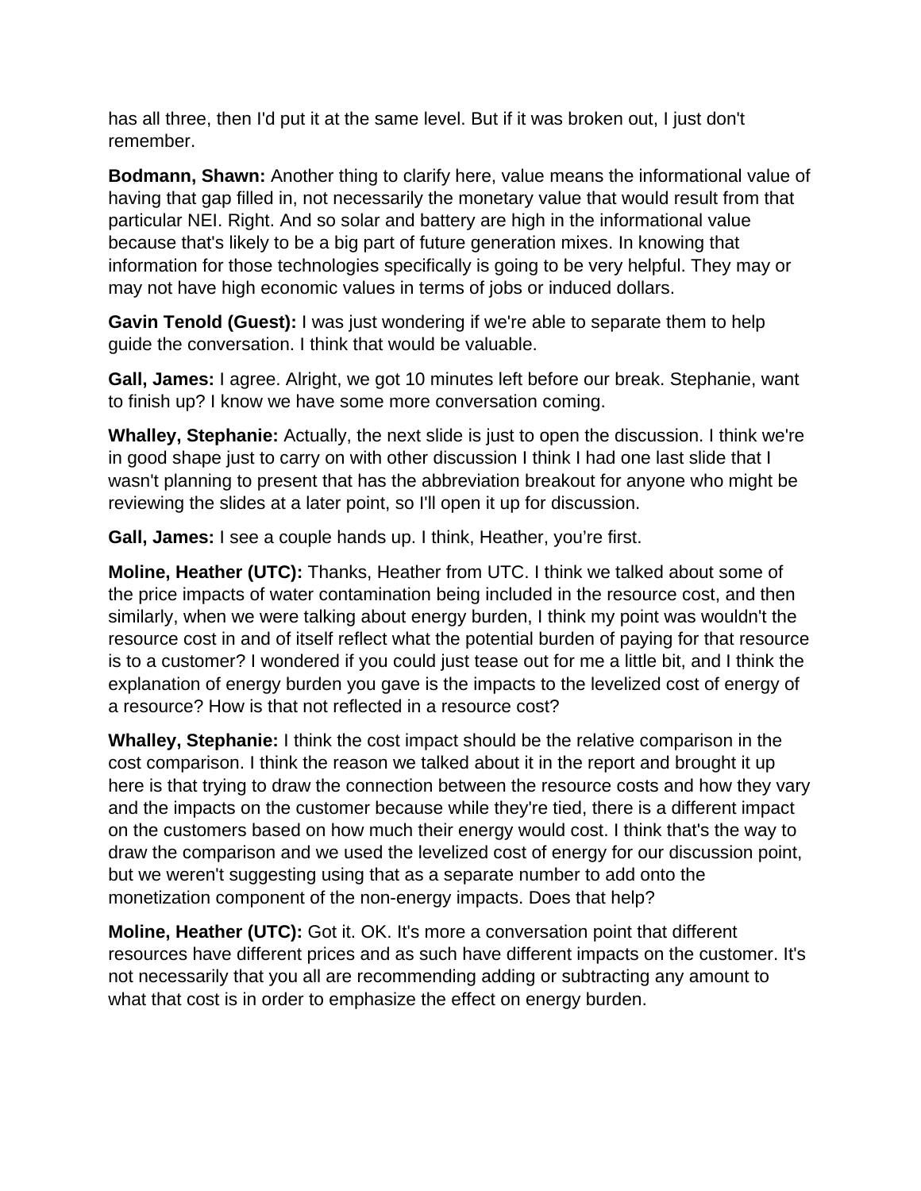has all three, then I'd put it at the same level. But if it was broken out, I just don't remember.

**Bodmann, Shawn:** Another thing to clarify here, value means the informational value of having that gap filled in, not necessarily the monetary value that would result from that particular NEI. Right. And so solar and battery are high in the informational value because that's likely to be a big part of future generation mixes. In knowing that information for those technologies specifically is going to be very helpful. They may or may not have high economic values in terms of jobs or induced dollars.

**Gavin Tenold (Guest):** I was just wondering if we're able to separate them to help guide the conversation. I think that would be valuable.

**Gall, James:** I agree. Alright, we got 10 minutes left before our break. Stephanie, want to finish up? I know we have some more conversation coming.

**Whalley, Stephanie:** Actually, the next slide is just to open the discussion. I think we're in good shape just to carry on with other discussion I think I had one last slide that I wasn't planning to present that has the abbreviation breakout for anyone who might be reviewing the slides at a later point, so I'll open it up for discussion.

**Gall, James:** I see a couple hands up. I think, Heather, you're first.

**Moline, Heather (UTC):** Thanks, Heather from UTC. I think we talked about some of the price impacts of water contamination being included in the resource cost, and then similarly, when we were talking about energy burden, I think my point was wouldn't the resource cost in and of itself reflect what the potential burden of paying for that resource is to a customer? I wondered if you could just tease out for me a little bit, and I think the explanation of energy burden you gave is the impacts to the levelized cost of energy of a resource? How is that not reflected in a resource cost?

**Whalley, Stephanie:** I think the cost impact should be the relative comparison in the cost comparison. I think the reason we talked about it in the report and brought it up here is that trying to draw the connection between the resource costs and how they vary and the impacts on the customer because while they're tied, there is a different impact on the customers based on how much their energy would cost. I think that's the way to draw the comparison and we used the levelized cost of energy for our discussion point, but we weren't suggesting using that as a separate number to add onto the monetization component of the non-energy impacts. Does that help?

**Moline, Heather (UTC):** Got it. OK. It's more a conversation point that different resources have different prices and as such have different impacts on the customer. It's not necessarily that you all are recommending adding or subtracting any amount to what that cost is in order to emphasize the effect on energy burden.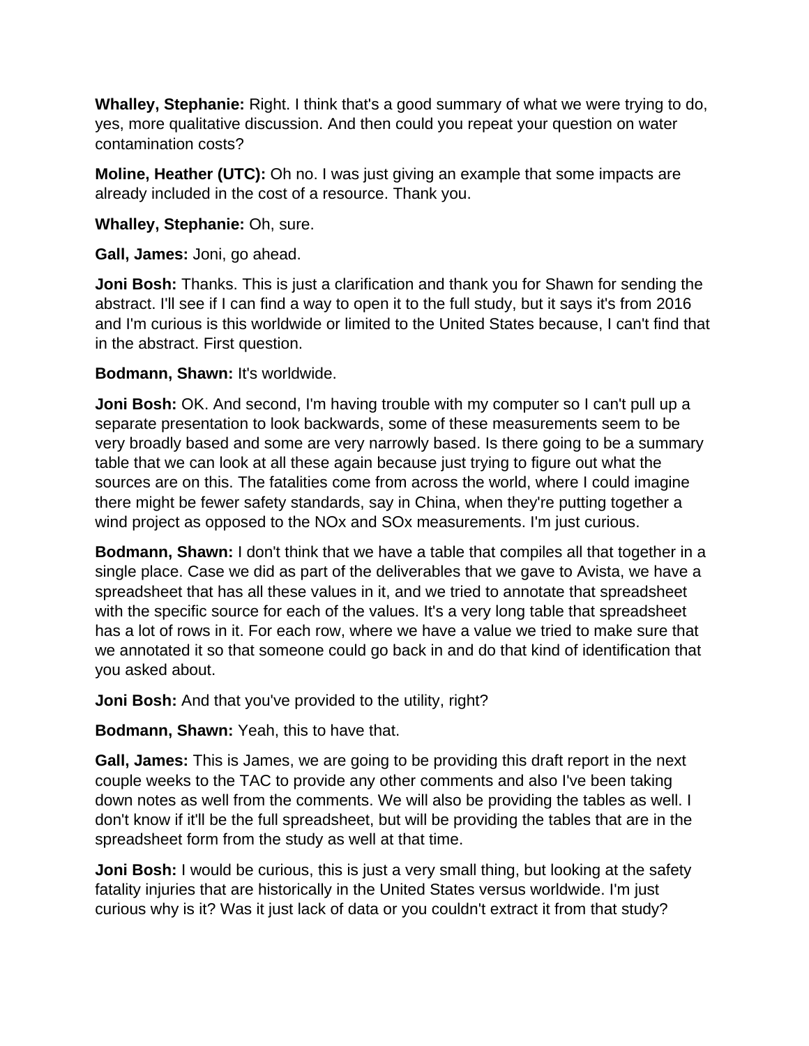**Whalley, Stephanie:** Right. I think that's a good summary of what we were trying to do, yes, more qualitative discussion. And then could you repeat your question on water contamination costs?

**Moline, Heather (UTC):** Oh no. I was just giving an example that some impacts are already included in the cost of a resource. Thank you.

**Whalley, Stephanie:** Oh, sure.

**Gall, James:** Joni, go ahead.

**Joni Bosh:** Thanks. This is just a clarification and thank you for Shawn for sending the abstract. I'll see if I can find a way to open it to the full study, but it says it's from 2016 and I'm curious is this worldwide or limited to the United States because, I can't find that in the abstract. First question.

**Bodmann, Shawn:** It's worldwide.

**Joni Bosh:** OK. And second, I'm having trouble with my computer so I can't pull up a separate presentation to look backwards, some of these measurements seem to be very broadly based and some are very narrowly based. Is there going to be a summary table that we can look at all these again because just trying to figure out what the sources are on this. The fatalities come from across the world, where I could imagine there might be fewer safety standards, say in China, when they're putting together a wind project as opposed to the NOx and SOx measurements. I'm just curious.

**Bodmann, Shawn:** I don't think that we have a table that compiles all that together in a single place. Case we did as part of the deliverables that we gave to Avista, we have a spreadsheet that has all these values in it, and we tried to annotate that spreadsheet with the specific source for each of the values. It's a very long table that spreadsheet has a lot of rows in it. For each row, where we have a value we tried to make sure that we annotated it so that someone could go back in and do that kind of identification that you asked about.

**Joni Bosh:** And that you've provided to the utility, right?

**Bodmann, Shawn:** Yeah, this to have that.

**Gall, James:** This is James, we are going to be providing this draft report in the next couple weeks to the TAC to provide any other comments and also I've been taking down notes as well from the comments. We will also be providing the tables as well. I don't know if it'll be the full spreadsheet, but will be providing the tables that are in the spreadsheet form from the study as well at that time.

**Joni Bosh:** I would be curious, this is just a very small thing, but looking at the safety fatality injuries that are historically in the United States versus worldwide. I'm just curious why is it? Was it just lack of data or you couldn't extract it from that study?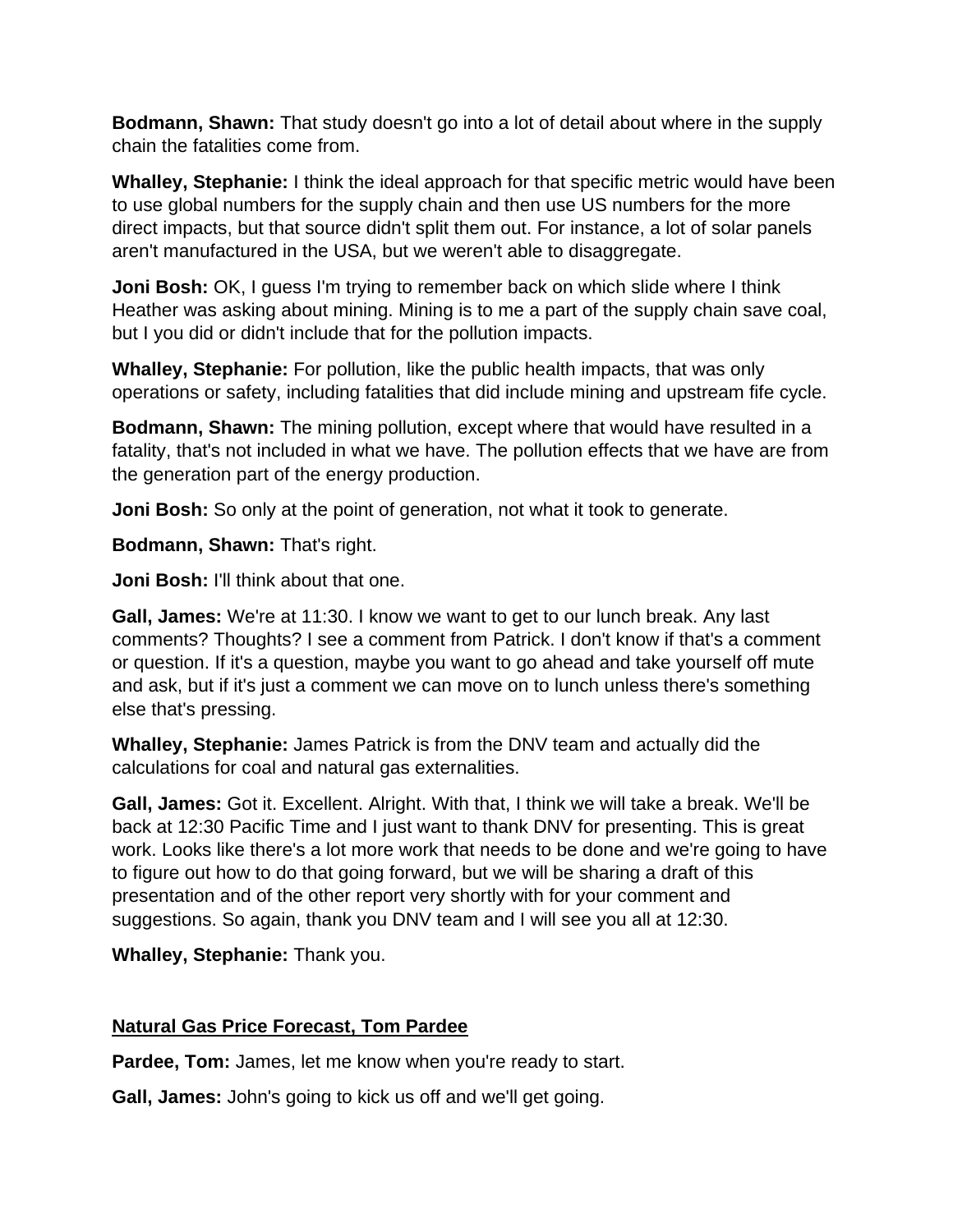**Bodmann, Shawn:** That study doesn't go into a lot of detail about where in the supply chain the fatalities come from.

**Whalley, Stephanie:** I think the ideal approach for that specific metric would have been to use global numbers for the supply chain and then use US numbers for the more direct impacts, but that source didn't split them out. For instance, a lot of solar panels aren't manufactured in the USA, but we weren't able to disaggregate.

**Joni Bosh:** OK, I guess I'm trying to remember back on which slide where I think Heather was asking about mining. Mining is to me a part of the supply chain save coal, but I you did or didn't include that for the pollution impacts.

**Whalley, Stephanie:** For pollution, like the public health impacts, that was only operations or safety, including fatalities that did include mining and upstream fife cycle.

**Bodmann, Shawn:** The mining pollution, except where that would have resulted in a fatality, that's not included in what we have. The pollution effects that we have are from the generation part of the energy production.

**Joni Bosh:** So only at the point of generation, not what it took to generate.

**Bodmann, Shawn:** That's right.

**Joni Bosh:** I'll think about that one.

**Gall, James:** We're at 11:30. I know we want to get to our lunch break. Any last comments? Thoughts? I see a comment from Patrick. I don't know if that's a comment or question. If it's a question, maybe you want to go ahead and take yourself off mute and ask, but if it's just a comment we can move on to lunch unless there's something else that's pressing.

**Whalley, Stephanie:** James Patrick is from the DNV team and actually did the calculations for coal and natural gas externalities.

**Gall, James:** Got it. Excellent. Alright. With that, I think we will take a break. We'll be back at 12:30 Pacific Time and I just want to thank DNV for presenting. This is great work. Looks like there's a lot more work that needs to be done and we're going to have to figure out how to do that going forward, but we will be sharing a draft of this presentation and of the other report very shortly with for your comment and suggestions. So again, thank you DNV team and I will see you all at 12:30.

**Whalley, Stephanie:** Thank you.

## Natural Gas Price Forecast, Tom Pardee

**Pardee, Tom:** James, let me know when you're ready to start.

**Gall, James:** John's going to kick us off and we'll get going.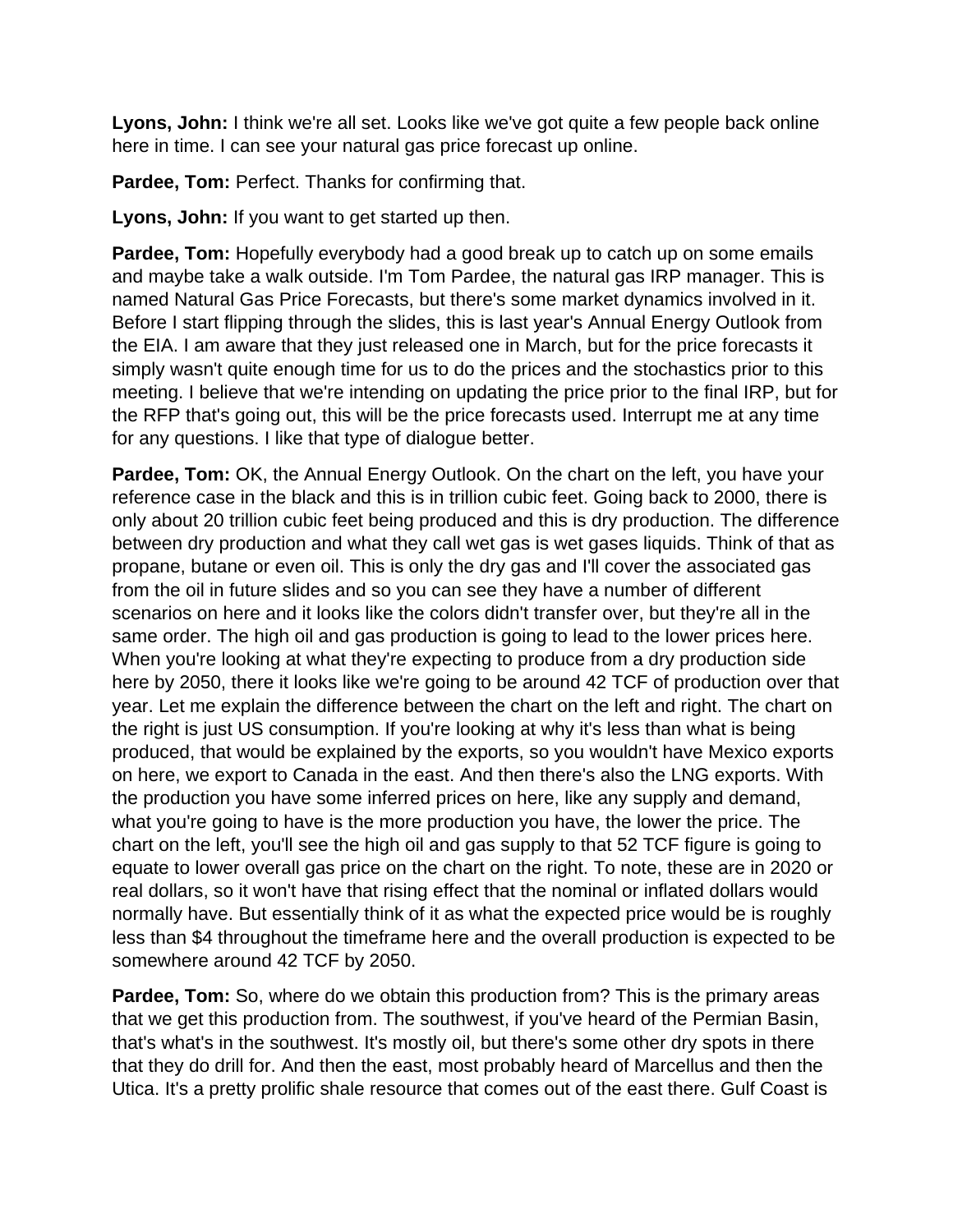**Lyons, John:** I think we're all set. Looks like we've got quite a few people back online here in time. I can see your natural gas price forecast up online.

**Pardee, Tom:** Perfect. Thanks for confirming that.

**Lyons, John:** If you want to get started up then.

**Pardee, Tom:** Hopefully everybody had a good break up to catch up on some emails and maybe take a walk outside. I'm Tom Pardee, the natural gas IRP manager. This is named Natural Gas Price Forecasts, but there's some market dynamics involved in it. Before I start flipping through the slides, this is last year's Annual Energy Outlook from the EIA. I am aware that they just released one in March, but for the price forecasts it simply wasn't quite enough time for us to do the prices and the stochastics prior to this meeting. I believe that we're intending on updating the price prior to the final IRP, but for the RFP that's going out, this will be the price forecasts used. Interrupt me at any time for any questions. I like that type of dialogue better.

**Pardee, Tom:** OK, the Annual Energy Outlook. On the chart on the left, you have your reference case in the black and this is in trillion cubic feet. Going back to 2000, there is only about 20 trillion cubic feet being produced and this is dry production. The difference between dry production and what they call wet gas is wet gases liquids. Think of that as propane, butane or even oil. This is only the dry gas and I'll cover the associated gas from the oil in future slides and so you can see they have a number of different scenarios on here and it looks like the colors didn't transfer over, but they're all in the same order. The high oil and gas production is going to lead to the lower prices here. When you're looking at what they're expecting to produce from a dry production side here by 2050, there it looks like we're going to be around 42 TCF of production over that year. Let me explain the difference between the chart on the left and right. The chart on the right is just US consumption. If you're looking at why it's less than what is being produced, that would be explained by the exports, so you wouldn't have Mexico exports on here, we export to Canada in the east. And then there's also the LNG exports. With the production you have some inferred prices on here, like any supply and demand, what you're going to have is the more production you have, the lower the price. The chart on the left, you'll see the high oil and gas supply to that 52 TCF figure is going to equate to lower overall gas price on the chart on the right. To note, these are in 2020 or real dollars, so it won't have that rising effect that the nominal or inflated dollars would normally have. But essentially think of it as what the expected price would be is roughly less than $4 throughout the timeframe here and the overall production is expected to be somewhere around 42 TCF by 2050.

**Pardee, Tom:** So, where do we obtain this production from? This is the primary areas that we get this production from. The southwest, if you've heard of the Permian Basin, that's what's in the southwest. It's mostly oil, but there's some other dry spots in there that they do drill for. And then the east, most probably heard of Marcellus and then the Utica. It's a pretty prolific shale resource that comes out of the east there. Gulf Coast is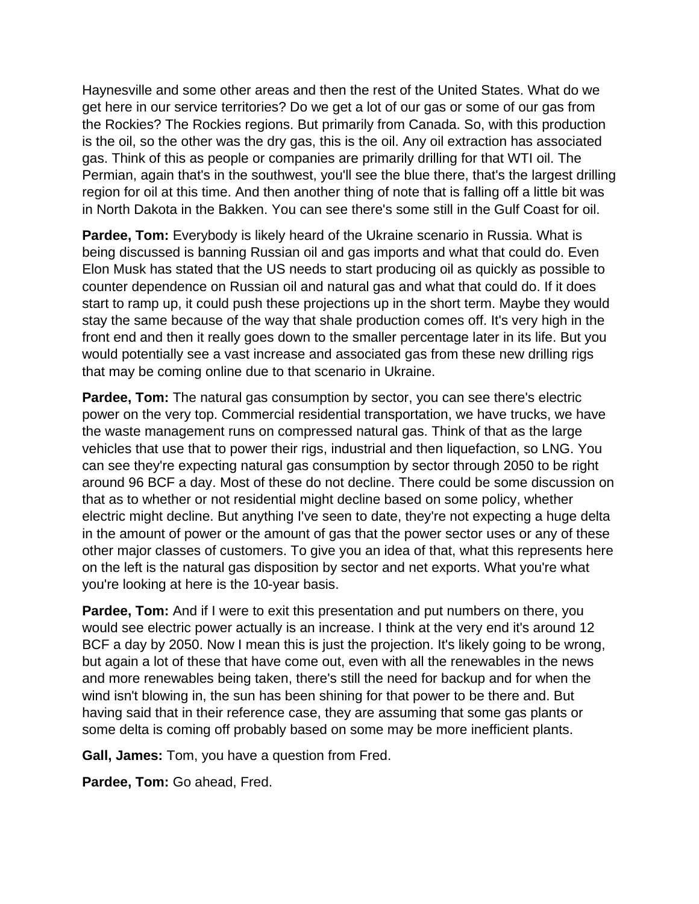Haynesville and some other areas and then the rest of the United States. What do we get here in our service territories? Do we get a lot of our gas or some of our gas from the Rockies? The Rockies regions. But primarily from Canada. So, with this production is the oil, so the other was the dry gas, this is the oil. Any oil extraction has associated gas. Think of this as people or companies are primarily drilling for that WTI oil. The Permian, again that's in the southwest, you'll see the blue there, that's the largest drilling region for oil at this time. And then another thing of note that is falling off a little bit was in North Dakota in the Bakken. You can see there's some still in the Gulf Coast for oil.

**Pardee, Tom:** Everybody is likely heard of the Ukraine scenario in Russia. What is being discussed is banning Russian oil and gas imports and what that could do. Even Elon Musk has stated that the US needs to start producing oil as quickly as possible to counter dependence on Russian oil and natural gas and what that could do. If it does start to ramp up, it could push these projections up in the short term. Maybe they would stay the same because of the way that shale production comes off. It's very high in the front end and then it really goes down to the smaller percentage later in its life. But you would potentially see a vast increase and associated gas from these new drilling rigs that may be coming online due to that scenario in Ukraine.

**Pardee, Tom:** The natural gas consumption by sector, you can see there's electric power on the very top. Commercial residential transportation, we have trucks, we have the waste management runs on compressed natural gas. Think of that as the large vehicles that use that to power their rigs, industrial and then liquefaction, so LNG. You can see they're expecting natural gas consumption by sector through 2050 to be right around 96 BCF a day. Most of these do not decline. There could be some discussion on that as to whether or not residential might decline based on some policy, whether electric might decline. But anything I've seen to date, they're not expecting a huge delta in the amount of power or the amount of gas that the power sector uses or any of these other major classes of customers. To give you an idea of that, what this represents here on the left is the natural gas disposition by sector and net exports. What you're what you're looking at here is the 10-year basis.

**Pardee, Tom:** And if I were to exit this presentation and put numbers on there, you would see electric power actually is an increase. I think at the very end it's around 12 BCF a day by 2050. Now I mean this is just the projection. It's likely going to be wrong, but again a lot of these that have come out, even with all the renewables in the news and more renewables being taken, there's still the need for backup and for when the wind isn't blowing in, the sun has been shining for that power to be there and. But having said that in their reference case, they are assuming that some gas plants or some delta is coming off probably based on some may be more inefficient plants.

**Gall, James:** Tom, you have a question from Fred.

**Pardee, Tom:** Go ahead, Fred.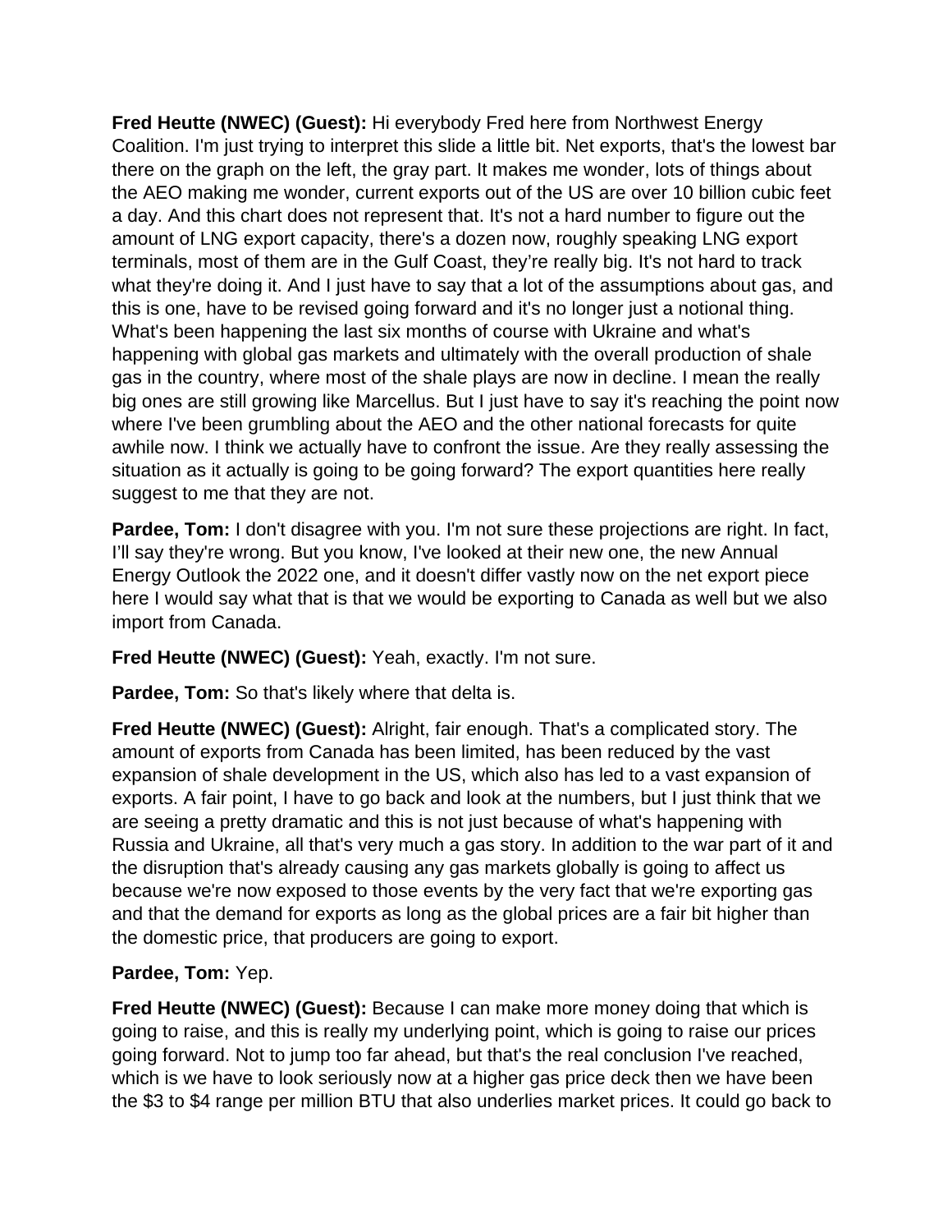**Fred Heutte (NWEC) (Guest):** Hi everybody Fred here from Northwest Energy Coalition. I'm just trying to interpret this slide a little bit. Net exports, that's the lowest bar there on the graph on the left, the gray part. It makes me wonder, lots of things about the AEO making me wonder, current exports out of the US are over 10 billion cubic feet a day. And this chart does not represent that. It's not a hard number to figure out the amount of LNG export capacity, there's a dozen now, roughly speaking LNG export terminals, most of them are in the Gulf Coast, they're really big. It's not hard to track what they're doing it. And I just have to say that a lot of the assumptions about gas, and this is one, have to be revised going forward and it's no longer just a notional thing. What's been happening the last six months of course with Ukraine and what's happening with global gas markets and ultimately with the overall production of shale gas in the country, where most of the shale plays are now in decline. I mean the really big ones are still growing like Marcellus. But I just have to say it's reaching the point now where I've been grumbling about the AEO and the other national forecasts for quite awhile now. I think we actually have to confront the issue. Are they really assessing the situation as it actually is going to be going forward? The export quantities here really suggest to me that they are not.

**Pardee, Tom:** I don't disagree with you. I'm not sure these projections are right. In fact, I'll say they're wrong. But you know, I've looked at their new one, the new Annual Energy Outlook the 2022 one, and it doesn't differ vastly now on the net export piece here I would say what that is that we would be exporting to Canada as well but we also import from Canada.

**Fred Heutte (NWEC) (Guest):** Yeah, exactly. I'm not sure.

**Pardee, Tom:** So that's likely where that delta is.

**Fred Heutte (NWEC) (Guest):** Alright, fair enough. That's a complicated story. The amount of exports from Canada has been limited, has been reduced by the vast expansion of shale development in the US, which also has led to a vast expansion of exports. A fair point, I have to go back and look at the numbers, but I just think that we are seeing a pretty dramatic and this is not just because of what's happening with Russia and Ukraine, all that's very much a gas story. In addition to the war part of it and the disruption that's already causing any gas markets globally is going to affect us because we're now exposed to those events by the very fact that we're exporting gas and that the demand for exports as long as the global prices are a fair bit higher than the domestic price, that producers are going to export.

**Pardee, Tom:** Yep.

**Fred Heutte (NWEC) (Guest):** Because I can make more money doing that which is going to raise, and this is really my underlying point, which is going to raise our prices going forward. Not to jump too far ahead, but that's the real conclusion I've reached, which is we have to look seriously now at a higher gas price deck then we have been the $3 to $4 range per million BTU that also underlies market prices. It could go back to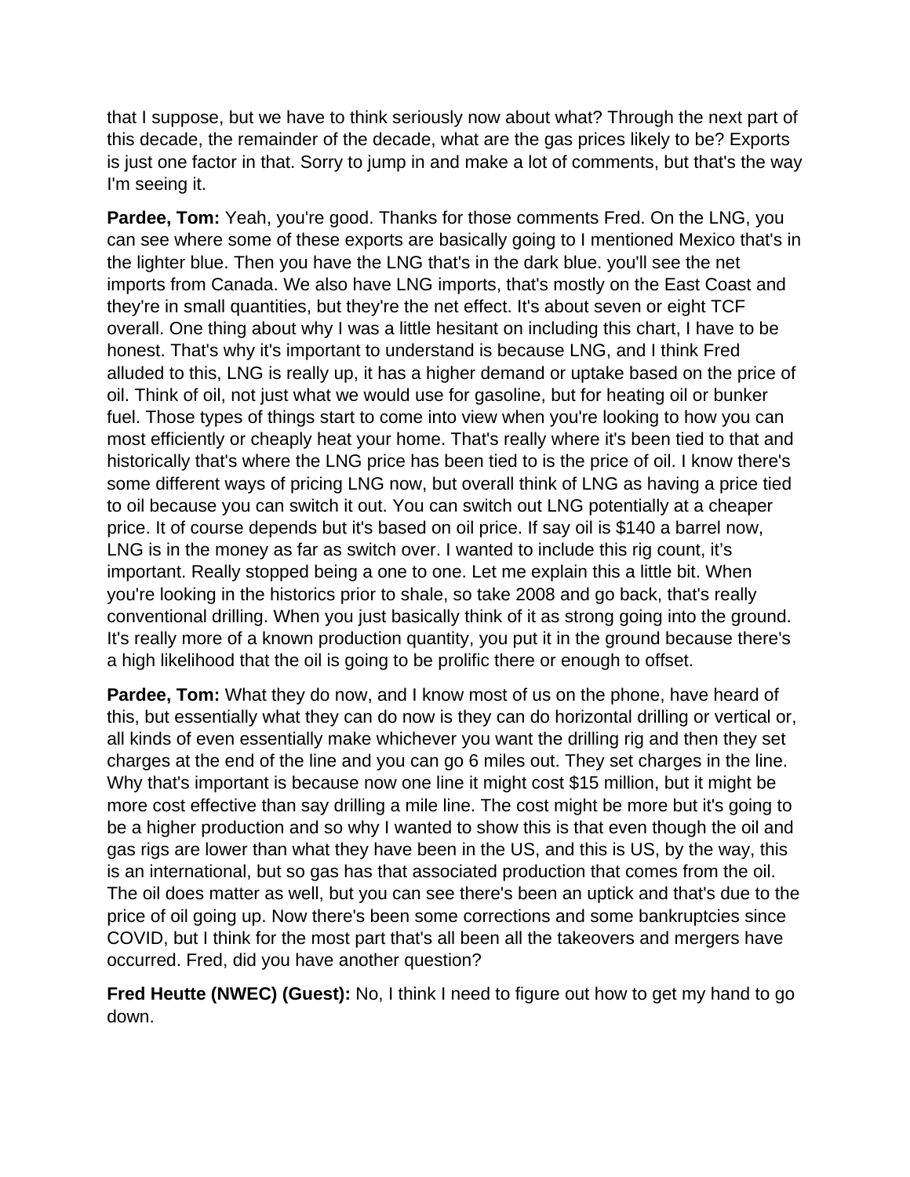that I suppose, but we have to think seriously now about what? Through the next part of this decade, the remainder of the decade, what are the gas prices likely to be? Exports is just one factor in that. Sorry to jump in and make a lot of comments, but that's the way I'm seeing it.

**Pardee, Tom:** Yeah, you're good. Thanks for those comments Fred. On the LNG, you can see where some of these exports are basically going to I mentioned Mexico that's in the lighter blue. Then you have the LNG that's in the dark blue. you'll see the net imports from Canada. We also have LNG imports, that's mostly on the East Coast and they're in small quantities, but they're the net effect. It's about seven or eight TCF overall. One thing about why I was a little hesitant on including this chart, I have to be honest. That's why it's important to understand is because LNG, and I think Fred alluded to this, LNG is really up, it has a higher demand or uptake based on the price of oil. Think of oil, not just what we would use for gasoline, but for heating oil or bunker fuel. Those types of things start to come into view when you're looking to how you can most efficiently or cheaply heat your home. That's really where it's been tied to that and historically that's where the LNG price has been tied to is the price of oil. I know there's some different ways of pricing LNG now, but overall think of LNG as having a price tied to oil because you can switch it out. You can switch out LNG potentially at a cheaper price. It of course depends but it's based on oil price. If say oil is $140 a barrel now, LNG is in the money as far as switch over. I wanted to include this rig count, it's important. Really stopped being a one to one. Let me explain this a little bit. When you're looking in the historics prior to shale, so take 2008 and go back, that's really conventional drilling. When you just basically think of it as strong going into the ground. It's really more of a known production quantity, you put it in the ground because there's a high likelihood that the oil is going to be prolific there or enough to offset.

**Pardee, Tom:** What they do now, and I know most of us on the phone, have heard of this, but essentially what they can do now is they can do horizontal drilling or vertical or, all kinds of even essentially make whichever you want the drilling rig and then they set charges at the end of the line and you can go 6 miles out. They set charges in the line. Why that's important is because now one line it might cost $15 million, but it might be more cost effective than say drilling a mile line. The cost might be more but it's going to be a higher production and so why I wanted to show this is that even though the oil and gas rigs are lower than what they have been in the US, and this is US, by the way, this is an international, but so gas has that associated production that comes from the oil. The oil does matter as well, but you can see there's been an uptick and that's due to the price of oil going up. Now there's been some corrections and some bankruptcies since COVID, but I think for the most part that's all been all the takeovers and mergers have occurred. Fred, did you have another question?

**Fred Heutte (NWEC) (Guest):** No, I think I need to figure out how to get my hand to go down.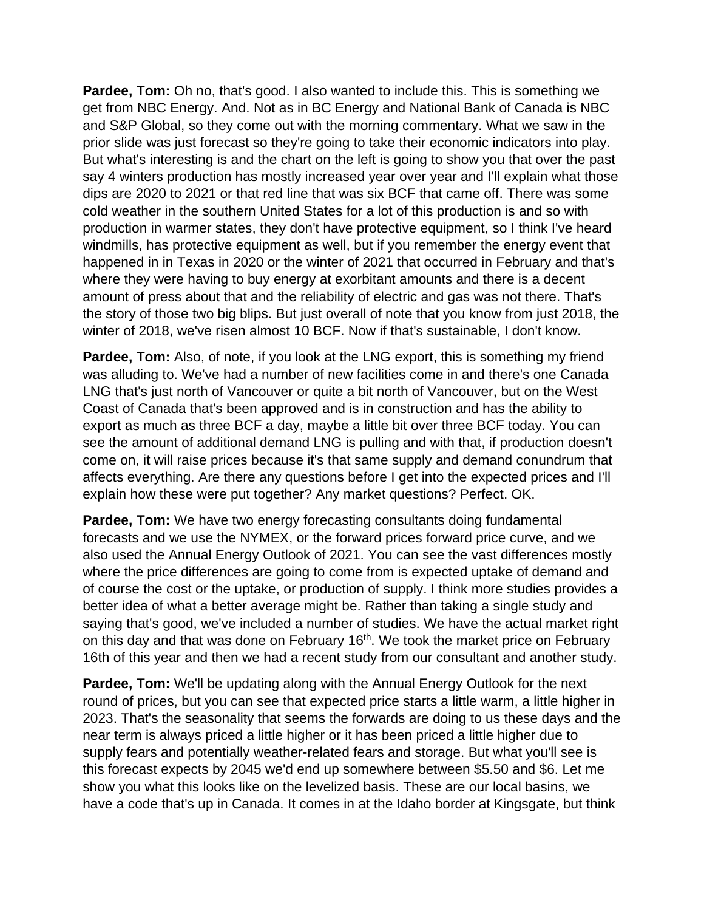**Pardee, Tom:** Oh no, that's good. I also wanted to include this. This is something we get from NBC Energy. And. Not as in BC Energy and National Bank of Canada is NBC and S&P Global, so they come out with the morning commentary. What we saw in the prior slide was just forecast so they're going to take their economic indicators into play. But what's interesting is and the chart on the left is going to show you that over the past say 4 winters production has mostly increased year over year and I'll explain what those dips are 2020 to 2021 or that red line that was six BCF that came off. There was some cold weather in the southern United States for a lot of this production is and so with production in warmer states, they don't have protective equipment, so I think I've heard windmills, has protective equipment as well, but if you remember the energy event that happened in in Texas in 2020 or the winter of 2021 that occurred in February and that's where they were having to buy energy at exorbitant amounts and there is a decent amount of press about that and the reliability of electric and gas was not there. That's the story of those two big blips. But just overall of note that you know from just 2018, the winter of 2018, we've risen almost 10 BCF. Now if that's sustainable, I don't know.

**Pardee, Tom:** Also, of note, if you look at the LNG export, this is something my friend was alluding to. We've had a number of new facilities come in and there's one Canada LNG that's just north of Vancouver or quite a bit north of Vancouver, but on the West Coast of Canada that's been approved and is in construction and has the ability to export as much as three BCF a day, maybe a little bit over three BCF today. You can see the amount of additional demand LNG is pulling and with that, if production doesn't come on, it will raise prices because it's that same supply and demand conundrum that affects everything. Are there any questions before I get into the expected prices and I'll explain how these were put together? Any market questions? Perfect. OK.

**Pardee, Tom:** We have two energy forecasting consultants doing fundamental forecasts and we use the NYMEX, or the forward prices forward price curve, and we also used the Annual Energy Outlook of 2021. You can see the vast differences mostly where the price differences are going to come from is expected uptake of demand and of course the cost or the uptake, or production of supply. I think more studies provides a better idea of what a better average might be. Rather than taking a single study and saying that's good, we've included a number of studies. We have the actual market right on this day and that was done on February 16th. We took the market price on February 16th of this year and then we had a recent study from our consultant and another study.

**Pardee, Tom:** We'll be updating along with the Annual Energy Outlook for the next round of prices, but you can see that expected price starts a little warm, a little higher in 2023. That's the seasonality that seems the forwards are doing to us these days and the near term is always priced a little higher or it has been priced a little higher due to supply fears and potentially weather-related fears and storage. But what you'll see is this forecast expects by 2045 we'd end up somewhere between $5.50 and $6. Let me show you what this looks like on the levelized basis. These are our local basins, we have a code that's up in Canada. It comes in at the Idaho border at Kingsgate, but think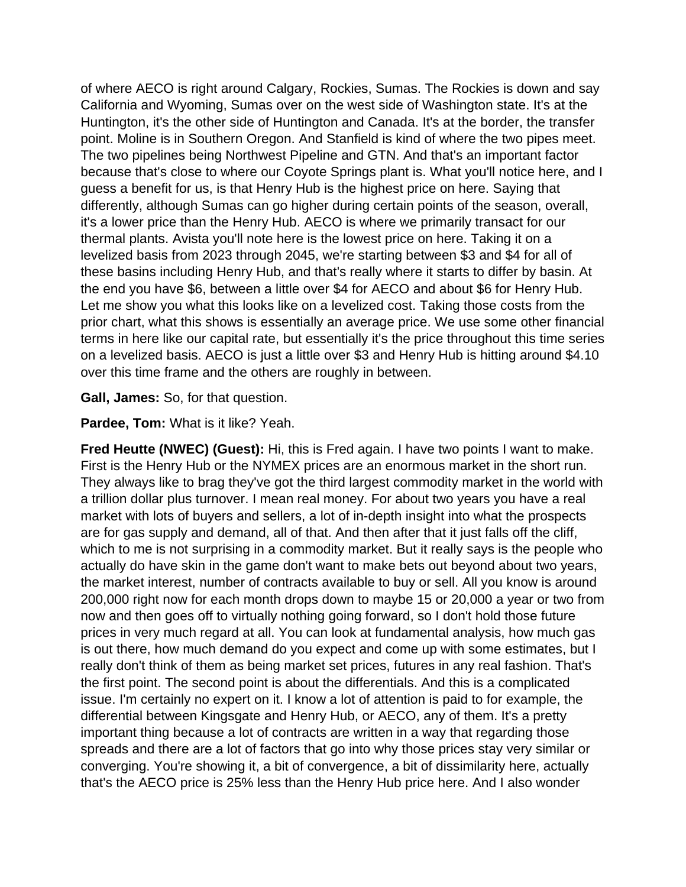of where AECO is right around Calgary, Rockies, Sumas. The Rockies is down and say California and Wyoming, Sumas over on the west side of Washington state. It's at the Huntington, it's the other side of Huntington and Canada. It's at the border, the transfer point. Moline is in Southern Oregon. And Stanfield is kind of where the two pipes meet. The two pipelines being Northwest Pipeline and GTN. And that's an important factor because that's close to where our Coyote Springs plant is. What you'll notice here, and I guess a benefit for us, is that Henry Hub is the highest price on here. Saying that differently, although Sumas can go higher during certain points of the season, overall, it's a lower price than the Henry Hub. AECO is where we primarily transact for our thermal plants. Avista you'll note here is the lowest price on here. Taking it on a levelized basis from 2023 through 2045, we're starting between $3 and $4 for all of these basins including Henry Hub, and that's really where it starts to differ by basin. At the end you have $6, between a little over $4 for AECO and about $6 for Henry Hub. Let me show you what this looks like on a levelized cost. Taking those costs from the prior chart, what this shows is essentially an average price. We use some other financial terms in here like our capital rate, but essentially it's the price throughout this time series on a levelized basis. AECO is just a little over $3 and Henry Hub is hitting around $4.10 over this time frame and the others are roughly in between.

**Gall, James:** So, for that question.

**Pardee, Tom:** What is it like? Yeah.

**Fred Heutte (NWEC) (Guest):** Hi, this is Fred again. I have two points I want to make. First is the Henry Hub or the NYMEX prices are an enormous market in the short run. They always like to brag they've got the third largest commodity market in the world with a trillion dollar plus turnover. I mean real money. For about two years you have a real market with lots of buyers and sellers, a lot of in-depth insight into what the prospects are for gas supply and demand, all of that. And then after that it just falls off the cliff, which to me is not surprising in a commodity market. But it really says is the people who actually do have skin in the game don't want to make bets out beyond about two years, the market interest, number of contracts available to buy or sell. All you know is around 200,000 right now for each month drops down to maybe 15 or 20,000 a year or two from now and then goes off to virtually nothing going forward, so I don't hold those future prices in very much regard at all. You can look at fundamental analysis, how much gas is out there, how much demand do you expect and come up with some estimates, but I really don't think of them as being market set prices, futures in any real fashion. That's the first point. The second point is about the differentials. And this is a complicated issue. I'm certainly no expert on it. I know a lot of attention is paid to for example, the differential between Kingsgate and Henry Hub, or AECO, any of them. It's a pretty important thing because a lot of contracts are written in a way that regarding those spreads and there are a lot of factors that go into why those prices stay very similar or converging. You're showing it, a bit of convergence, a bit of dissimilarity here, actually that's the AECO price is 25% less than the Henry Hub price here. And I also wonder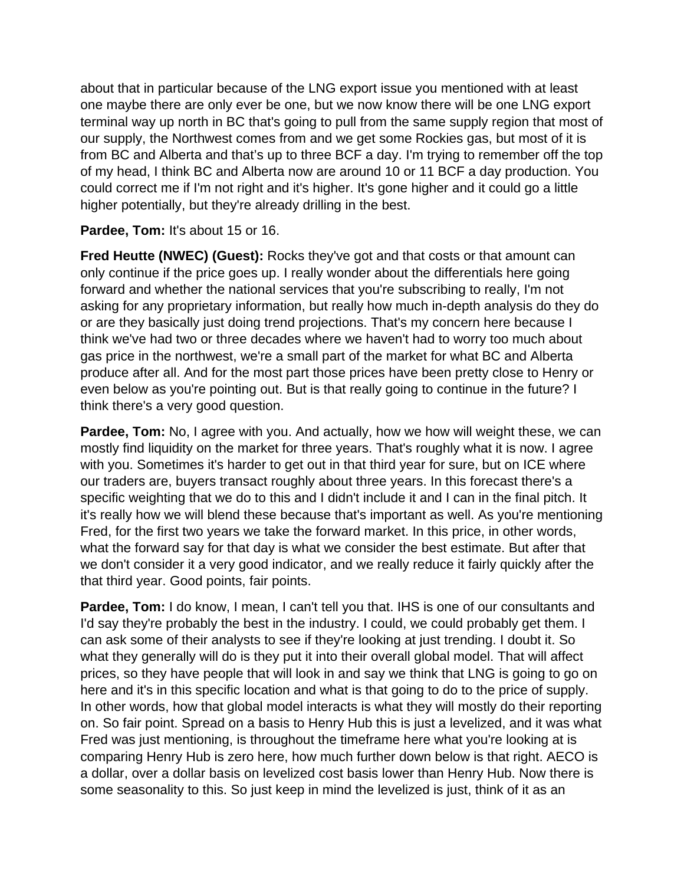about that in particular because of the LNG export issue you mentioned with at least one maybe there are only ever be one, but we now know there will be one LNG export terminal way up north in BC that's going to pull from the same supply region that most of our supply, the Northwest comes from and we get some Rockies gas, but most of it is from BC and Alberta and that's up to three BCF a day. I'm trying to remember off the top of my head, I think BC and Alberta now are around 10 or 11 BCF a day production. You could correct me if I'm not right and it's higher. It's gone higher and it could go a little higher potentially, but they're already drilling in the best.

**Pardee, Tom:** It's about 15 or 16.

**Fred Heutte (NWEC) (Guest):** Rocks they've got and that costs or that amount can only continue if the price goes up. I really wonder about the differentials here going forward and whether the national services that you're subscribing to really, I'm not asking for any proprietary information, but really how much in-depth analysis do they do or are they basically just doing trend projections. That's my concern here because I think we've had two or three decades where we haven't had to worry too much about gas price in the northwest, we're a small part of the market for what BC and Alberta produce after all. And for the most part those prices have been pretty close to Henry or even below as you're pointing out. But is that really going to continue in the future? I think there's a very good question.

**Pardee, Tom:** No, I agree with you. And actually, how we how will weight these, we can mostly find liquidity on the market for three years. That's roughly what it is now. I agree with you. Sometimes it's harder to get out in that third year for sure, but on ICE where our traders are, buyers transact roughly about three years. In this forecast there's a specific weighting that we do to this and I didn't include it and I can in the final pitch. It it's really how we will blend these because that's important as well. As you're mentioning Fred, for the first two years we take the forward market. In this price, in other words, what the forward say for that day is what we consider the best estimate. But after that we don't consider it a very good indicator, and we really reduce it fairly quickly after the that third year. Good points, fair points.

**Pardee, Tom:** I do know, I mean, I can't tell you that. IHS is one of our consultants and I'd say they're probably the best in the industry. I could, we could probably get them. I can ask some of their analysts to see if they're looking at just trending. I doubt it. So what they generally will do is they put it into their overall global model. That will affect prices, so they have people that will look in and say we think that LNG is going to go on here and it's in this specific location and what is that going to do to the price of supply. In other words, how that global model interacts is what they will mostly do their reporting on. So fair point. Spread on a basis to Henry Hub this is just a levelized, and it was what Fred was just mentioning, is throughout the timeframe here what you're looking at is comparing Henry Hub is zero here, how much further down below is that right. AECO is a dollar, over a dollar basis on levelized cost basis lower than Henry Hub. Now there is some seasonality to this. So just keep in mind the levelized is just, think of it as an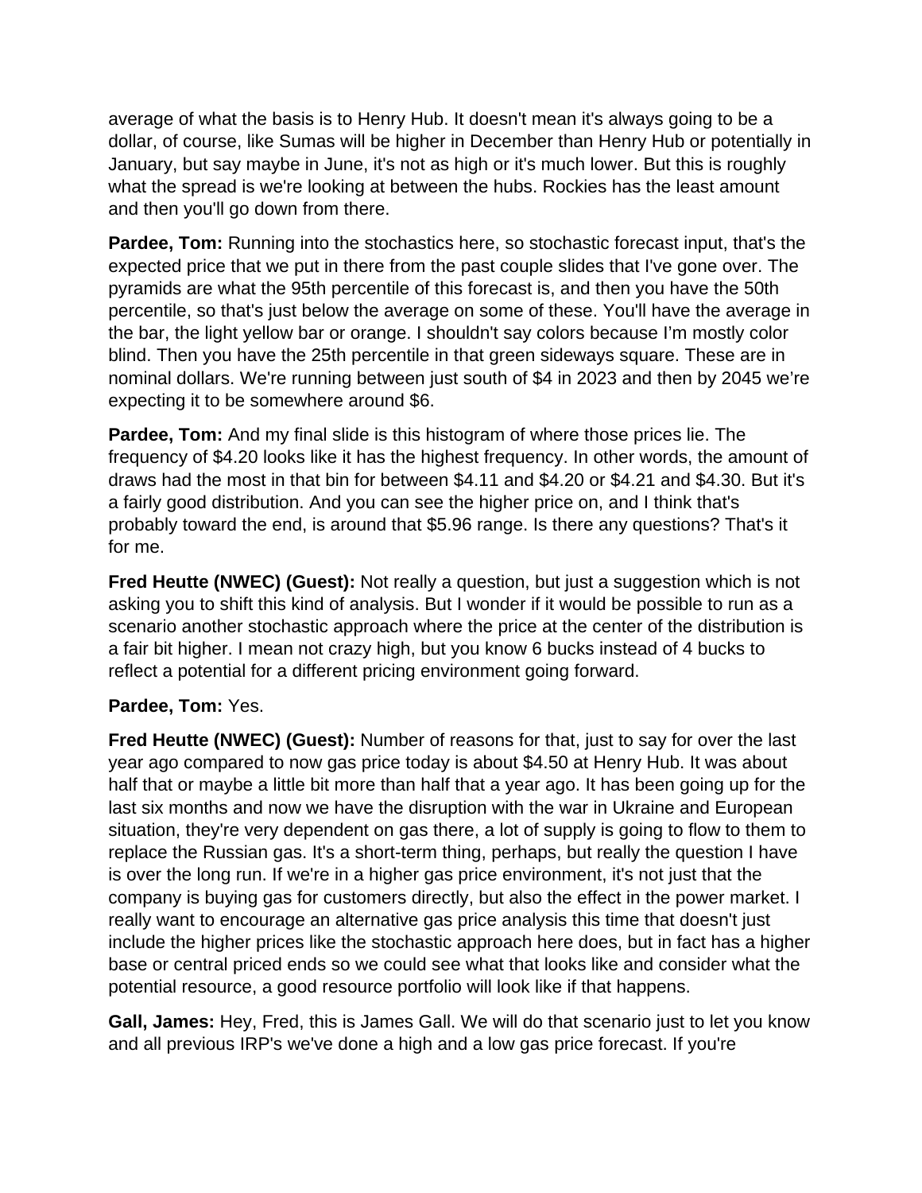average of what the basis is to Henry Hub. It doesn't mean it's always going to be a dollar, of course, like Sumas will be higher in December than Henry Hub or potentially in January, but say maybe in June, it's not as high or it's much lower. But this is roughly what the spread is we're looking at between the hubs. Rockies has the least amount and then you'll go down from there.

**Pardee, Tom:** Running into the stochastics here, so stochastic forecast input, that's the expected price that we put in there from the past couple slides that I've gone over. The pyramids are what the 95th percentile of this forecast is, and then you have the 50th percentile, so that's just below the average on some of these. You'll have the average in the bar, the light yellow bar or orange. I shouldn't say colors because I'm mostly color blind. Then you have the 25th percentile in that green sideways square. These are in nominal dollars. We're running between just south of $4 in 2023 and then by 2045 we're expecting it to be somewhere around $6.

**Pardee, Tom:** And my final slide is this histogram of where those prices lie. The frequency of $4.20 looks like it has the highest frequency. In other words, the amount of draws had the most in that bin for between $4.11 and $4.20 or $4.21 and $4.30. But it's a fairly good distribution. And you can see the higher price on, and I think that's probably toward the end, is around that $5.96 range. Is there any questions? That's it for me.

**Fred Heutte (NWEC) (Guest):** Not really a question, but just a suggestion which is not asking you to shift this kind of analysis. But I wonder if it would be possible to run as a scenario another stochastic approach where the price at the center of the distribution is a fair bit higher. I mean not crazy high, but you know 6 bucks instead of 4 bucks to reflect a potential for a different pricing environment going forward.

**Pardee, Tom:** Yes.

**Fred Heutte (NWEC) (Guest):** Number of reasons for that, just to say for over the last year ago compared to now gas price today is about $4.50 at Henry Hub. It was about half that or maybe a little bit more than half that a year ago. It has been going up for the last six months and now we have the disruption with the war in Ukraine and European situation, they're very dependent on gas there, a lot of supply is going to flow to them to replace the Russian gas. It's a short-term thing, perhaps, but really the question I have is over the long run. If we're in a higher gas price environment, it's not just that the company is buying gas for customers directly, but also the effect in the power market. I really want to encourage an alternative gas price analysis this time that doesn't just include the higher prices like the stochastic approach here does, but in fact has a higher base or central priced ends so we could see what that looks like and consider what the potential resource, a good resource portfolio will look like if that happens.

**Gall, James:** Hey, Fred, this is James Gall. We will do that scenario just to let you know and all previous IRP's we've done a high and a low gas price forecast. If you're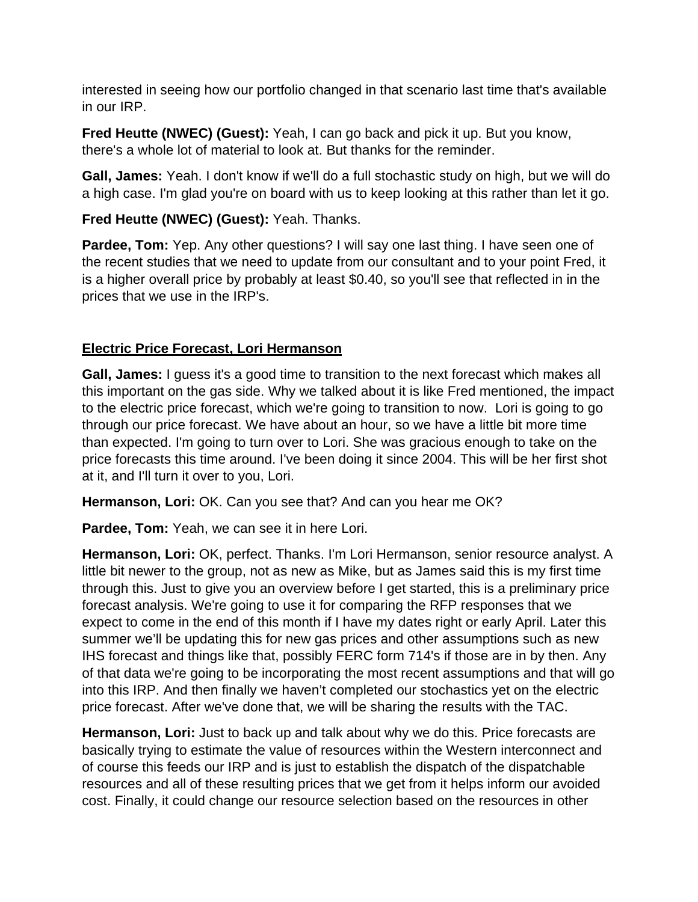interested in seeing how our portfolio changed in that scenario last time that's available in our IRP.

**Fred Heutte (NWEC) (Guest):** Yeah, I can go back and pick it up. But you know, there's a whole lot of material to look at. But thanks for the reminder.

**Gall, James:** Yeah. I don't know if we'll do a full stochastic study on high, but we will do a high case. I'm glad you're on board with us to keep looking at this rather than let it go.

**Fred Heutte (NWEC) (Guest):** Yeah. Thanks.

**Pardee, Tom:** Yep. Any other questions? I will say one last thing. I have seen one of the recent studies that we need to update from our consultant and to your point Fred, it is a higher overall price by probably at least $0.40, so you'll see that reflected in in the prices that we use in the IRP's.

**Electric Price Forecast, Lori Hermanson**

**Gall, James:** I guess it's a good time to transition to the next forecast which makes all this important on the gas side. Why we talked about it is like Fred mentioned, the impact to the electric price forecast, which we're going to transition to now. Lori is going to go through our price forecast. We have about an hour, so we have a little bit more time than expected. I'm going to turn over to Lori. She was gracious enough to take on the price forecasts this time around. I've been doing it since 2004. This will be her first shot at it, and I'll turn it over to you, Lori.

**Hermanson, Lori:** OK. Can you see that? And can you hear me OK?

**Pardee, Tom:** Yeah, we can see it in here Lori.

**Hermanson, Lori:** OK, perfect. Thanks. I'm Lori Hermanson, senior resource analyst. A little bit newer to the group, not as new as Mike, but as James said this is my first time through this. Just to give you an overview before I get started, this is a preliminary price forecast analysis. We're going to use it for comparing the RFP responses that we expect to come in the end of this month if I have my dates right or early April. Later this summer we'll be updating this for new gas prices and other assumptions such as new IHS forecast and things like that, possibly FERC form 714's if those are in by then. Any of that data we're going to be incorporating the most recent assumptions and that will go into this IRP. And then finally we haven't completed our stochastics yet on the electric price forecast. After we've done that, we will be sharing the results with the TAC.

**Hermanson, Lori:** Just to back up and talk about why we do this. Price forecasts are basically trying to estimate the value of resources within the Western interconnect and of course this feeds our IRP and is just to establish the dispatch of the dispatchable resources and all of these resulting prices that we get from it helps inform our avoided cost. Finally, it could change our resource selection based on the resources in other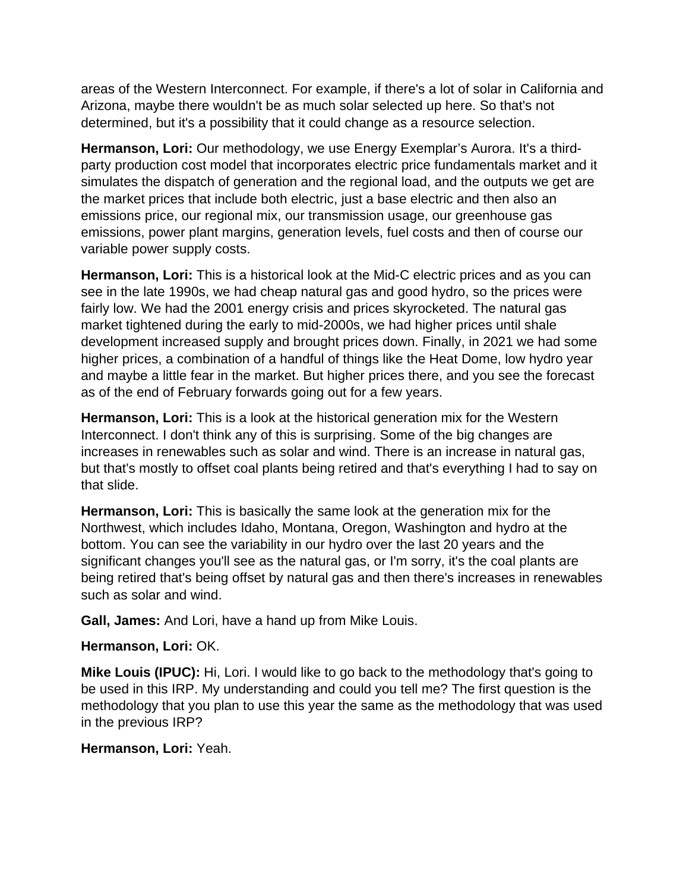areas of the Western Interconnect. For example, if there's a lot of solar in California and Arizona, maybe there wouldn't be as much solar selected up here. So that's not determined, but it's a possibility that it could change as a resource selection.

**Hermanson, Lori:** Our methodology, we use Energy Exemplar's Aurora. It's a third-party production cost model that incorporates electric price fundamentals market and it simulates the dispatch of generation and the regional load, and the outputs we get are the market prices that include both electric, just a base electric and then also an emissions price, our regional mix, our transmission usage, our greenhouse gas emissions, power plant margins, generation levels, fuel costs and then of course our variable power supply costs.

**Hermanson, Lori:** This is a historical look at the Mid-C electric prices and as you can see in the late 1990s, we had cheap natural gas and good hydro, so the prices were fairly low. We had the 2001 energy crisis and prices skyrocketed. The natural gas market tightened during the early to mid-2000s, we had higher prices until shale development increased supply and brought prices down. Finally, in 2021 we had some higher prices, a combination of a handful of things like the Heat Dome, low hydro year and maybe a little fear in the market. But higher prices there, and you see the forecast as of the end of February forwards going out for a few years.

**Hermanson, Lori:** This is a look at the historical generation mix for the Western Interconnect. I don't think any of this is surprising. Some of the big changes are increases in renewables such as solar and wind. There is an increase in natural gas, but that's mostly to offset coal plants being retired and that's everything I had to say on that slide.

**Hermanson, Lori:** This is basically the same look at the generation mix for the Northwest, which includes Idaho, Montana, Oregon, Washington and hydro at the bottom. You can see the variability in our hydro over the last 20 years and the significant changes you'll see as the natural gas, or I'm sorry, it's the coal plants are being retired that's being offset by natural gas and then there's increases in renewables such as solar and wind.

**Gall, James:** And Lori, have a hand up from Mike Louis.

**Hermanson, Lori:** OK.

**Mike Louis (IPUC):** Hi, Lori. I would like to go back to the methodology that's going to be used in this IRP. My understanding and could you tell me? The first question is the methodology that you plan to use this year the same as the methodology that was used in the previous IRP?

**Hermanson, Lori:** Yeah.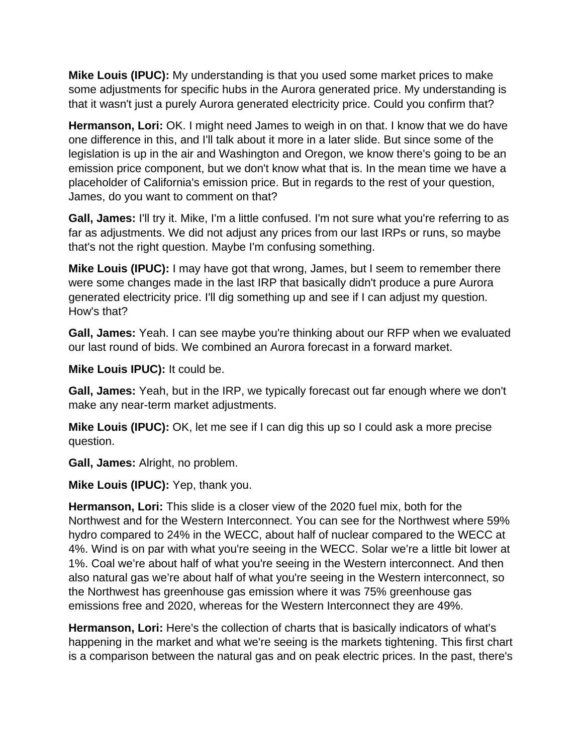**Mike Louis (IPUC):** My understanding is that you used some market prices to make some adjustments for specific hubs in the Aurora generated price. My understanding is that it wasn't just a purely Aurora generated electricity price. Could you confirm that?

**Hermanson, Lori:** OK. I might need James to weigh in on that. I know that we do have one difference in this, and I'll talk about it more in a later slide. But since some of the legislation is up in the air and Washington and Oregon, we know there's going to be an emission price component, but we don't know what that is. In the mean time we have a placeholder of California's emission price. But in regards to the rest of your question, James, do you want to comment on that?

**Gall, James:** I'll try it. Mike, I'm a little confused. I'm not sure what you're referring to as far as adjustments. We did not adjust any prices from our last IRPs or runs, so maybe that's not the right question. Maybe I'm confusing something.

**Mike Louis (IPUC):** I may have got that wrong, James, but I seem to remember there were some changes made in the last IRP that basically didn't produce a pure Aurora generated electricity price. I'll dig something up and see if I can adjust my question. How's that?

**Gall, James:** Yeah. I can see maybe you're thinking about our RFP when we evaluated our last round of bids. We combined an Aurora forecast in a forward market.

**Mike Louis IPUC):** It could be.

**Gall, James:** Yeah, but in the IRP, we typically forecast out far enough where we don't make any near-term market adjustments.

**Mike Louis (IPUC):** OK, let me see if I can dig this up so I could ask a more precise question.

**Gall, James:** Alright, no problem.

**Mike Louis (IPUC):** Yep, thank you.

**Hermanson, Lori:** This slide is a closer view of the 2020 fuel mix, both for the Northwest and for the Western Interconnect. You can see for the Northwest where 59% hydro compared to 24% in the WECC, about half of nuclear compared to the WECC at 4%. Wind is on par with what you're seeing in the WECC. Solar we're a little bit lower at 1%. Coal we're about half of what you're seeing in the Western interconnect. And then also natural gas we're about half of what you're seeing in the Western interconnect, so the Northwest has greenhouse gas emission where it was 75% greenhouse gas emissions free and 2020, whereas for the Western Interconnect they are 49%.

**Hermanson, Lori:** Here's the collection of charts that is basically indicators of what's happening in the market and what we're seeing is the markets tightening. This first chart is a comparison between the natural gas and on peak electric prices. In the past, there's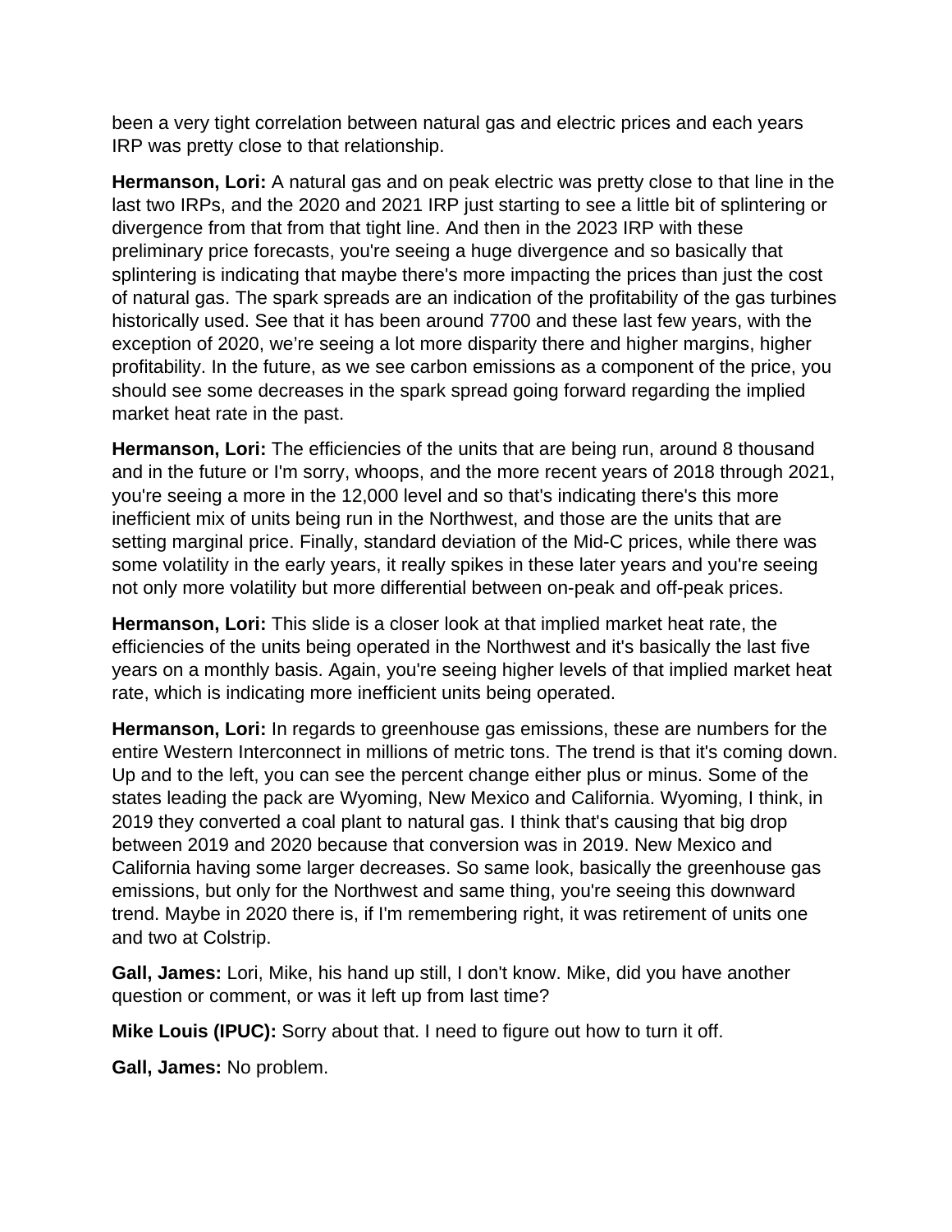been a very tight correlation between natural gas and electric prices and each years IRP was pretty close to that relationship.

**Hermanson, Lori:** A natural gas and on peak electric was pretty close to that line in the last two IRPs, and the 2020 and 2021 IRP just starting to see a little bit of splintering or divergence from that from that tight line. And then in the 2023 IRP with these preliminary price forecasts, you're seeing a huge divergence and so basically that splintering is indicating that maybe there's more impacting the prices than just the cost of natural gas. The spark spreads are an indication of the profitability of the gas turbines historically used. See that it has been around 7700 and these last few years, with the exception of 2020, we're seeing a lot more disparity there and higher margins, higher profitability. In the future, as we see carbon emissions as a component of the price, you should see some decreases in the spark spread going forward regarding the implied market heat rate in the past.

**Hermanson, Lori:** The efficiencies of the units that are being run, around 8 thousand and in the future or I'm sorry, whoops, and the more recent years of 2018 through 2021, you're seeing a more in the 12,000 level and so that's indicating there's this more inefficient mix of units being run in the Northwest, and those are the units that are setting marginal price. Finally, standard deviation of the Mid-C prices, while there was some volatility in the early years, it really spikes in these later years and you're seeing not only more volatility but more differential between on-peak and off-peak prices.

**Hermanson, Lori:** This slide is a closer look at that implied market heat rate, the efficiencies of the units being operated in the Northwest and it's basically the last five years on a monthly basis. Again, you're seeing higher levels of that implied market heat rate, which is indicating more inefficient units being operated.

**Hermanson, Lori:** In regards to greenhouse gas emissions, these are numbers for the entire Western Interconnect in millions of metric tons. The trend is that it's coming down. Up and to the left, you can see the percent change either plus or minus. Some of the states leading the pack are Wyoming, New Mexico and California. Wyoming, I think, in 2019 they converted a coal plant to natural gas. I think that's causing that big drop between 2019 and 2020 because that conversion was in 2019. New Mexico and California having some larger decreases. So same look, basically the greenhouse gas emissions, but only for the Northwest and same thing, you're seeing this downward trend. Maybe in 2020 there is, if I'm remembering right, it was retirement of units one and two at Colstrip.

**Gall, James:** Lori, Mike, his hand up still, I don't know. Mike, did you have another question or comment, or was it left up from last time?

**Mike Louis (IPUC):** Sorry about that. I need to figure out how to turn it off.

**Gall, James:** No problem.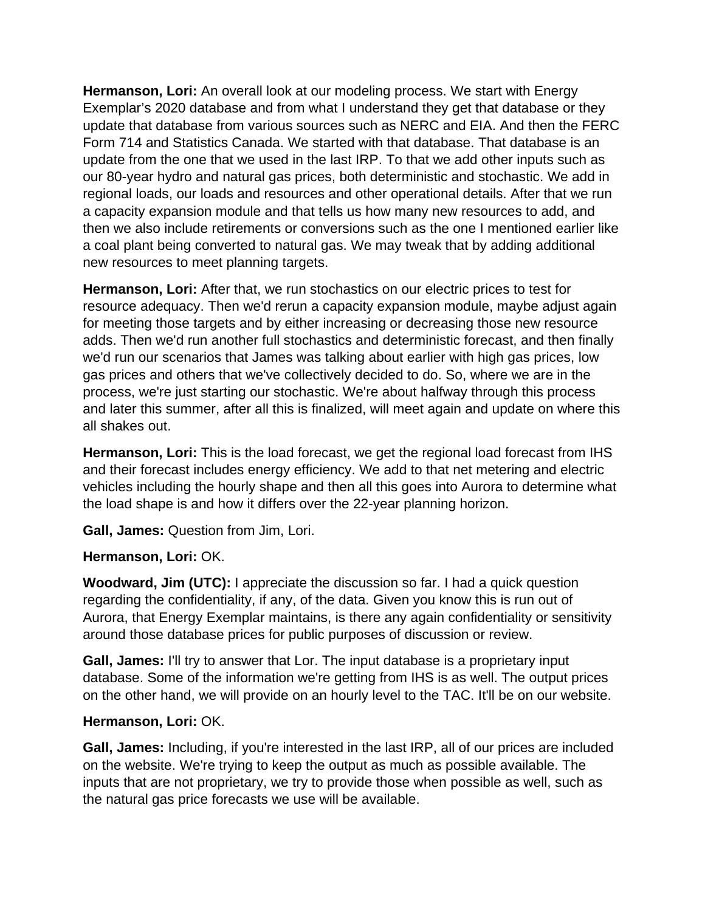**Hermanson, Lori:** An overall look at our modeling process. We start with Energy Exemplar's 2020 database and from what I understand they get that database or they update that database from various sources such as NERC and EIA. And then the FERC Form 714 and Statistics Canada. We started with that database. That database is an update from the one that we used in the last IRP. To that we add other inputs such as our 80-year hydro and natural gas prices, both deterministic and stochastic. We add in regional loads, our loads and resources and other operational details. After that we run a capacity expansion module and that tells us how many new resources to add, and then we also include retirements or conversions such as the one I mentioned earlier like a coal plant being converted to natural gas. We may tweak that by adding additional new resources to meet planning targets.

**Hermanson, Lori:** After that, we run stochastics on our electric prices to test for resource adequacy. Then we'd rerun a capacity expansion module, maybe adjust again for meeting those targets and by either increasing or decreasing those new resource adds. Then we'd run another full stochastics and deterministic forecast, and then finally we'd run our scenarios that James was talking about earlier with high gas prices, low gas prices and others that we've collectively decided to do. So, where we are in the process, we're just starting our stochastic. We're about halfway through this process and later this summer, after all this is finalized, will meet again and update on where this all shakes out.

**Hermanson, Lori:** This is the load forecast, we get the regional load forecast from IHS and their forecast includes energy efficiency. We add to that net metering and electric vehicles including the hourly shape and then all this goes into Aurora to determine what the load shape is and how it differs over the 22-year planning horizon.

**Gall, James:** Question from Jim, Lori.

**Hermanson, Lori:** OK.

**Woodward, Jim (UTC):** I appreciate the discussion so far. I had a quick question regarding the confidentiality, if any, of the data. Given you know this is run out of Aurora, that Energy Exemplar maintains, is there any again confidentiality or sensitivity around those database prices for public purposes of discussion or review.

**Gall, James:** I'll try to answer that Lor. The input database is a proprietary input database. Some of the information we're getting from IHS is as well. The output prices on the other hand, we will provide on an hourly level to the TAC. It'll be on our website.

**Hermanson, Lori:** OK.

**Gall, James:** Including, if you're interested in the last IRP, all of our prices are included on the website. We're trying to keep the output as much as possible available. The inputs that are not proprietary, we try to provide those when possible as well, such as the natural gas price forecasts we use will be available.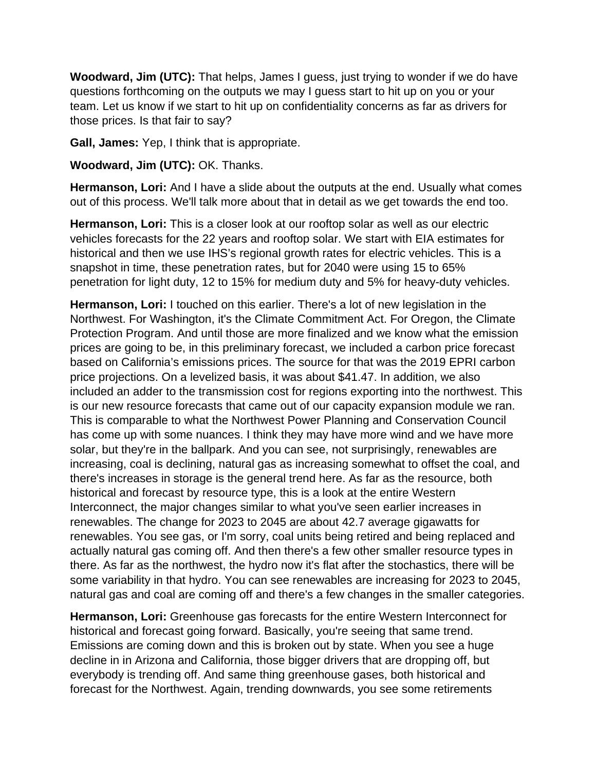**Woodward, Jim (UTC):** That helps, James I guess, just trying to wonder if we do have questions forthcoming on the outputs we may I guess start to hit up on you or your team. Let us know if we start to hit up on confidentiality concerns as far as drivers for those prices. Is that fair to say?

**Gall, James:** Yep, I think that is appropriate.

**Woodward, Jim (UTC):** OK. Thanks.

**Hermanson, Lori:** And I have a slide about the outputs at the end. Usually what comes out of this process. We'll talk more about that in detail as we get towards the end too.

**Hermanson, Lori:** This is a closer look at our rooftop solar as well as our electric vehicles forecasts for the 22 years and rooftop solar. We start with EIA estimates for historical and then we use IHS's regional growth rates for electric vehicles. This is a snapshot in time, these penetration rates, but for 2040 were using 15 to 65% penetration for light duty, 12 to 15% for medium duty and 5% for heavy-duty vehicles.

**Hermanson, Lori:** I touched on this earlier. There's a lot of new legislation in the Northwest. For Washington, it's the Climate Commitment Act. For Oregon, the Climate Protection Program. And until those are more finalized and we know what the emission prices are going to be, in this preliminary forecast, we included a carbon price forecast based on California's emissions prices. The source for that was the 2019 EPRI carbon price projections. On a levelized basis, it was about $41.47. In addition, we also included an adder to the transmission cost for regions exporting into the northwest. This is our new resource forecasts that came out of our capacity expansion module we ran. This is comparable to what the Northwest Power Planning and Conservation Council has come up with some nuances. I think they may have more wind and we have more solar, but they're in the ballpark. And you can see, not surprisingly, renewables are increasing, coal is declining, natural gas as increasing somewhat to offset the coal, and there's increases in storage is the general trend here. As far as the resource, both historical and forecast by resource type, this is a look at the entire Western Interconnect, the major changes similar to what you've seen earlier increases in renewables. The change for 2023 to 2045 are about 42.7 average gigawatts for renewables. You see gas, or I'm sorry, coal units being retired and being replaced and actually natural gas coming off. And then there's a few other smaller resource types in there. As far as the northwest, the hydro now it's flat after the stochastics, there will be some variability in that hydro. You can see renewables are increasing for 2023 to 2045, natural gas and coal are coming off and there's a few changes in the smaller categories.

**Hermanson, Lori:** Greenhouse gas forecasts for the entire Western Interconnect for historical and forecast going forward. Basically, you're seeing that same trend. Emissions are coming down and this is broken out by state. When you see a huge decline in in Arizona and California, those bigger drivers that are dropping off, but everybody is trending off. And same thing greenhouse gases, both historical and forecast for the Northwest. Again, trending downwards, you see some retirements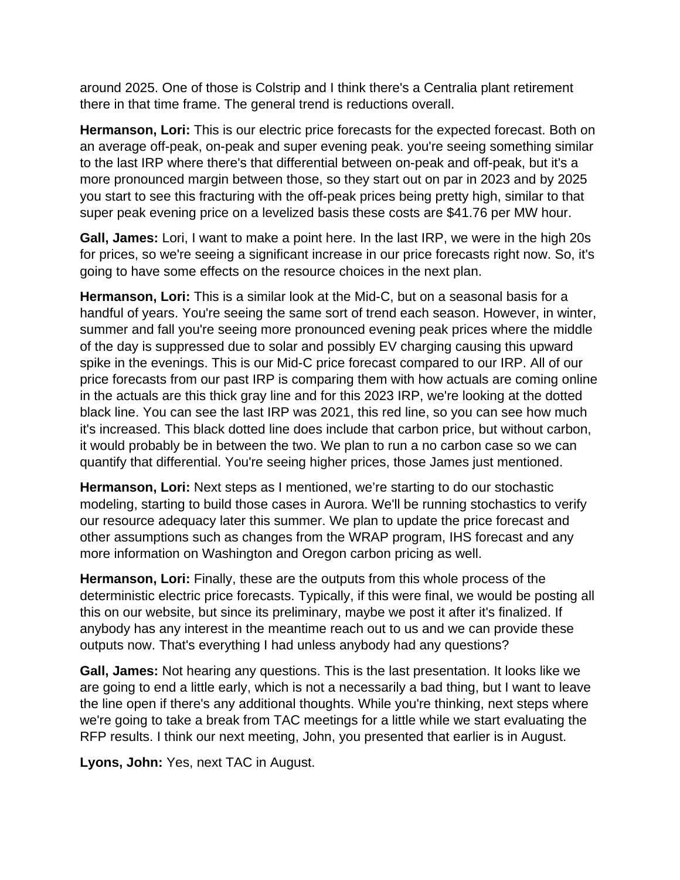around 2025. One of those is Colstrip and I think there's a Centralia plant retirement there in that time frame. The general trend is reductions overall.

**Hermanson, Lori:** This is our electric price forecasts for the expected forecast. Both on an average off-peak, on-peak and super evening peak. you're seeing something similar to the last IRP where there's that differential between on-peak and off-peak, but it's a more pronounced margin between those, so they start out on par in 2023 and by 2025 you start to see this fracturing with the off-peak prices being pretty high, similar to that super peak evening price on a levelized basis these costs are $41.76 per MW hour.

**Gall, James:** Lori, I want to make a point here. In the last IRP, we were in the high 20s for prices, so we're seeing a significant increase in our price forecasts right now. So, it's going to have some effects on the resource choices in the next plan.

**Hermanson, Lori:** This is a similar look at the Mid-C, but on a seasonal basis for a handful of years. You're seeing the same sort of trend each season. However, in winter, summer and fall you're seeing more pronounced evening peak prices where the middle of the day is suppressed due to solar and possibly EV charging causing this upward spike in the evenings. This is our Mid-C price forecast compared to our IRP. All of our price forecasts from our past IRP is comparing them with how actuals are coming online in the actuals are this thick gray line and for this 2023 IRP, we're looking at the dotted black line. You can see the last IRP was 2021, this red line, so you can see how much it's increased. This black dotted line does include that carbon price, but without carbon, it would probably be in between the two. We plan to run a no carbon case so we can quantify that differential. You're seeing higher prices, those James just mentioned.

**Hermanson, Lori:** Next steps as I mentioned, we're starting to do our stochastic modeling, starting to build those cases in Aurora. We'll be running stochastics to verify our resource adequacy later this summer. We plan to update the price forecast and other assumptions such as changes from the WRAP program, IHS forecast and any more information on Washington and Oregon carbon pricing as well.

**Hermanson, Lori:** Finally, these are the outputs from this whole process of the deterministic electric price forecasts. Typically, if this were final, we would be posting all this on our website, but since its preliminary, maybe we post it after it's finalized. If anybody has any interest in the meantime reach out to us and we can provide these outputs now. That's everything I had unless anybody had any questions?

**Gall, James:** Not hearing any questions. This is the last presentation. It looks like we are going to end a little early, which is not a necessarily a bad thing, but I want to leave the line open if there's any additional thoughts. While you're thinking, next steps where we're going to take a break from TAC meetings for a little while we start evaluating the RFP results. I think our next meeting, John, you presented that earlier is in August.

**Lyons, John:** Yes, next TAC in August.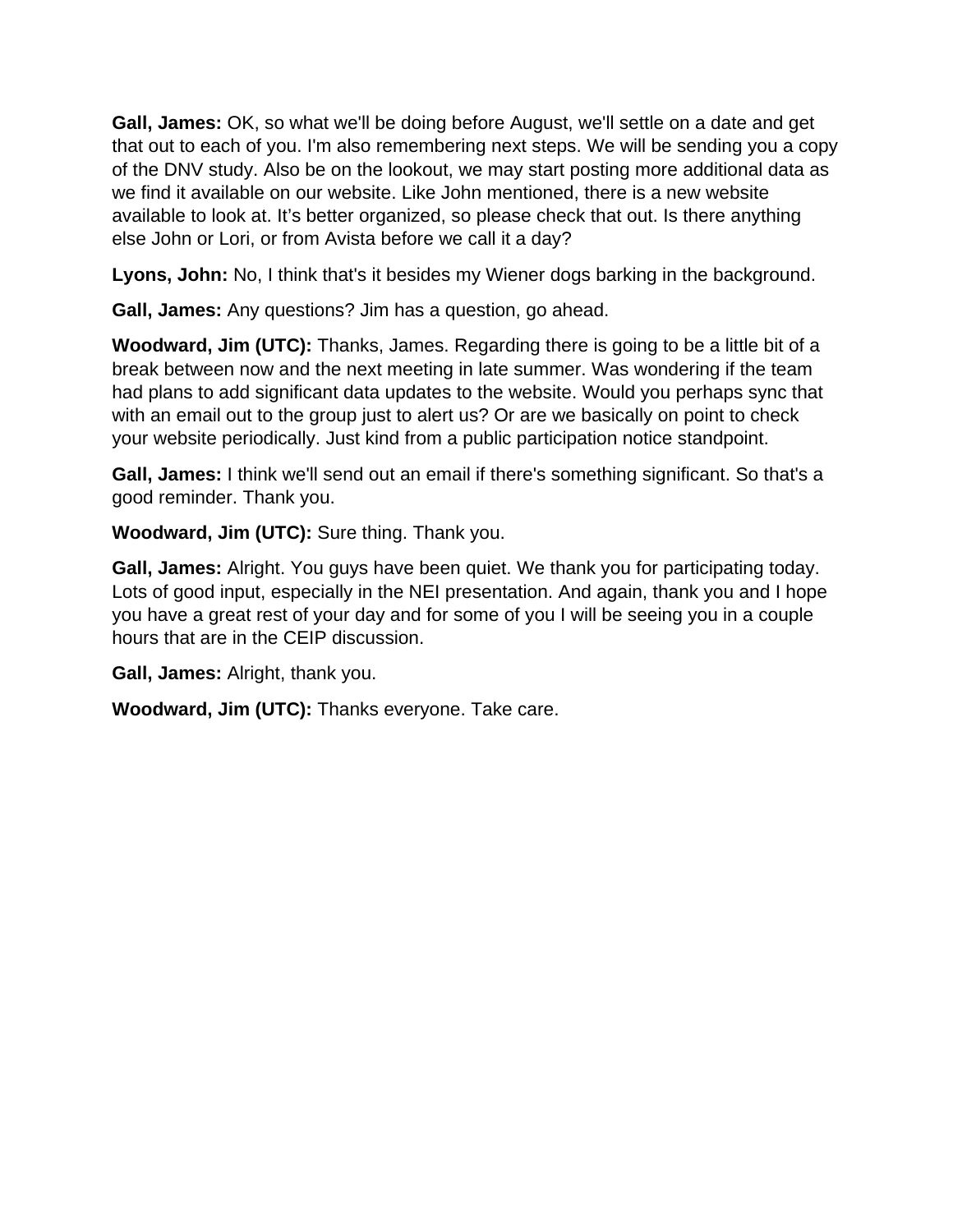**Gall, James:** OK, so what we'll be doing before August, we'll settle on a date and get that out to each of you. I'm also remembering next steps. We will be sending you a copy of the DNV study. Also be on the lookout, we may start posting more additional data as we find it available on our website. Like John mentioned, there is a new website available to look at. It's better organized, so please check that out. Is there anything else John or Lori, or from Avista before we call it a day?

**Lyons, John:** No, I think that's it besides my Wiener dogs barking in the background.

**Gall, James:** Any questions? Jim has a question, go ahead.

**Woodward, Jim (UTC):** Thanks, James. Regarding there is going to be a little bit of a break between now and the next meeting in late summer. Was wondering if the team had plans to add significant data updates to the website. Would you perhaps sync that with an email out to the group just to alert us? Or are we basically on point to check your website periodically. Just kind from a public participation notice standpoint.

**Gall, James:** I think we'll send out an email if there's something significant. So that's a good reminder. Thank you.

**Woodward, Jim (UTC):** Sure thing. Thank you.

**Gall, James:** Alright. You guys have been quiet. We thank you for participating today. Lots of good input, especially in the NEI presentation. And again, thank you and I hope you have a great rest of your day and for some of you I will be seeing you in a couple hours that are in the CEIP discussion.

**Gall, James:** Alright, thank you.

**Woodward, Jim (UTC):** Thanks everyone. Take care.